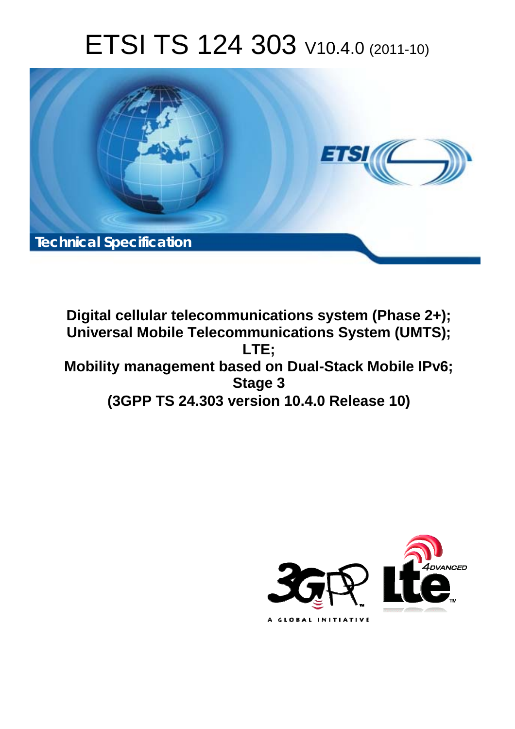# ETSI TS 124 303 V10.4.0 (2011-10)

**Technical Specification**

**Digital cellular telecommunications system (Phase 2+);**
**Universal Mobile Telecommunications System (UMTS);**
**LTE;**
**Mobility management based on Dual-Stack Mobile IPv6;**
**Stage 3**
**(3GPP TS 24.303 version 10.4.0 Release 10)**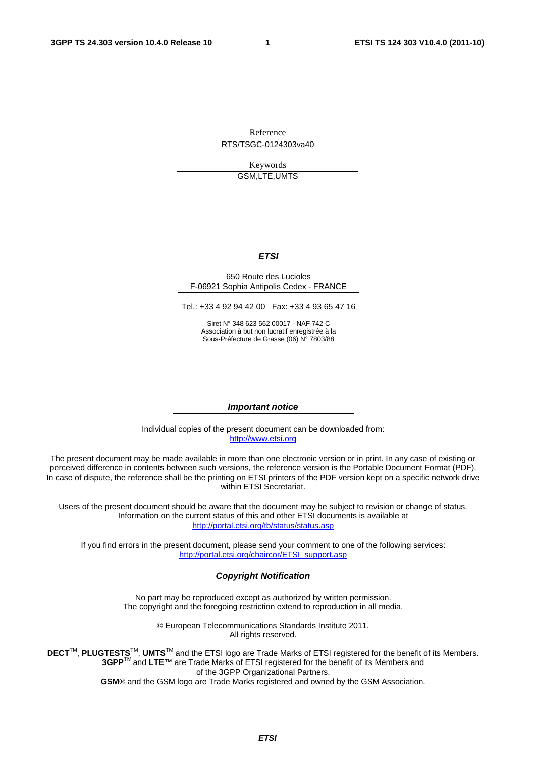Reference

RTS/TSGC-0124303va40

Keywords

GSM,LTE,UMTS

***ETSI***

650 Route des Lucioles
F-06921 Sophia Antipolis Cedex - FRANCE

Tel.: +33 4 92 94 42 00 Fax: +33 4 93 65 47 16

Siret N° 348 623 562 00017 - NAF 742 C
Association à but non lucratif enregistrée à la
Sous-Préfecture de Grasse (06) N° 7803/88

***Important notice***

Individual copies of the present document can be downloaded from:
http://www.etsi.org

The present document may be made available in more than one electronic version or in print. In any case of existing or perceived difference in contents between such versions, the reference version is the Portable Document Format (PDF). In case of dispute, the reference shall be the printing on ETSI printers of the PDF version kept on a specific network drive within ETSI Secretariat.

Users of the present document should be aware that the document may be subject to revision or change of status. Information on the current status of this and other ETSI documents is available at
http://portal.etsi.org/tb/status/status.asp

If you find errors in the present document, please send your comment to one of the following services:
http://portal.etsi.org/chaircor/ETSI_support.asp

***Copyright Notification***

No part may be reproduced except as authorized by written permission.
The copyright and the foregoing restriction extend to reproduction in all media.

© European Telecommunications Standards Institute 2011.
All rights reserved.

**DECT**™, **PLUGTESTS**™, **UMTS**™ and the ETSI logo are Trade Marks of ETSI registered for the benefit of its Members.
**3GPP**™ and **LTE**™ are Trade Marks of ETSI registered for the benefit of its Members and of the 3GPP Organizational Partners.
**GSM**® and the GSM logo are Trade Marks registered and owned by the GSM Association.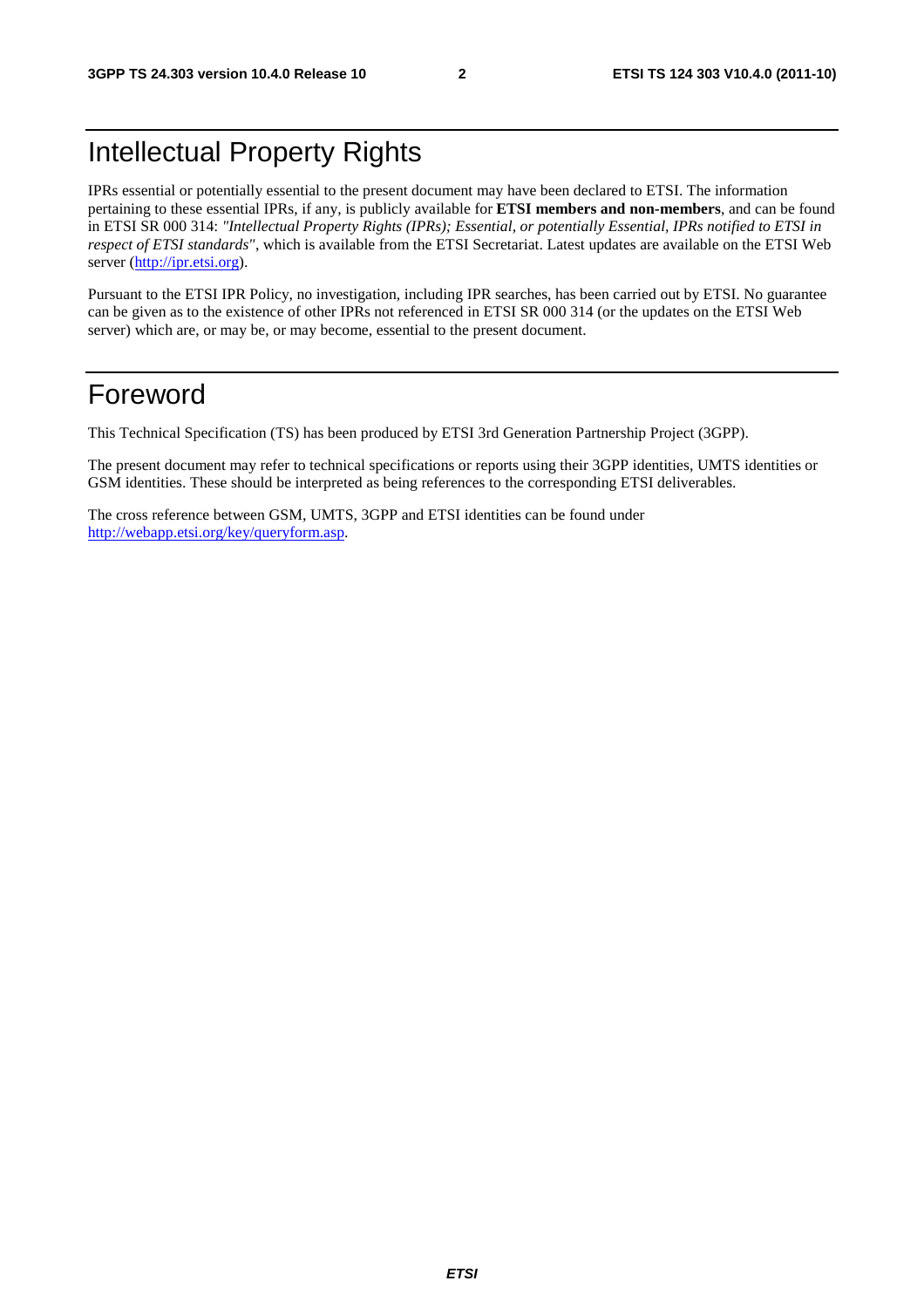# Intellectual Property Rights

IPRs essential or potentially essential to the present document may have been declared to ETSI. The information pertaining to these essential IPRs, if any, is publicly available for **ETSI members and non-members**, and can be found in ETSI SR 000 314: *"Intellectual Property Rights (IPRs); Essential, or potentially Essential, IPRs notified to ETSI in respect of ETSI standards"*, which is available from the ETSI Secretariat. Latest updates are available on the ETSI Web server (http://ipr.etsi.org).

Pursuant to the ETSI IPR Policy, no investigation, including IPR searches, has been carried out by ETSI. No guarantee can be given as to the existence of other IPRs not referenced in ETSI SR 000 314 (or the updates on the ETSI Web server) which are, or may be, or may become, essential to the present document.

# Foreword

This Technical Specification (TS) has been produced by ETSI 3rd Generation Partnership Project (3GPP).

The present document may refer to technical specifications or reports using their 3GPP identities, UMTS identities or GSM identities. These should be interpreted as being references to the corresponding ETSI deliverables.

The cross reference between GSM, UMTS, 3GPP and ETSI identities can be found under http://webapp.etsi.org/key/queryform.asp.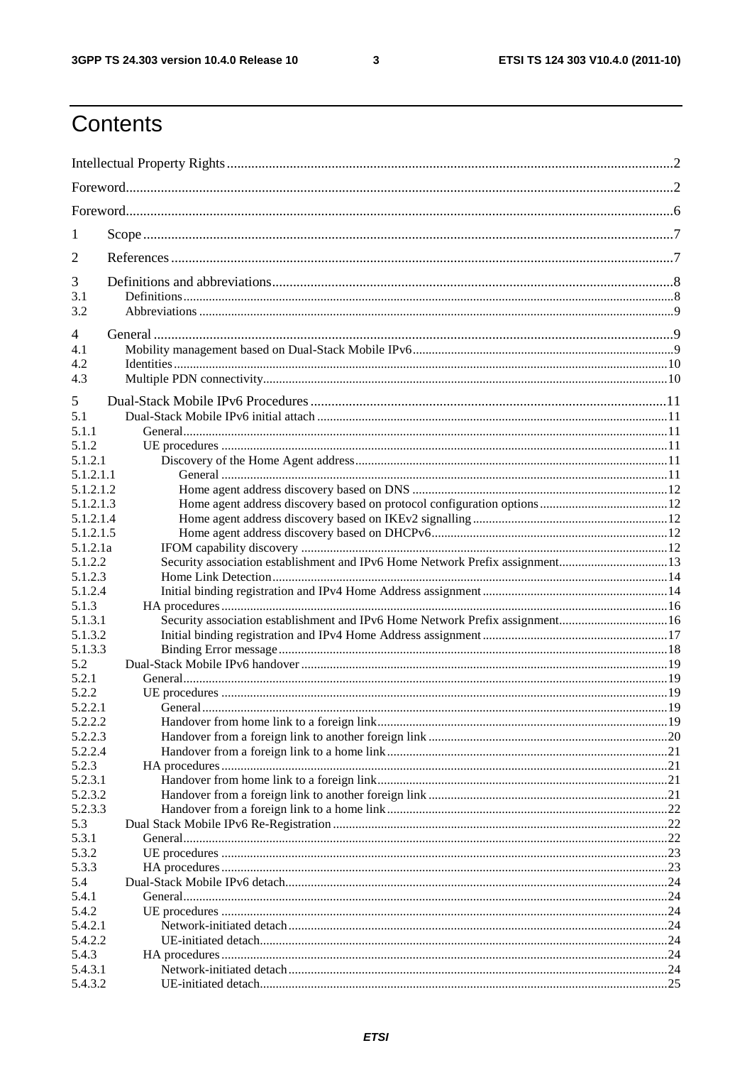# Contents

Intellectual Property Rights ....2

Foreword ....2

Foreword ....6

1 Scope ....7

2 References ....7

3 Definitions and abbreviations ....8
3.1 Definitions ....8
3.2 Abbreviations ....9

4 General ....9
4.1 Mobility management based on Dual-Stack Mobile IPv6 ....9
4.2 Identities ....10
4.3 Multiple PDN connectivity ....10

5 Dual-Stack Mobile IPv6 Procedures ....11
5.1 Dual-Stack Mobile IPv6 initial attach ....11
5.1.1 General ....11
5.1.2 UE procedures ....11
5.1.2.1 Discovery of the Home Agent address ....11
5.1.2.1.1 General ....11
5.1.2.1.2 Home agent address discovery based on DNS ....12
5.1.2.1.3 Home agent address discovery based on protocol configuration options ....12
5.1.2.1.4 Home agent address discovery based on IKEv2 signalling ....12
5.1.2.1.5 Home agent address discovery based on DHCPv6 ....12
5.1.2.1a IFOM capability discovery ....12
5.1.2.2 Security association establishment and IPv6 Home Network Prefix assignment ....13
5.1.2.3 Home Link Detection ....14
5.1.2.4 Initial binding registration and IPv4 Home Address assignment ....14
5.1.3 HA procedures ....16
5.1.3.1 Security association establishment and IPv6 Home Network Prefix assignment ....16
5.1.3.2 Initial binding registration and IPv4 Home Address assignment ....17
5.1.3.3 Binding Error message ....18
5.2 Dual-Stack Mobile IPv6 handover ....19
5.2.1 General ....19
5.2.2 UE procedures ....19
5.2.2.1 General ....19
5.2.2.2 Handover from home link to a foreign link ....19
5.2.2.3 Handover from a foreign link to another foreign link ....20
5.2.2.4 Handover from a foreign link to a home link ....21
5.2.3 HA procedures ....21
5.2.3.1 Handover from home link to a foreign link ....21
5.2.3.2 Handover from a foreign link to another foreign link ....21
5.2.3.3 Handover from a foreign link to a home link ....22
5.3 Dual Stack Mobile IPv6 Re-Registration ....22
5.3.1 General ....22
5.3.2 UE procedures ....23
5.3.3 HA procedures ....23
5.4 Dual-Stack Mobile IPv6 detach ....24
5.4.1 General ....24
5.4.2 UE procedures ....24
5.4.2.1 Network-initiated detach ....24
5.4.2.2 UE-initiated detach ....24
5.4.3 HA procedures ....24
5.4.3.1 Network-initiated detach ....24
5.4.3.2 UE-initiated detach ....25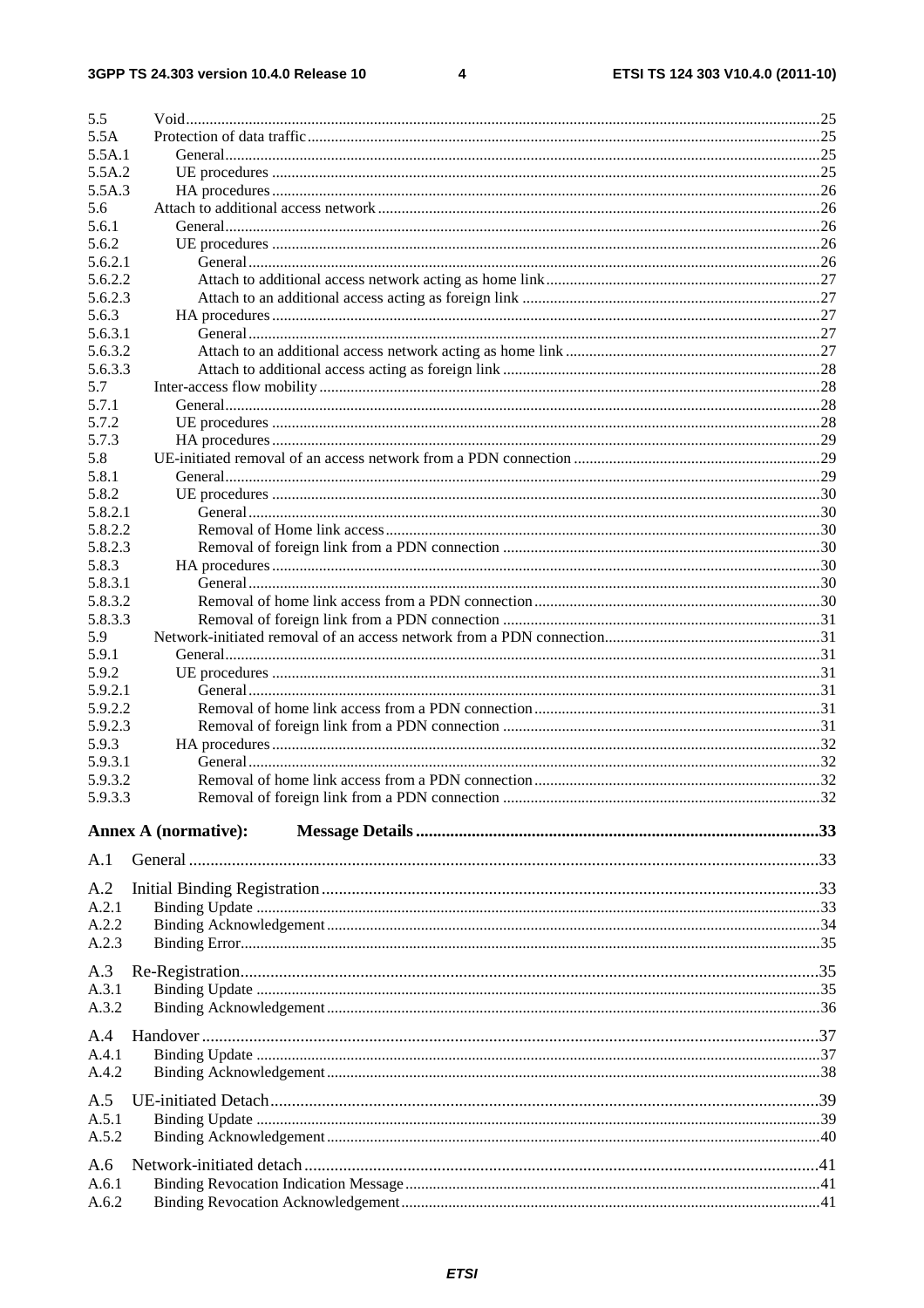5.5 Void ........................................................ 25
5.5A Protection of data traffic ........................................................ 25
5.5A.1 General ........................................................ 25
5.5A.2 UE procedures ........................................................ 25
5.5A.3 HA procedures ........................................................ 26
5.6 Attach to additional access network ........................................................ 26
5.6.1 General ........................................................ 26
5.6.2 UE procedures ........................................................ 26
5.6.2.1 General ........................................................ 26
5.6.2.2 Attach to additional access network acting as home link ........................................................ 27
5.6.2.3 Attach to an additional access acting as foreign link ........................................................ 27
5.6.3 HA procedures ........................................................ 27
5.6.3.1 General ........................................................ 27
5.6.3.2 Attach to an additional access network acting as home link ........................................................ 27
5.6.3.3 Attach to additional access acting as foreign link ........................................................ 28
5.7 Inter-access flow mobility ........................................................ 28
5.7.1 General ........................................................ 28
5.7.2 UE procedures ........................................................ 28
5.7.3 HA procedures ........................................................ 29
5.8 UE-initiated removal of an access network from a PDN connection ........................................................ 29
5.8.1 General ........................................................ 29
5.8.2 UE procedures ........................................................ 30
5.8.2.1 General ........................................................ 30
5.8.2.2 Removal of Home link access ........................................................ 30
5.8.2.3 Removal of foreign link from a PDN connection ........................................................ 30
5.8.3 HA procedures ........................................................ 30
5.8.3.1 General ........................................................ 30
5.8.3.2 Removal of home link access from a PDN connection ........................................................ 30
5.8.3.3 Removal of foreign link from a PDN connection ........................................................ 31
5.9 Network-initiated removal of an access network from a PDN connection ........................................................ 31
5.9.1 General ........................................................ 31
5.9.2 UE procedures ........................................................ 31
5.9.2.1 General ........................................................ 31
5.9.2.2 Removal of home link access from a PDN connection ........................................................ 31
5.9.2.3 Removal of foreign link from a PDN connection ........................................................ 31
5.9.3 HA procedures ........................................................ 32
5.9.3.1 General ........................................................ 32
5.9.3.2 Removal of home link access from a PDN connection ........................................................ 32
5.9.3.3 Removal of foreign link from a PDN connection ........................................................ 32

**Annex A (normative): Message Details ........................................................ 33**

A.1 General ........................................................ 33

A.2 Initial Binding Registration ........................................................ 33
A.2.1 Binding Update ........................................................ 33
A.2.2 Binding Acknowledgement ........................................................ 34
A.2.3 Binding Error ........................................................ 35

A.3 Re-Registration ........................................................ 35
A.3.1 Binding Update ........................................................ 35
A.3.2 Binding Acknowledgement ........................................................ 36

A.4 Handover ........................................................ 37
A.4.1 Binding Update ........................................................ 37
A.4.2 Binding Acknowledgement ........................................................ 38

A.5 UE-initiated Detach ........................................................ 39
A.5.1 Binding Update ........................................................ 39
A.5.2 Binding Acknowledgement ........................................................ 40

A.6 Network-initiated detach ........................................................ 41
A.6.1 Binding Revocation Indication Message ........................................................ 41
A.6.2 Binding Revocation Acknowledgement ........................................................ 41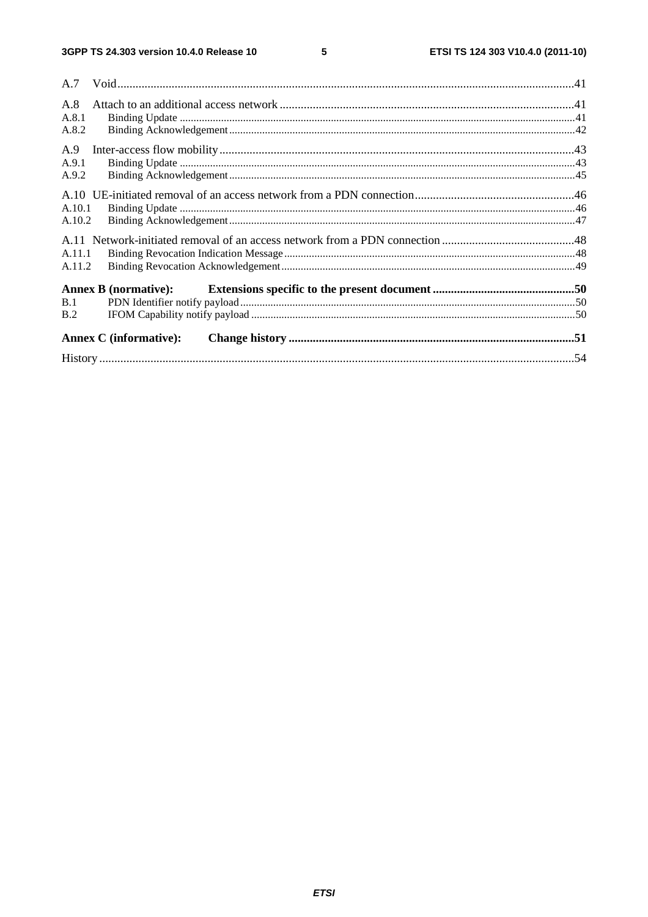A.7 Void .......................................................................................................................................................41

A.8 Attach to an additional access network .................................................................................................41

A.8.1 Binding Update ...........................................................................................................................................41

A.8.2 Binding Acknowledgement ..........................................................................................................................42

A.9 Inter-access flow mobility .......................................................................................................................43

A.9.1 Binding Update ...........................................................................................................................................43

A.9.2 Binding Acknowledgement ..........................................................................................................................45

A.10 UE-initiated removal of an access network from a PDN connection .....................................................46

A.10.1 Binding Update ...........................................................................................................................................46

A.10.2 Binding Acknowledgement ..........................................................................................................................47

A.11 Network-initiated removal of an access network from a PDN connection ............................................48

A.11.1 Binding Revocation Indication Message .....................................................................................................48

A.11.2 Binding Revocation Acknowledgement .......................................................................................................49

**Annex B (normative): Extensions specific to the present document ..............................................50**

B.1 PDN Identifier notify payload .......................................................................................................................50

B.2 IFOM Capability notify payload ...................................................................................................................50

**Annex C (informative): Change history ..............................................................................................51**

History ..........................................................................................................................................................54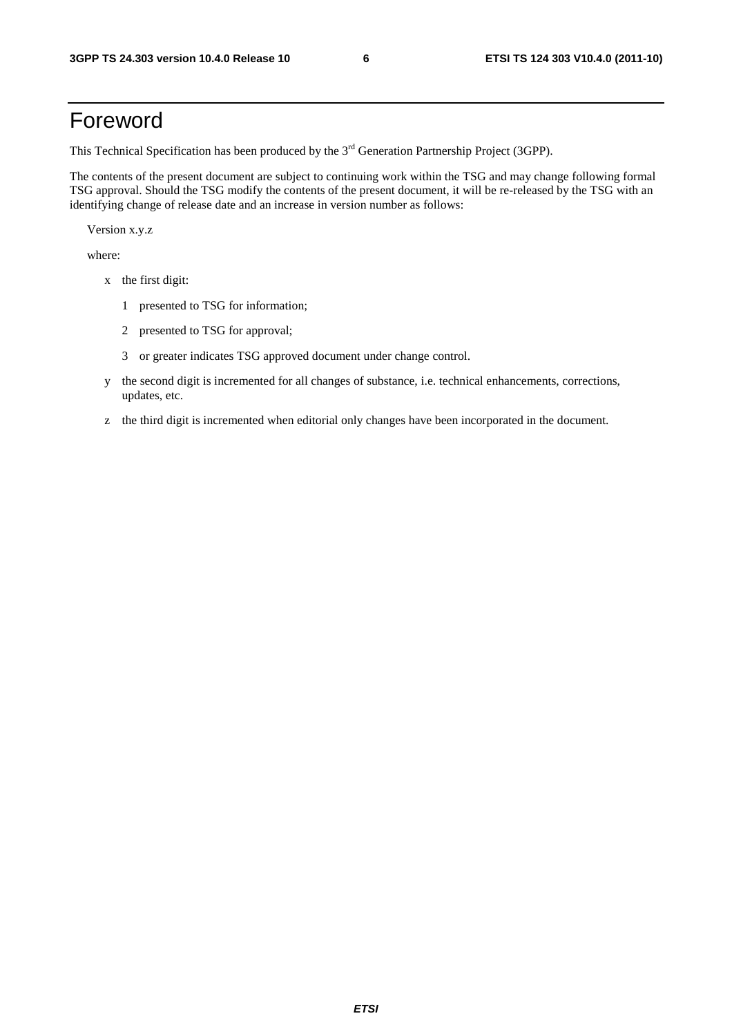# Foreword

This Technical Specification has been produced by the 3rd Generation Partnership Project (3GPP).

The contents of the present document are subject to continuing work within the TSG and may change following formal TSG approval. Should the TSG modify the contents of the present document, it will be re-released by the TSG with an identifying change of release date and an increase in version number as follows:

Version x.y.z

where:

- x the first digit:
  - 1 presented to TSG for information;
  - 2 presented to TSG for approval;
  - 3 or greater indicates TSG approved document under change control.
- y the second digit is incremented for all changes of substance, i.e. technical enhancements, corrections, updates, etc.
- z the third digit is incremented when editorial only changes have been incorporated in the document.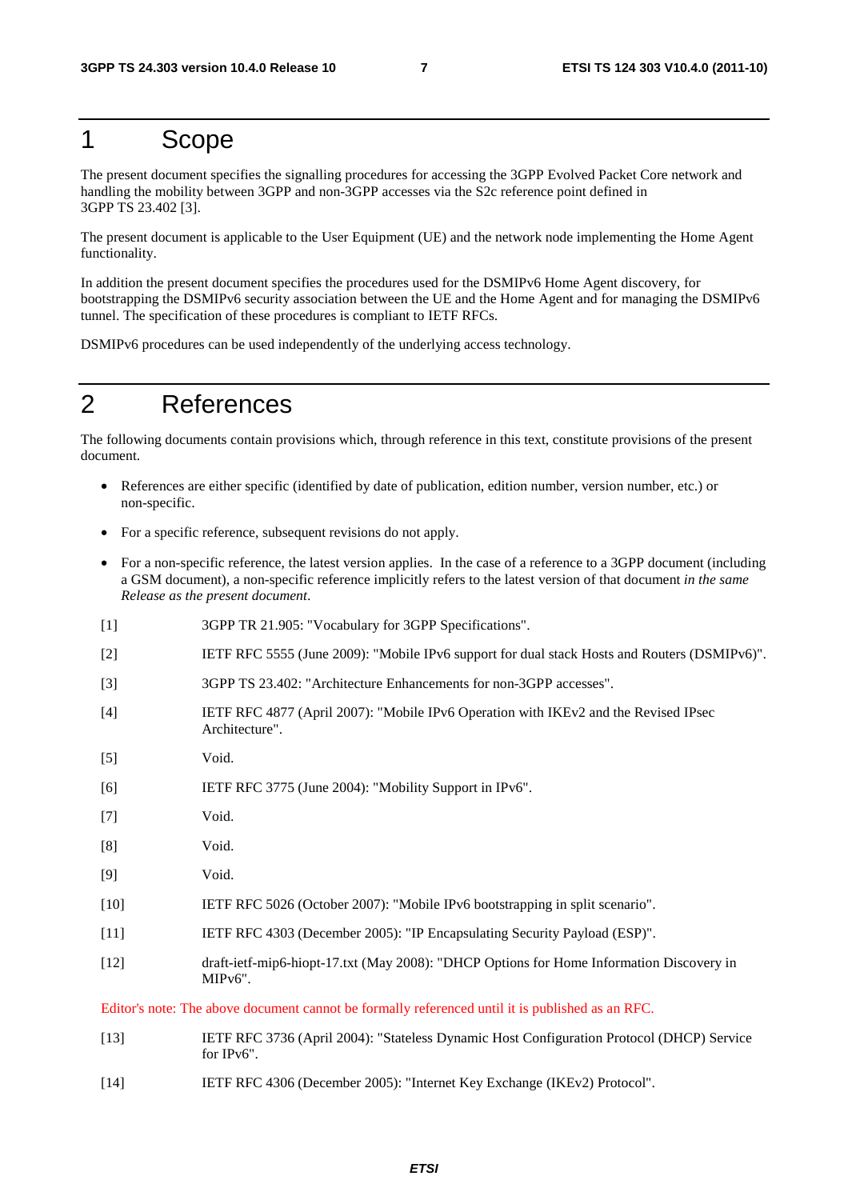# 1 Scope

The present document specifies the signalling procedures for accessing the 3GPP Evolved Packet Core network and handling the mobility between 3GPP and non-3GPP accesses via the S2c reference point defined in 3GPP TS 23.402 [3].

The present document is applicable to the User Equipment (UE) and the network node implementing the Home Agent functionality.

In addition the present document specifies the procedures used for the DSMIPv6 Home Agent discovery, for bootstrapping the DSMIPv6 security association between the UE and the Home Agent and for managing the DSMIPv6 tunnel. The specification of these procedures is compliant to IETF RFCs.

DSMIPv6 procedures can be used independently of the underlying access technology.

# 2 References

The following documents contain provisions which, through reference in this text, constitute provisions of the present document.

- References are either specific (identified by date of publication, edition number, version number, etc.) or non-specific.
- For a specific reference, subsequent revisions do not apply.
- For a non-specific reference, the latest version applies. In the case of a reference to a 3GPP document (including a GSM document), a non-specific reference implicitly refers to the latest version of that document *in the same Release as the present document*.

[1] 3GPP TR 21.905: "Vocabulary for 3GPP Specifications".

[2] IETF RFC 5555 (June 2009): "Mobile IPv6 support for dual stack Hosts and Routers (DSMIPv6)".

[3] 3GPP TS 23.402: "Architecture Enhancements for non-3GPP accesses".

[4] IETF RFC 4877 (April 2007): "Mobile IPv6 Operation with IKEv2 and the Revised IPsec Architecture".

[5] Void.

[6] IETF RFC 3775 (June 2004): "Mobility Support in IPv6".

[7] Void.

[8] Void.

[9] Void.

[10] IETF RFC 5026 (October 2007): "Mobile IPv6 bootstrapping in split scenario".

[11] IETF RFC 4303 (December 2005): "IP Encapsulating Security Payload (ESP)".

[12] draft-ietf-mip6-hiopt-17.txt (May 2008): "DHCP Options for Home Information Discovery in MIPv6".

Editor's note: The above document cannot be formally referenced until it is published as an RFC.

[13] IETF RFC 3736 (April 2004): "Stateless Dynamic Host Configuration Protocol (DHCP) Service for IPv6".

[14] IETF RFC 4306 (December 2005): "Internet Key Exchange (IKEv2) Protocol".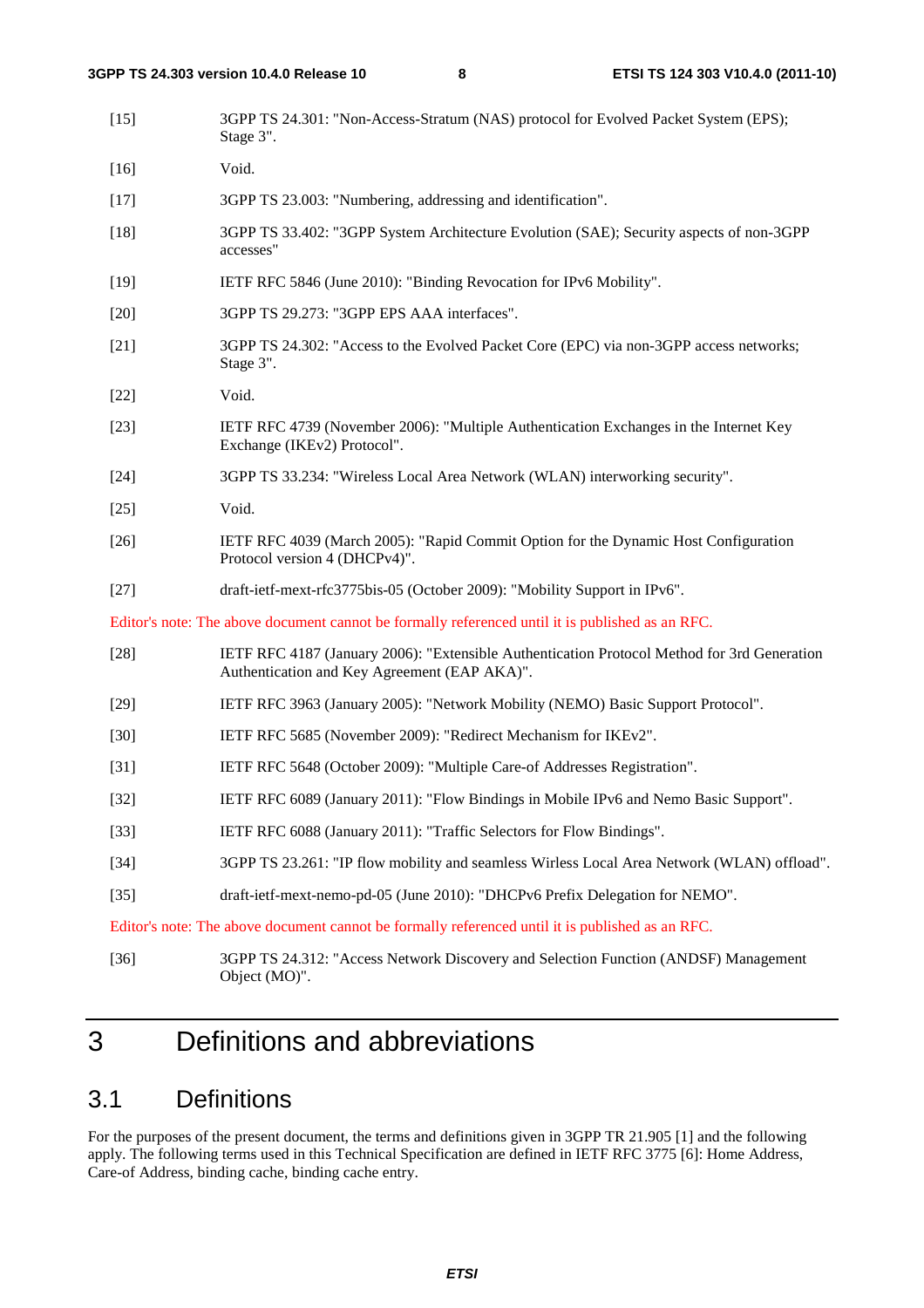[15] 3GPP TS 24.301: "Non-Access-Stratum (NAS) protocol for Evolved Packet System (EPS); Stage 3".

[16] Void.

[17] 3GPP TS 23.003: "Numbering, addressing and identification".

[18] 3GPP TS 33.402: "3GPP System Architecture Evolution (SAE); Security aspects of non-3GPP accesses"

[19] IETF RFC 5846 (June 2010): "Binding Revocation for IPv6 Mobility".

[20] 3GPP TS 29.273: "3GPP EPS AAA interfaces".

[21] 3GPP TS 24.302: "Access to the Evolved Packet Core (EPC) via non-3GPP access networks; Stage 3".

[22] Void.

[23] IETF RFC 4739 (November 2006): "Multiple Authentication Exchanges in the Internet Key Exchange (IKEv2) Protocol".

[24] 3GPP TS 33.234: "Wireless Local Area Network (WLAN) interworking security".

[25] Void.

[26] IETF RFC 4039 (March 2005): "Rapid Commit Option for the Dynamic Host Configuration Protocol version 4 (DHCPv4)".

[27] draft-ietf-mext-rfc3775bis-05 (October 2009): "Mobility Support in IPv6".

Editor's note: The above document cannot be formally referenced until it is published as an RFC.

[28] IETF RFC 4187 (January 2006): "Extensible Authentication Protocol Method for 3rd Generation Authentication and Key Agreement (EAP AKA)".

[29] IETF RFC 3963 (January 2005): "Network Mobility (NEMO) Basic Support Protocol".

[30] IETF RFC 5685 (November 2009): "Redirect Mechanism for IKEv2".

[31] IETF RFC 5648 (October 2009): "Multiple Care-of Addresses Registration".

[32] IETF RFC 6089 (January 2011): "Flow Bindings in Mobile IPv6 and Nemo Basic Support".

[33] IETF RFC 6088 (January 2011): "Traffic Selectors for Flow Bindings".

[34] 3GPP TS 23.261: "IP flow mobility and seamless Wirless Local Area Network (WLAN) offload".

[35] draft-ietf-mext-nemo-pd-05 (June 2010): "DHCPv6 Prefix Delegation for NEMO".

Editor's note: The above document cannot be formally referenced until it is published as an RFC.

[36] 3GPP TS 24.312: "Access Network Discovery and Selection Function (ANDSF) Management Object (MO)".

# 3 Definitions and abbreviations

## 3.1 Definitions

For the purposes of the present document, the terms and definitions given in 3GPP TR 21.905 [1] and the following apply. The following terms used in this Technical Specification are defined in IETF RFC 3775 [6]: Home Address, Care-of Address, binding cache, binding cache entry.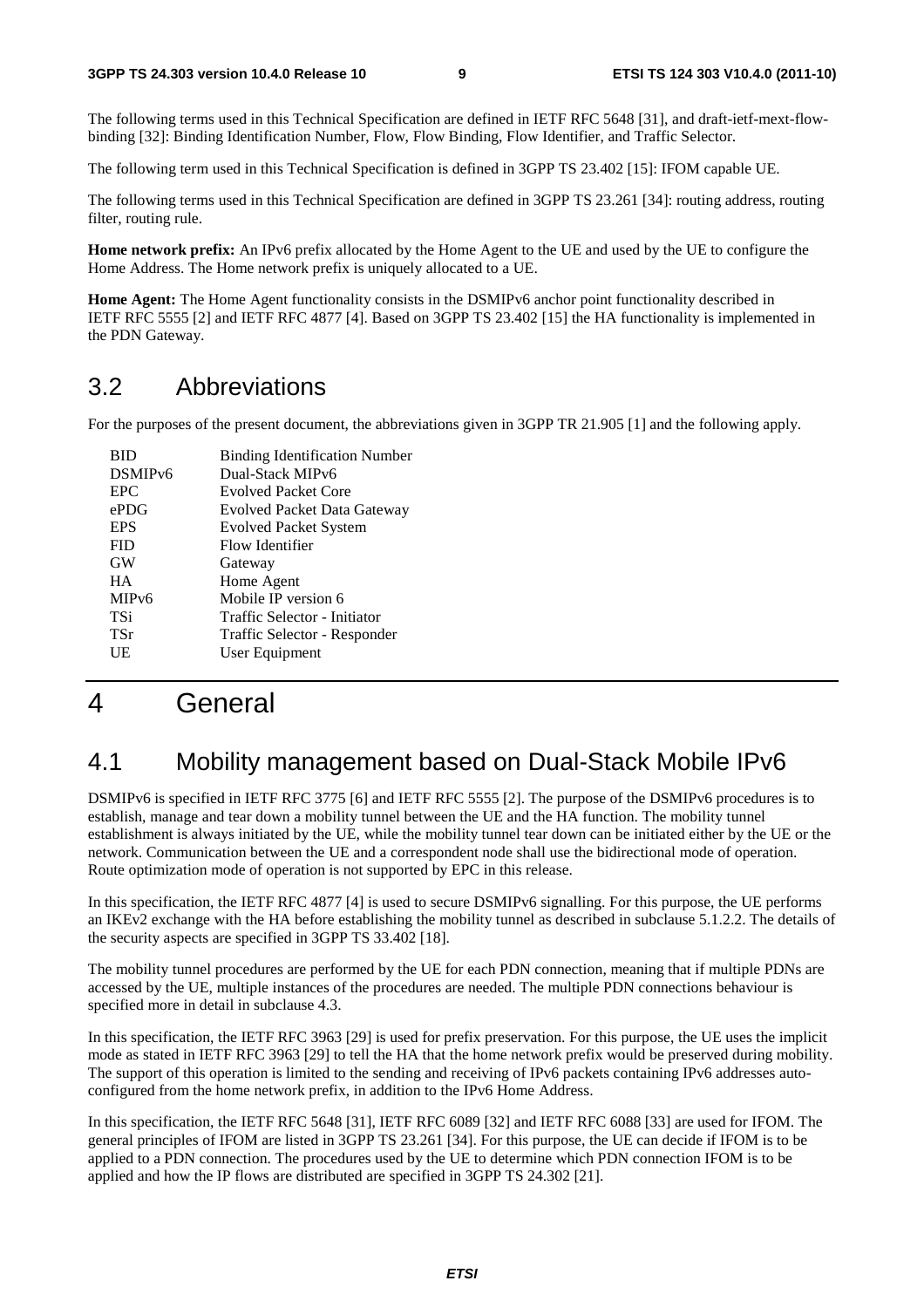The following terms used in this Technical Specification are defined in IETF RFC 5648 [31], and draft-ietf-mext-flow-binding [32]: Binding Identification Number, Flow, Flow Binding, Flow Identifier, and Traffic Selector.

The following term used in this Technical Specification is defined in 3GPP TS 23.402 [15]: IFOM capable UE.

The following terms used in this Technical Specification are defined in 3GPP TS 23.261 [34]: routing address, routing filter, routing rule.

**Home network prefix:** An IPv6 prefix allocated by the Home Agent to the UE and used by the UE to configure the Home Address. The Home network prefix is uniquely allocated to a UE.

**Home Agent:** The Home Agent functionality consists in the DSMIPv6 anchor point functionality described in IETF RFC 5555 [2] and IETF RFC 4877 [4]. Based on 3GPP TS 23.402 [15] the HA functionality is implemented in the PDN Gateway.

## 3.2 Abbreviations

For the purposes of the present document, the abbreviations given in 3GPP TR 21.905 [1] and the following apply.

| | |
|---|---|
| BID | Binding Identification Number |
| DSMIPv6 | Dual-Stack MIPv6 |
| EPC | Evolved Packet Core |
| ePDG | Evolved Packet Data Gateway |
| EPS | Evolved Packet System |
| FID | Flow Identifier |
| GW | Gateway |
| HA | Home Agent |
| MIPv6 | Mobile IP version 6 |
| TSi | Traffic Selector - Initiator |
| TSr | Traffic Selector - Responder |
| UE | User Equipment |

# 4 General

## 4.1 Mobility management based on Dual-Stack Mobile IPv6

DSMIPv6 is specified in IETF RFC 3775 [6] and IETF RFC 5555 [2]. The purpose of the DSMIPv6 procedures is to establish, manage and tear down a mobility tunnel between the UE and the HA function. The mobility tunnel establishment is always initiated by the UE, while the mobility tunnel tear down can be initiated either by the UE or the network. Communication between the UE and a correspondent node shall use the bidirectional mode of operation. Route optimization mode of operation is not supported by EPC in this release.

In this specification, the IETF RFC 4877 [4] is used to secure DSMIPv6 signalling. For this purpose, the UE performs an IKEv2 exchange with the HA before establishing the mobility tunnel as described in subclause 5.1.2.2. The details of the security aspects are specified in 3GPP TS 33.402 [18].

The mobility tunnel procedures are performed by the UE for each PDN connection, meaning that if multiple PDNs are accessed by the UE, multiple instances of the procedures are needed. The multiple PDN connections behaviour is specified more in detail in subclause 4.3.

In this specification, the IETF RFC 3963 [29] is used for prefix preservation. For this purpose, the UE uses the implicit mode as stated in IETF RFC 3963 [29] to tell the HA that the home network prefix would be preserved during mobility. The support of this operation is limited to the sending and receiving of IPv6 packets containing IPv6 addresses auto-configured from the home network prefix, in addition to the IPv6 Home Address.

In this specification, the IETF RFC 5648 [31], IETF RFC 6089 [32] and IETF RFC 6088 [33] are used for IFOM. The general principles of IFOM are listed in 3GPP TS 23.261 [34]. For this purpose, the UE can decide if IFOM is to be applied to a PDN connection. The procedures used by the UE to determine which PDN connection IFOM is to be applied and how the IP flows are distributed are specified in 3GPP TS 24.302 [21].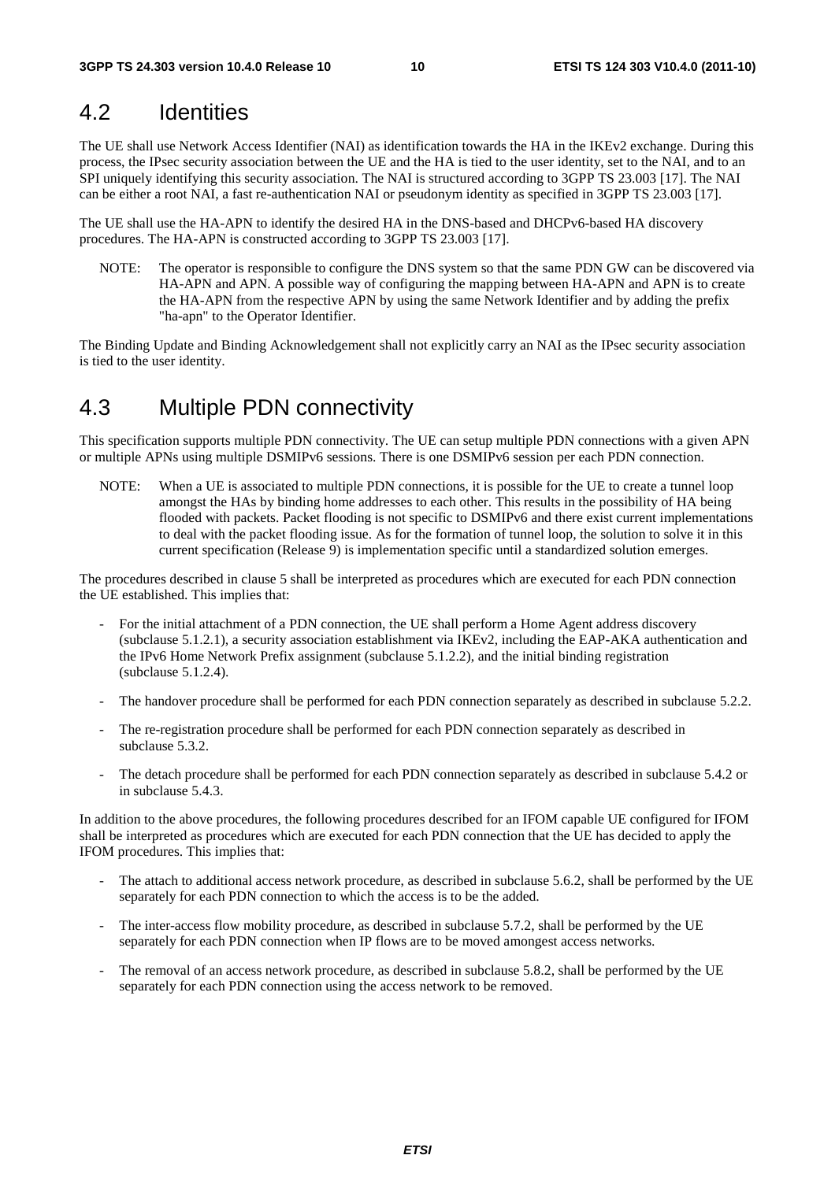## 4.2 Identities

The UE shall use Network Access Identifier (NAI) as identification towards the HA in the IKEv2 exchange. During this process, the IPsec security association between the UE and the HA is tied to the user identity, set to the NAI, and to an SPI uniquely identifying this security association. The NAI is structured according to 3GPP TS 23.003 [17]. The NAI can be either a root NAI, a fast re-authentication NAI or pseudonym identity as specified in 3GPP TS 23.003 [17].

The UE shall use the HA-APN to identify the desired HA in the DNS-based and DHCPv6-based HA discovery procedures. The HA-APN is constructed according to 3GPP TS 23.003 [17].

NOTE: The operator is responsible to configure the DNS system so that the same PDN GW can be discovered via HA-APN and APN. A possible way of configuring the mapping between HA-APN and APN is to create the HA-APN from the respective APN by using the same Network Identifier and by adding the prefix "ha-apn" to the Operator Identifier.

The Binding Update and Binding Acknowledgement shall not explicitly carry an NAI as the IPsec security association is tied to the user identity.

## 4.3 Multiple PDN connectivity

This specification supports multiple PDN connectivity. The UE can setup multiple PDN connections with a given APN or multiple APNs using multiple DSMIPv6 sessions. There is one DSMIPv6 session per each PDN connection.

NOTE: When a UE is associated to multiple PDN connections, it is possible for the UE to create a tunnel loop amongst the HAs by binding home addresses to each other. This results in the possibility of HA being flooded with packets. Packet flooding is not specific to DSMIPv6 and there exist current implementations to deal with the packet flooding issue. As for the formation of tunnel loop, the solution to solve it in this current specification (Release 9) is implementation specific until a standardized solution emerges.

The procedures described in clause 5 shall be interpreted as procedures which are executed for each PDN connection the UE established. This implies that:

- For the initial attachment of a PDN connection, the UE shall perform a Home Agent address discovery (subclause 5.1.2.1), a security association establishment via IKEv2, including the EAP-AKA authentication and the IPv6 Home Network Prefix assignment (subclause 5.1.2.2), and the initial binding registration (subclause 5.1.2.4).
- The handover procedure shall be performed for each PDN connection separately as described in subclause 5.2.2.
- The re-registration procedure shall be performed for each PDN connection separately as described in subclause 5.3.2.
- The detach procedure shall be performed for each PDN connection separately as described in subclause 5.4.2 or in subclause 5.4.3.

In addition to the above procedures, the following procedures described for an IFOM capable UE configured for IFOM shall be interpreted as procedures which are executed for each PDN connection that the UE has decided to apply the IFOM procedures. This implies that:

- The attach to additional access network procedure, as described in subclause 5.6.2, shall be performed by the UE separately for each PDN connection to which the access is to be the added.
- The inter-access flow mobility procedure, as described in subclause 5.7.2, shall be performed by the UE separately for each PDN connection when IP flows are to be moved amongest access networks.
- The removal of an access network procedure, as described in subclause 5.8.2, shall be performed by the UE separately for each PDN connection using the access network to be removed.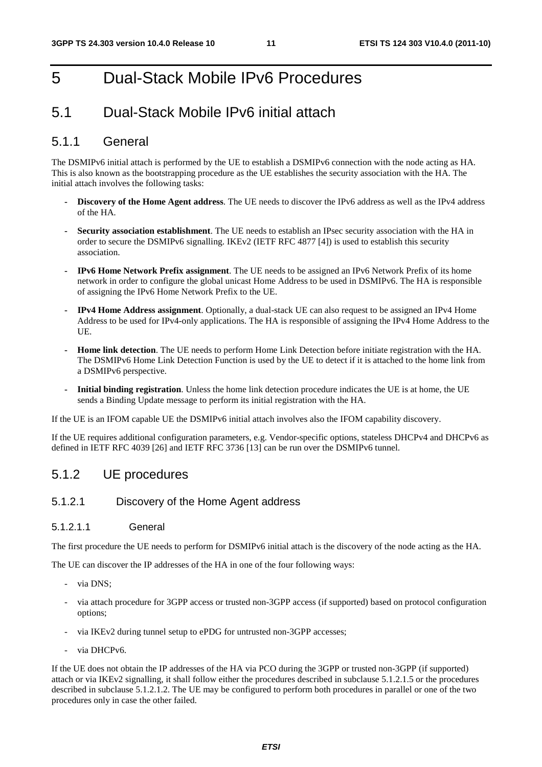# 5 Dual-Stack Mobile IPv6 Procedures

## 5.1 Dual-Stack Mobile IPv6 initial attach

### 5.1.1 General

The DSMIPv6 initial attach is performed by the UE to establish a DSMIPv6 connection with the node acting as HA. This is also known as the bootstrapping procedure as the UE establishes the security association with the HA. The initial attach involves the following tasks:

- **Discovery of the Home Agent address**. The UE needs to discover the IPv6 address as well as the IPv4 address of the HA.
- **Security association establishment**. The UE needs to establish an IPsec security association with the HA in order to secure the DSMIPv6 signalling. IKEv2 (IETF RFC 4877 [4]) is used to establish this security association.
- **IPv6 Home Network Prefix assignment**. The UE needs to be assigned an IPv6 Network Prefix of its home network in order to configure the global unicast Home Address to be used in DSMIPv6. The HA is responsible of assigning the IPv6 Home Network Prefix to the UE.
- **IPv4 Home Address assignment**. Optionally, a dual-stack UE can also request to be assigned an IPv4 Home Address to be used for IPv4-only applications. The HA is responsible of assigning the IPv4 Home Address to the UE.
- **Home link detection**. The UE needs to perform Home Link Detection before initiate registration with the HA. The DSMIPv6 Home Link Detection Function is used by the UE to detect if it is attached to the home link from a DSMIPv6 perspective.
- **Initial binding registration**. Unless the home link detection procedure indicates the UE is at home, the UE sends a Binding Update message to perform its initial registration with the HA.

If the UE is an IFOM capable UE the DSMIPv6 initial attach involves also the IFOM capability discovery.

If the UE requires additional configuration parameters, e.g. Vendor-specific options, stateless DHCPv4 and DHCPv6 as defined in IETF RFC 4039 [26] and IETF RFC 3736 [13] can be run over the DSMIPv6 tunnel.

### 5.1.2 UE procedures

#### 5.1.2.1 Discovery of the Home Agent address

##### 5.1.2.1.1 General

The first procedure the UE needs to perform for DSMIPv6 initial attach is the discovery of the node acting as the HA.

The UE can discover the IP addresses of the HA in one of the four following ways:

- via DNS;
- via attach procedure for 3GPP access or trusted non-3GPP access (if supported) based on protocol configuration options;
- via IKEv2 during tunnel setup to ePDG for untrusted non-3GPP accesses;
- via DHCPv6.

If the UE does not obtain the IP addresses of the HA via PCO during the 3GPP or trusted non-3GPP (if supported) attach or via IKEv2 signalling, it shall follow either the procedures described in subclause 5.1.2.1.5 or the procedures described in subclause 5.1.2.1.2. The UE may be configured to perform both procedures in parallel or one of the two procedures only in case the other failed.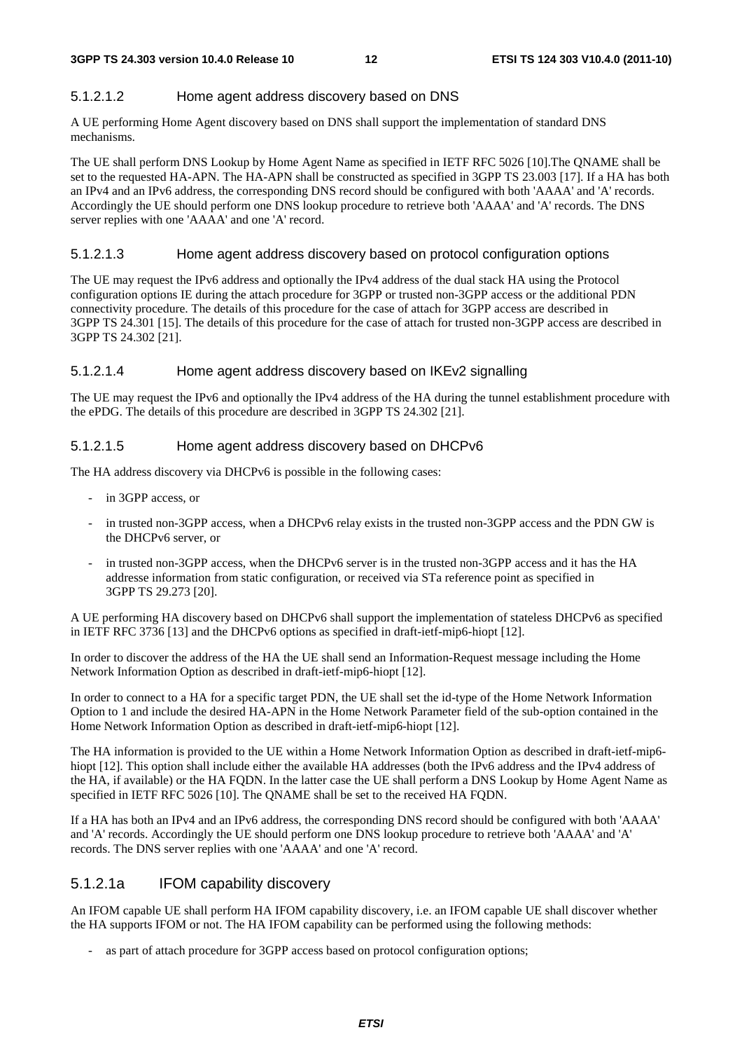#### 5.1.2.1.2 Home agent address discovery based on DNS

A UE performing Home Agent discovery based on DNS shall support the implementation of standard DNS mechanisms.

The UE shall perform DNS Lookup by Home Agent Name as specified in IETF RFC 5026 [10].The QNAME shall be set to the requested HA-APN. The HA-APN shall be constructed as specified in 3GPP TS 23.003 [17]. If a HA has both an IPv4 and an IPv6 address, the corresponding DNS record should be configured with both 'AAAA' and 'A' records. Accordingly the UE should perform one DNS lookup procedure to retrieve both 'AAAA' and 'A' records. The DNS server replies with one 'AAAA' and one 'A' record.

#### 5.1.2.1.3 Home agent address discovery based on protocol configuration options

The UE may request the IPv6 address and optionally the IPv4 address of the dual stack HA using the Protocol configuration options IE during the attach procedure for 3GPP or trusted non-3GPP access or the additional PDN connectivity procedure. The details of this procedure for the case of attach for 3GPP access are described in 3GPP TS 24.301 [15]. The details of this procedure for the case of attach for trusted non-3GPP access are described in 3GPP TS 24.302 [21].

#### 5.1.2.1.4 Home agent address discovery based on IKEv2 signalling

The UE may request the IPv6 and optionally the IPv4 address of the HA during the tunnel establishment procedure with the ePDG. The details of this procedure are described in 3GPP TS 24.302 [21].

#### 5.1.2.1.5 Home agent address discovery based on DHCPv6

The HA address discovery via DHCPv6 is possible in the following cases:

- in 3GPP access, or
- in trusted non-3GPP access, when a DHCPv6 relay exists in the trusted non-3GPP access and the PDN GW is the DHCPv6 server, or
- in trusted non-3GPP access, when the DHCPv6 server is in the trusted non-3GPP access and it has the HA addresse information from static configuration, or received via STa reference point as specified in 3GPP TS 29.273 [20].

A UE performing HA discovery based on DHCPv6 shall support the implementation of stateless DHCPv6 as specified in IETF RFC 3736 [13] and the DHCPv6 options as specified in draft-ietf-mip6-hiopt [12].

In order to discover the address of the HA the UE shall send an Information-Request message including the Home Network Information Option as described in draft-ietf-mip6-hiopt [12].

In order to connect to a HA for a specific target PDN, the UE shall set the id-type of the Home Network Information Option to 1 and include the desired HA-APN in the Home Network Parameter field of the sub-option contained in the Home Network Information Option as described in draft-ietf-mip6-hiopt [12].

The HA information is provided to the UE within a Home Network Information Option as described in draft-ietf-mip6-hiopt [12]. This option shall include either the available HA addresses (both the IPv6 address and the IPv4 address of the HA, if available) or the HA FQDN. In the latter case the UE shall perform a DNS Lookup by Home Agent Name as specified in IETF RFC 5026 [10]. The QNAME shall be set to the received HA FQDN.

If a HA has both an IPv4 and an IPv6 address, the corresponding DNS record should be configured with both 'AAAA' and 'A' records. Accordingly the UE should perform one DNS lookup procedure to retrieve both 'AAAA' and 'A' records. The DNS server replies with one 'AAAA' and one 'A' record.

### 5.1.2.1a IFOM capability discovery

An IFOM capable UE shall perform HA IFOM capability discovery, i.e. an IFOM capable UE shall discover whether the HA supports IFOM or not. The HA IFOM capability can be performed using the following methods:

- as part of attach procedure for 3GPP access based on protocol configuration options;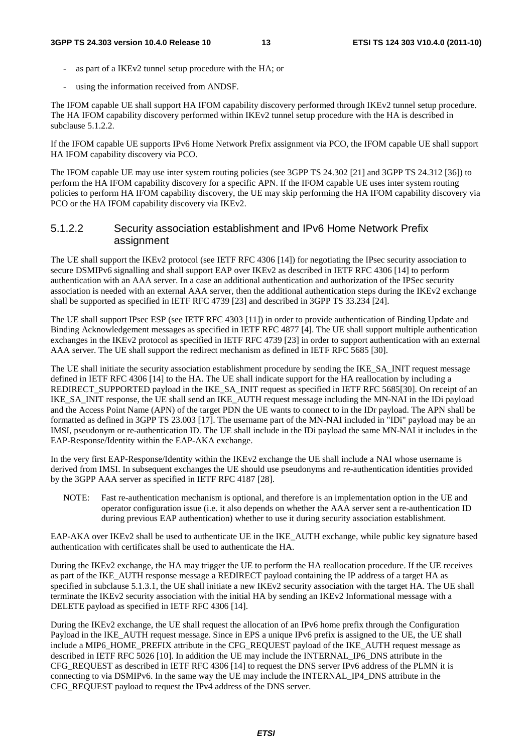- as part of a IKEv2 tunnel setup procedure with the HA; or
- using the information received from ANDSF.

The IFOM capable UE shall support HA IFOM capability discovery performed through IKEv2 tunnel setup procedure. The HA IFOM capability discovery performed within IKEv2 tunnel setup procedure with the HA is described in subclause 5.1.2.2.

If the IFOM capable UE supports IPv6 Home Network Prefix assignment via PCO, the IFOM capable UE shall support HA IFOM capability discovery via PCO.

The IFOM capable UE may use inter system routing policies (see 3GPP TS 24.302 [21] and 3GPP TS 24.312 [36]) to perform the HA IFOM capability discovery for a specific APN. If the IFOM capable UE uses inter system routing policies to perform HA IFOM capability discovery, the UE may skip performing the HA IFOM capability discovery via PCO or the HA IFOM capability discovery via IKEv2.

#### 5.1.2.2 Security association establishment and IPv6 Home Network Prefix assignment

The UE shall support the IKEv2 protocol (see IETF RFC 4306 [14]) for negotiating the IPsec security association to secure DSMIPv6 signalling and shall support EAP over IKEv2 as described in IETF RFC 4306 [14] to perform authentication with an AAA server. In a case an additional authentication and authorization of the IPSec security association is needed with an external AAA server, then the additional authentication steps during the IKEv2 exchange shall be supported as specified in IETF RFC 4739 [23] and described in 3GPP TS 33.234 [24].

The UE shall support IPsec ESP (see IETF RFC 4303 [11]) in order to provide authentication of Binding Update and Binding Acknowledgement messages as specified in IETF RFC 4877 [4]. The UE shall support multiple authentication exchanges in the IKEv2 protocol as specified in IETF RFC 4739 [23] in order to support authentication with an external AAA server. The UE shall support the redirect mechanism as defined in IETF RFC 5685 [30].

The UE shall initiate the security association establishment procedure by sending the IKE_SA_INIT request message defined in IETF RFC 4306 [14] to the HA. The UE shall indicate support for the HA reallocation by including a REDIRECT_SUPPORTED payload in the IKE_SA_INIT request as specified in IETF RFC 5685[30]. On receipt of an IKE_SA_INIT response, the UE shall send an IKE_AUTH request message including the MN-NAI in the IDi payload and the Access Point Name (APN) of the target PDN the UE wants to connect to in the IDr payload. The APN shall be formatted as defined in 3GPP TS 23.003 [17]. The username part of the MN-NAI included in "IDi" payload may be an IMSI, pseudonym or re-authentication ID. The UE shall include in the IDi payload the same MN-NAI it includes in the EAP-Response/Identity within the EAP-AKA exchange.

In the very first EAP-Response/Identity within the IKEv2 exchange the UE shall include a NAI whose username is derived from IMSI. In subsequent exchanges the UE should use pseudonyms and re-authentication identities provided by the 3GPP AAA server as specified in IETF RFC 4187 [28].

NOTE: Fast re-authentication mechanism is optional, and therefore is an implementation option in the UE and operator configuration issue (i.e. it also depends on whether the AAA server sent a re-authentication ID during previous EAP authentication) whether to use it during security association establishment.

EAP-AKA over IKEv2 shall be used to authenticate UE in the IKE_AUTH exchange, while public key signature based authentication with certificates shall be used to authenticate the HA.

During the IKEv2 exchange, the HA may trigger the UE to perform the HA reallocation procedure. If the UE receives as part of the IKE_AUTH response message a REDIRECT payload containing the IP address of a target HA as specified in subclause 5.1.3.1, the UE shall initiate a new IKEv2 security association with the target HA. The UE shall terminate the IKEv2 security association with the initial HA by sending an IKEv2 Informational message with a DELETE payload as specified in IETF RFC 4306 [14].

During the IKEv2 exchange, the UE shall request the allocation of an IPv6 home prefix through the Configuration Payload in the IKE_AUTH request message. Since in EPS a unique IPv6 prefix is assigned to the UE, the UE shall include a MIP6_HOME_PREFIX attribute in the CFG_REQUEST payload of the IKE_AUTH request message as described in IETF RFC 5026 [10]. In addition the UE may include the INTERNAL_IP6_DNS attribute in the CFG_REQUEST as described in IETF RFC 4306 [14] to request the DNS server IPv6 address of the PLMN it is connecting to via DSMIPv6. In the same way the UE may include the INTERNAL_IP4_DNS attribute in the CFG_REQUEST payload to request the IPv4 address of the DNS server.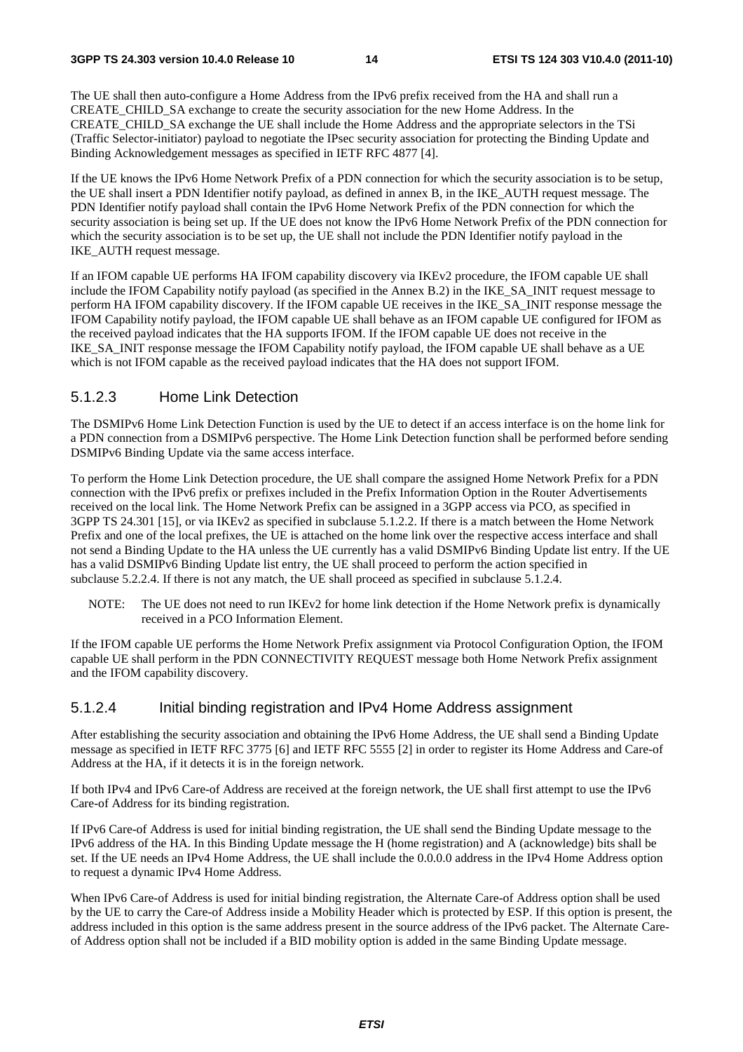The UE shall then auto-configure a Home Address from the IPv6 prefix received from the HA and shall run a CREATE_CHILD_SA exchange to create the security association for the new Home Address. In the CREATE_CHILD_SA exchange the UE shall include the Home Address and the appropriate selectors in the TSi (Traffic Selector-initiator) payload to negotiate the IPsec security association for protecting the Binding Update and Binding Acknowledgement messages as specified in IETF RFC 4877 [4].

If the UE knows the IPv6 Home Network Prefix of a PDN connection for which the security association is to be setup, the UE shall insert a PDN Identifier notify payload, as defined in annex B, in the IKE_AUTH request message. The PDN Identifier notify payload shall contain the IPv6 Home Network Prefix of the PDN connection for which the security association is being set up. If the UE does not know the IPv6 Home Network Prefix of the PDN connection for which the security association is to be set up, the UE shall not include the PDN Identifier notify payload in the IKE_AUTH request message.

If an IFOM capable UE performs HA IFOM capability discovery via IKEv2 procedure, the IFOM capable UE shall include the IFOM Capability notify payload (as specified in the Annex B.2) in the IKE_SA_INIT request message to perform HA IFOM capability discovery. If the IFOM capable UE receives in the IKE_SA_INIT response message the IFOM Capability notify payload, the IFOM capable UE shall behave as an IFOM capable UE configured for IFOM as the received payload indicates that the HA supports IFOM. If the IFOM capable UE does not receive in the IKE_SA_INIT response message the IFOM Capability notify payload, the IFOM capable UE shall behave as a UE which is not IFOM capable as the received payload indicates that the HA does not support IFOM.

#### 5.1.2.3 Home Link Detection

The DSMIPv6 Home Link Detection Function is used by the UE to detect if an access interface is on the home link for a PDN connection from a DSMIPv6 perspective. The Home Link Detection function shall be performed before sending DSMIPv6 Binding Update via the same access interface.

To perform the Home Link Detection procedure, the UE shall compare the assigned Home Network Prefix for a PDN connection with the IPv6 prefix or prefixes included in the Prefix Information Option in the Router Advertisements received on the local link. The Home Network Prefix can be assigned in a 3GPP access via PCO, as specified in 3GPP TS 24.301 [15], or via IKEv2 as specified in subclause 5.1.2.2. If there is a match between the Home Network Prefix and one of the local prefixes, the UE is attached on the home link over the respective access interface and shall not send a Binding Update to the HA unless the UE currently has a valid DSMIPv6 Binding Update list entry. If the UE has a valid DSMIPv6 Binding Update list entry, the UE shall proceed to perform the action specified in subclause 5.2.2.4. If there is not any match, the UE shall proceed as specified in subclause 5.1.2.4.

NOTE: The UE does not need to run IKEv2 for home link detection if the Home Network prefix is dynamically received in a PCO Information Element.

If the IFOM capable UE performs the Home Network Prefix assignment via Protocol Configuration Option, the IFOM capable UE shall perform in the PDN CONNECTIVITY REQUEST message both Home Network Prefix assignment and the IFOM capability discovery.

#### 5.1.2.4 Initial binding registration and IPv4 Home Address assignment

After establishing the security association and obtaining the IPv6 Home Address, the UE shall send a Binding Update message as specified in IETF RFC 3775 [6] and IETF RFC 5555 [2] in order to register its Home Address and Care-of Address at the HA, if it detects it is in the foreign network.

If both IPv4 and IPv6 Care-of Address are received at the foreign network, the UE shall first attempt to use the IPv6 Care-of Address for its binding registration.

If IPv6 Care-of Address is used for initial binding registration, the UE shall send the Binding Update message to the IPv6 address of the HA. In this Binding Update message the H (home registration) and A (acknowledge) bits shall be set. If the UE needs an IPv4 Home Address, the UE shall include the 0.0.0.0 address in the IPv4 Home Address option to request a dynamic IPv4 Home Address.

When IPv6 Care-of Address is used for initial binding registration, the Alternate Care-of Address option shall be used by the UE to carry the Care-of Address inside a Mobility Header which is protected by ESP. If this option is present, the address included in this option is the same address present in the source address of the IPv6 packet. The Alternate Care-of Address option shall not be included if a BID mobility option is added in the same Binding Update message.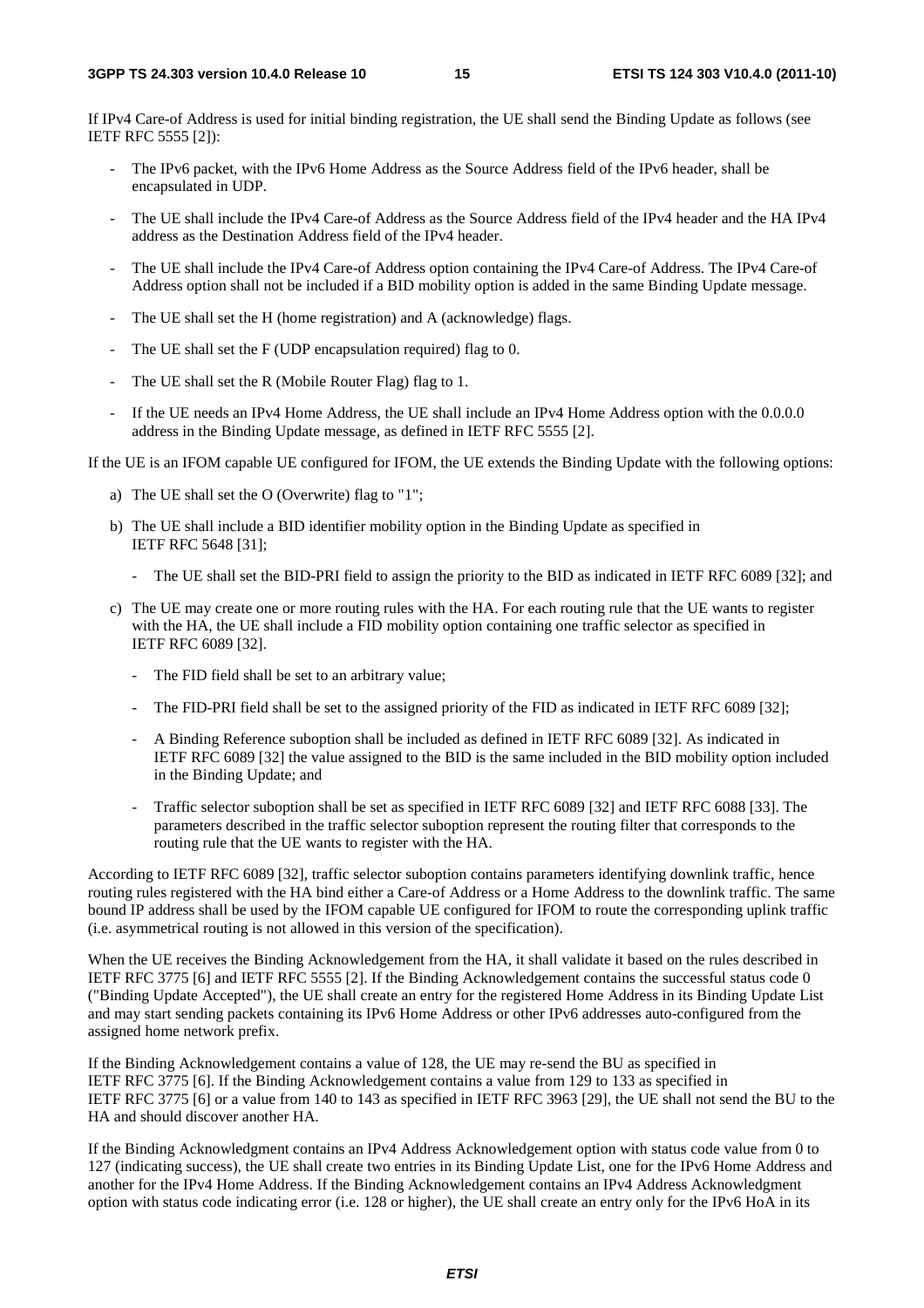If IPv4 Care-of Address is used for initial binding registration, the UE shall send the Binding Update as follows (see IETF RFC 5555 [2]):

- The IPv6 packet, with the IPv6 Home Address as the Source Address field of the IPv6 header, shall be encapsulated in UDP.
- The UE shall include the IPv4 Care-of Address as the Source Address field of the IPv4 header and the HA IPv4 address as the Destination Address field of the IPv4 header.
- The UE shall include the IPv4 Care-of Address option containing the IPv4 Care-of Address. The IPv4 Care-of Address option shall not be included if a BID mobility option is added in the same Binding Update message.
- The UE shall set the H (home registration) and A (acknowledge) flags.
- The UE shall set the F (UDP encapsulation required) flag to 0.
- The UE shall set the R (Mobile Router Flag) flag to 1.
- If the UE needs an IPv4 Home Address, the UE shall include an IPv4 Home Address option with the 0.0.0.0 address in the Binding Update message, as defined in IETF RFC 5555 [2].

If the UE is an IFOM capable UE configured for IFOM, the UE extends the Binding Update with the following options:

a) The UE shall set the O (Overwrite) flag to "1";

b) The UE shall include a BID identifier mobility option in the Binding Update as specified in IETF RFC 5648 [31];

   - The UE shall set the BID-PRI field to assign the priority to the BID as indicated in IETF RFC 6089 [32]; and

c) The UE may create one or more routing rules with the HA. For each routing rule that the UE wants to register with the HA, the UE shall include a FID mobility option containing one traffic selector as specified in IETF RFC 6089 [32].

   - The FID field shall be set to an arbitrary value;
   - The FID-PRI field shall be set to the assigned priority of the FID as indicated in IETF RFC 6089 [32];
   - A Binding Reference suboption shall be included as defined in IETF RFC 6089 [32]. As indicated in IETF RFC 6089 [32] the value assigned to the BID is the same included in the BID mobility option included in the Binding Update; and
   - Traffic selector suboption shall be set as specified in IETF RFC 6089 [32] and IETF RFC 6088 [33]. The parameters described in the traffic selector suboption represent the routing filter that corresponds to the routing rule that the UE wants to register with the HA.

According to IETF RFC 6089 [32], traffic selector suboption contains parameters identifying downlink traffic, hence routing rules registered with the HA bind either a Care-of Address or a Home Address to the downlink traffic. The same bound IP address shall be used by the IFOM capable UE configured for IFOM to route the corresponding uplink traffic (i.e. asymmetrical routing is not allowed in this version of the specification).

When the UE receives the Binding Acknowledgement from the HA, it shall validate it based on the rules described in IETF RFC 3775 [6] and IETF RFC 5555 [2]. If the Binding Acknowledgement contains the successful status code 0 ("Binding Update Accepted"), the UE shall create an entry for the registered Home Address in its Binding Update List and may start sending packets containing its IPv6 Home Address or other IPv6 addresses auto-configured from the assigned home network prefix.

If the Binding Acknowledgement contains a value of 128, the UE may re-send the BU as specified in IETF RFC 3775 [6]. If the Binding Acknowledgement contains a value from 129 to 133 as specified in IETF RFC 3775 [6] or a value from 140 to 143 as specified in IETF RFC 3963 [29], the UE shall not send the BU to the HA and should discover another HA.

If the Binding Acknowledgment contains an IPv4 Address Acknowledgement option with status code value from 0 to 127 (indicating success), the UE shall create two entries in its Binding Update List, one for the IPv6 Home Address and another for the IPv4 Home Address. If the Binding Acknowledgement contains an IPv4 Address Acknowledgment option with status code indicating error (i.e. 128 or higher), the UE shall create an entry only for the IPv6 HoA in its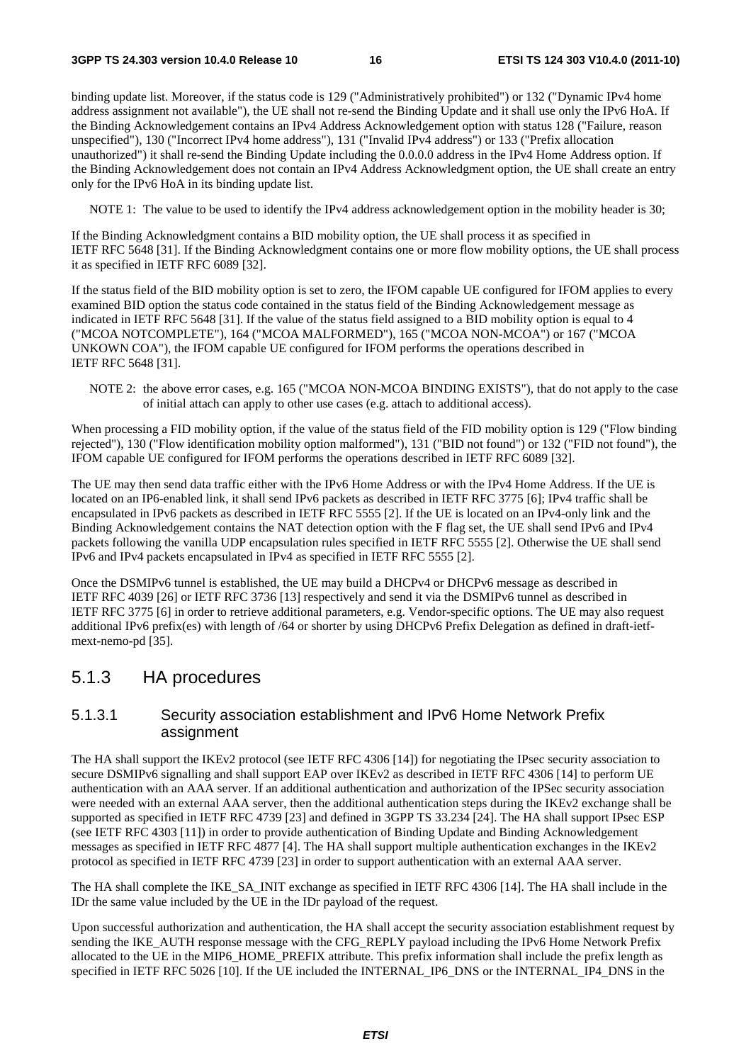binding update list. Moreover, if the status code is 129 ("Administratively prohibited") or 132 ("Dynamic IPv4 home address assignment not available"), the UE shall not re-send the Binding Update and it shall use only the IPv6 HoA. If the Binding Acknowledgement contains an IPv4 Address Acknowledgement option with status 128 ("Failure, reason unspecified"), 130 ("Incorrect IPv4 home address"), 131 ("Invalid IPv4 address") or 133 ("Prefix allocation unauthorized") it shall re-send the Binding Update including the 0.0.0.0 address in the IPv4 Home Address option. If the Binding Acknowledgement does not contain an IPv4 Address Acknowledgment option, the UE shall create an entry only for the IPv6 HoA in its binding update list.

NOTE 1: The value to be used to identify the IPv4 address acknowledgement option in the mobility header is 30;

If the Binding Acknowledgment contains a BID mobility option, the UE shall process it as specified in IETF RFC 5648 [31]. If the Binding Acknowledgment contains one or more flow mobility options, the UE shall process it as specified in IETF RFC 6089 [32].

If the status field of the BID mobility option is set to zero, the IFOM capable UE configured for IFOM applies to every examined BID option the status code contained in the status field of the Binding Acknowledgement message as indicated in IETF RFC 5648 [31]. If the value of the status field assigned to a BID mobility option is equal to 4 ("MCOA NOTCOMPLETE"), 164 ("MCOA MALFORMED"), 165 ("MCOA NON-MCOA") or 167 ("MCOA UNKOWN COA"), the IFOM capable UE configured for IFOM performs the operations described in IETF RFC 5648 [31].

NOTE 2: the above error cases, e.g. 165 ("MCOA NON-MCOA BINDING EXISTS"), that do not apply to the case of initial attach can apply to other use cases (e.g. attach to additional access).

When processing a FID mobility option, if the value of the status field of the FID mobility option is 129 ("Flow binding rejected"), 130 ("Flow identification mobility option malformed"), 131 ("BID not found") or 132 ("FID not found"), the IFOM capable UE configured for IFOM performs the operations described in IETF RFC 6089 [32].

The UE may then send data traffic either with the IPv6 Home Address or with the IPv4 Home Address. If the UE is located on an IP6-enabled link, it shall send IPv6 packets as described in IETF RFC 3775 [6]; IPv4 traffic shall be encapsulated in IPv6 packets as described in IETF RFC 5555 [2]. If the UE is located on an IPv4-only link and the Binding Acknowledgement contains the NAT detection option with the F flag set, the UE shall send IPv6 and IPv4 packets following the vanilla UDP encapsulation rules specified in IETF RFC 5555 [2]. Otherwise the UE shall send IPv6 and IPv4 packets encapsulated in IPv4 as specified in IETF RFC 5555 [2].

Once the DSMIPv6 tunnel is established, the UE may build a DHCPv4 or DHCPv6 message as described in IETF RFC 4039 [26] or IETF RFC 3736 [13] respectively and send it via the DSMIPv6 tunnel as described in IETF RFC 3775 [6] in order to retrieve additional parameters, e.g. Vendor-specific options. The UE may also request additional IPv6 prefix(es) with length of /64 or shorter by using DHCPv6 Prefix Delegation as defined in draft-ietf-mext-nemo-pd [35].

## 5.1.3 HA procedures

### 5.1.3.1 Security association establishment and IPv6 Home Network Prefix assignment

The HA shall support the IKEv2 protocol (see IETF RFC 4306 [14]) for negotiating the IPsec security association to secure DSMIPv6 signalling and shall support EAP over IKEv2 as described in IETF RFC 4306 [14] to perform UE authentication with an AAA server. If an additional authentication and authorization of the IPSec security association were needed with an external AAA server, then the additional authentication steps during the IKEv2 exchange shall be supported as specified in IETF RFC 4739 [23] and defined in 3GPP TS 33.234 [24]. The HA shall support IPsec ESP (see IETF RFC 4303 [11]) in order to provide authentication of Binding Update and Binding Acknowledgement messages as specified in IETF RFC 4877 [4]. The HA shall support multiple authentication exchanges in the IKEv2 protocol as specified in IETF RFC 4739 [23] in order to support authentication with an external AAA server.

The HA shall complete the IKE_SA_INIT exchange as specified in IETF RFC 4306 [14]. The HA shall include in the IDr the same value included by the UE in the IDr payload of the request.

Upon successful authorization and authentication, the HA shall accept the security association establishment request by sending the IKE_AUTH response message with the CFG_REPLY payload including the IPv6 Home Network Prefix allocated to the UE in the MIP6_HOME_PREFIX attribute. This prefix information shall include the prefix length as specified in IETF RFC 5026 [10]. If the UE included the INTERNAL_IP6_DNS or the INTERNAL_IP4_DNS in the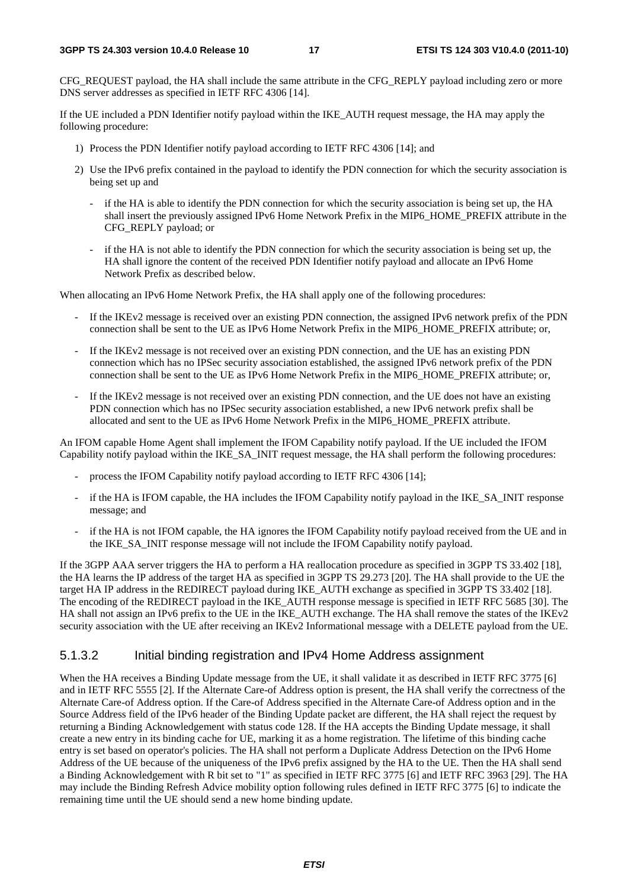CFG_REQUEST payload, the HA shall include the same attribute in the CFG_REPLY payload including zero or more DNS server addresses as specified in IETF RFC 4306 [14].

If the UE included a PDN Identifier notify payload within the IKE_AUTH request message, the HA may apply the following procedure:

1) Process the PDN Identifier notify payload according to IETF RFC 4306 [14]; and

2) Use the IPv6 prefix contained in the payload to identify the PDN connection for which the security association is being set up and

   - if the HA is able to identify the PDN connection for which the security association is being set up, the HA shall insert the previously assigned IPv6 Home Network Prefix in the MIP6_HOME_PREFIX attribute in the CFG_REPLY payload; or

   - if the HA is not able to identify the PDN connection for which the security association is being set up, the HA shall ignore the content of the received PDN Identifier notify payload and allocate an IPv6 Home Network Prefix as described below.

When allocating an IPv6 Home Network Prefix, the HA shall apply one of the following procedures:

- If the IKEv2 message is received over an existing PDN connection, the assigned IPv6 network prefix of the PDN connection shall be sent to the UE as IPv6 Home Network Prefix in the MIP6_HOME_PREFIX attribute; or,

- If the IKEv2 message is not received over an existing PDN connection, and the UE has an existing PDN connection which has no IPSec security association established, the assigned IPv6 network prefix of the PDN connection shall be sent to the UE as IPv6 Home Network Prefix in the MIP6_HOME_PREFIX attribute; or,

- If the IKEv2 message is not received over an existing PDN connection, and the UE does not have an existing PDN connection which has no IPSec security association established, a new IPv6 network prefix shall be allocated and sent to the UE as IPv6 Home Network Prefix in the MIP6_HOME_PREFIX attribute.

An IFOM capable Home Agent shall implement the IFOM Capability notify payload. If the UE included the IFOM Capability notify payload within the IKE_SA_INIT request message, the HA shall perform the following procedures:

- process the IFOM Capability notify payload according to IETF RFC 4306 [14];

- if the HA is IFOM capable, the HA includes the IFOM Capability notify payload in the IKE_SA_INIT response message; and

- if the HA is not IFOM capable, the HA ignores the IFOM Capability notify payload received from the UE and in the IKE_SA_INIT response message will not include the IFOM Capability notify payload.

If the 3GPP AAA server triggers the HA to perform a HA reallocation procedure as specified in 3GPP TS 33.402 [18], the HA learns the IP address of the target HA as specified in 3GPP TS 29.273 [20]. The HA shall provide to the UE the target HA IP address in the REDIRECT payload during IKE_AUTH exchange as specified in 3GPP TS 33.402 [18]. The encoding of the REDIRECT payload in the IKE_AUTH response message is specified in IETF RFC 5685 [30]. The HA shall not assign an IPv6 prefix to the UE in the IKE_AUTH exchange. The HA shall remove the states of the IKEv2 security association with the UE after receiving an IKEv2 Informational message with a DELETE payload from the UE.

### 5.1.3.2 Initial binding registration and IPv4 Home Address assignment

When the HA receives a Binding Update message from the UE, it shall validate it as described in IETF RFC 3775 [6] and in IETF RFC 5555 [2]. If the Alternate Care-of Address option is present, the HA shall verify the correctness of the Alternate Care-of Address option. If the Care-of Address specified in the Alternate Care-of Address option and in the Source Address field of the IPv6 header of the Binding Update packet are different, the HA shall reject the request by returning a Binding Acknowledgement with status code 128. If the HA accepts the Binding Update message, it shall create a new entry in its binding cache for UE, marking it as a home registration. The lifetime of this binding cache entry is set based on operator's policies. The HA shall not perform a Duplicate Address Detection on the IPv6 Home Address of the UE because of the uniqueness of the IPv6 prefix assigned by the HA to the UE. Then the HA shall send a Binding Acknowledgement with R bit set to "1" as specified in IETF RFC 3775 [6] and IETF RFC 3963 [29]. The HA may include the Binding Refresh Advice mobility option following rules defined in IETF RFC 3775 [6] to indicate the remaining time until the UE should send a new home binding update.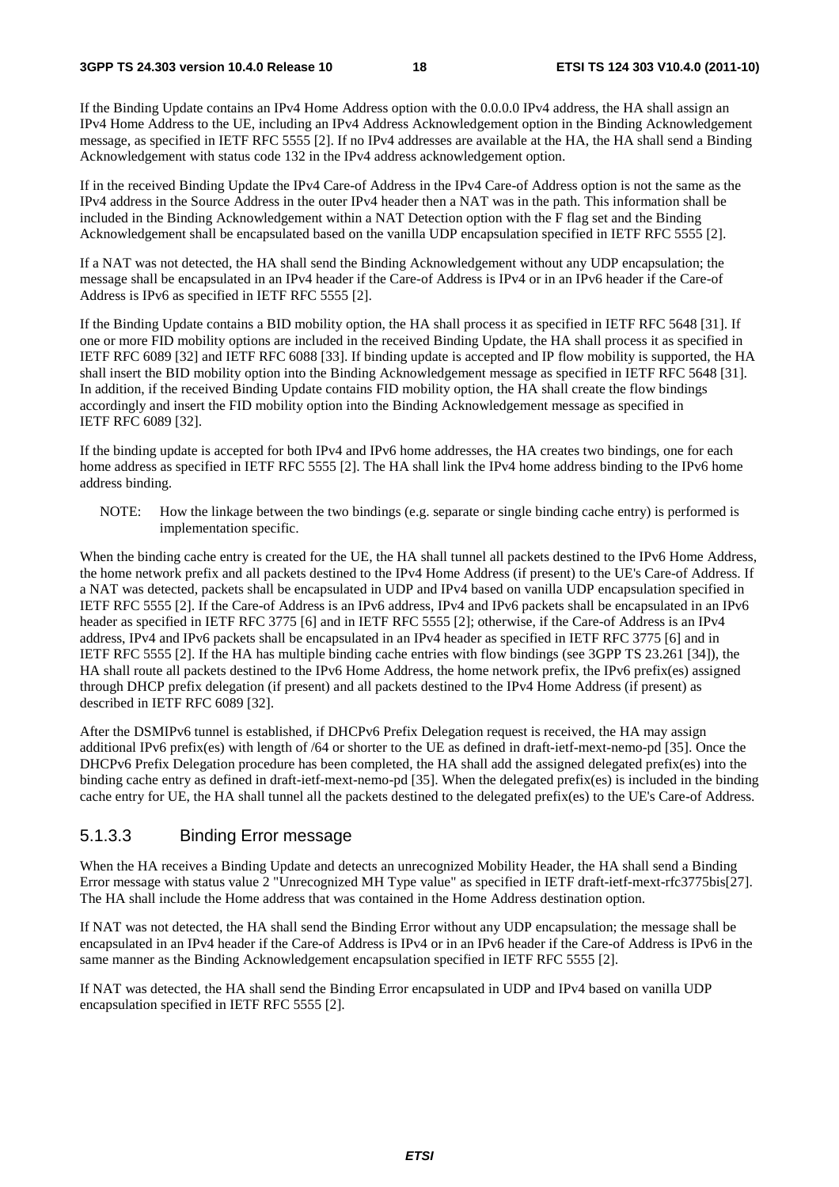If the Binding Update contains an IPv4 Home Address option with the 0.0.0.0 IPv4 address, the HA shall assign an IPv4 Home Address to the UE, including an IPv4 Address Acknowledgement option in the Binding Acknowledgement message, as specified in IETF RFC 5555 [2]. If no IPv4 addresses are available at the HA, the HA shall send a Binding Acknowledgement with status code 132 in the IPv4 address acknowledgement option.

If in the received Binding Update the IPv4 Care-of Address in the IPv4 Care-of Address option is not the same as the IPv4 address in the Source Address in the outer IPv4 header then a NAT was in the path. This information shall be included in the Binding Acknowledgement within a NAT Detection option with the F flag set and the Binding Acknowledgement shall be encapsulated based on the vanilla UDP encapsulation specified in IETF RFC 5555 [2].

If a NAT was not detected, the HA shall send the Binding Acknowledgement without any UDP encapsulation; the message shall be encapsulated in an IPv4 header if the Care-of Address is IPv4 or in an IPv6 header if the Care-of Address is IPv6 as specified in IETF RFC 5555 [2].

If the Binding Update contains a BID mobility option, the HA shall process it as specified in IETF RFC 5648 [31]. If one or more FID mobility options are included in the received Binding Update, the HA shall process it as specified in IETF RFC 6089 [32] and IETF RFC 6088 [33]. If binding update is accepted and IP flow mobility is supported, the HA shall insert the BID mobility option into the Binding Acknowledgement message as specified in IETF RFC 5648 [31]. In addition, if the received Binding Update contains FID mobility option, the HA shall create the flow bindings accordingly and insert the FID mobility option into the Binding Acknowledgement message as specified in IETF RFC 6089 [32].

If the binding update is accepted for both IPv4 and IPv6 home addresses, the HA creates two bindings, one for each home address as specified in IETF RFC 5555 [2]. The HA shall link the IPv4 home address binding to the IPv6 home address binding.

NOTE: How the linkage between the two bindings (e.g. separate or single binding cache entry) is performed is implementation specific.

When the binding cache entry is created for the UE, the HA shall tunnel all packets destined to the IPv6 Home Address, the home network prefix and all packets destined to the IPv4 Home Address (if present) to the UE's Care-of Address. If a NAT was detected, packets shall be encapsulated in UDP and IPv4 based on vanilla UDP encapsulation specified in IETF RFC 5555 [2]. If the Care-of Address is an IPv6 address, IPv4 and IPv6 packets shall be encapsulated in an IPv6 header as specified in IETF RFC 3775 [6] and in IETF RFC 5555 [2]; otherwise, if the Care-of Address is an IPv4 address, IPv4 and IPv6 packets shall be encapsulated in an IPv4 header as specified in IETF RFC 3775 [6] and in IETF RFC 5555 [2]. If the HA has multiple binding cache entries with flow bindings (see 3GPP TS 23.261 [34]), the HA shall route all packets destined to the IPv6 Home Address, the home network prefix, the IPv6 prefix(es) assigned through DHCP prefix delegation (if present) and all packets destined to the IPv4 Home Address (if present) as described in IETF RFC 6089 [32].

After the DSMIPv6 tunnel is established, if DHCPv6 Prefix Delegation request is received, the HA may assign additional IPv6 prefix(es) with length of /64 or shorter to the UE as defined in draft-ietf-mext-nemo-pd [35]. Once the DHCPv6 Prefix Delegation procedure has been completed, the HA shall add the assigned delegated prefix(es) into the binding cache entry as defined in draft-ietf-mext-nemo-pd [35]. When the delegated prefix(es) is included in the binding cache entry for UE, the HA shall tunnel all the packets destined to the delegated prefix(es) to the UE's Care-of Address.

### 5.1.3.3 Binding Error message

When the HA receives a Binding Update and detects an unrecognized Mobility Header, the HA shall send a Binding Error message with status value 2 "Unrecognized MH Type value" as specified in IETF draft-ietf-mext-rfc3775bis[27]. The HA shall include the Home address that was contained in the Home Address destination option.

If NAT was not detected, the HA shall send the Binding Error without any UDP encapsulation; the message shall be encapsulated in an IPv4 header if the Care-of Address is IPv4 or in an IPv6 header if the Care-of Address is IPv6 in the same manner as the Binding Acknowledgement encapsulation specified in IETF RFC 5555 [2].

If NAT was detected, the HA shall send the Binding Error encapsulated in UDP and IPv4 based on vanilla UDP encapsulation specified in IETF RFC 5555 [2].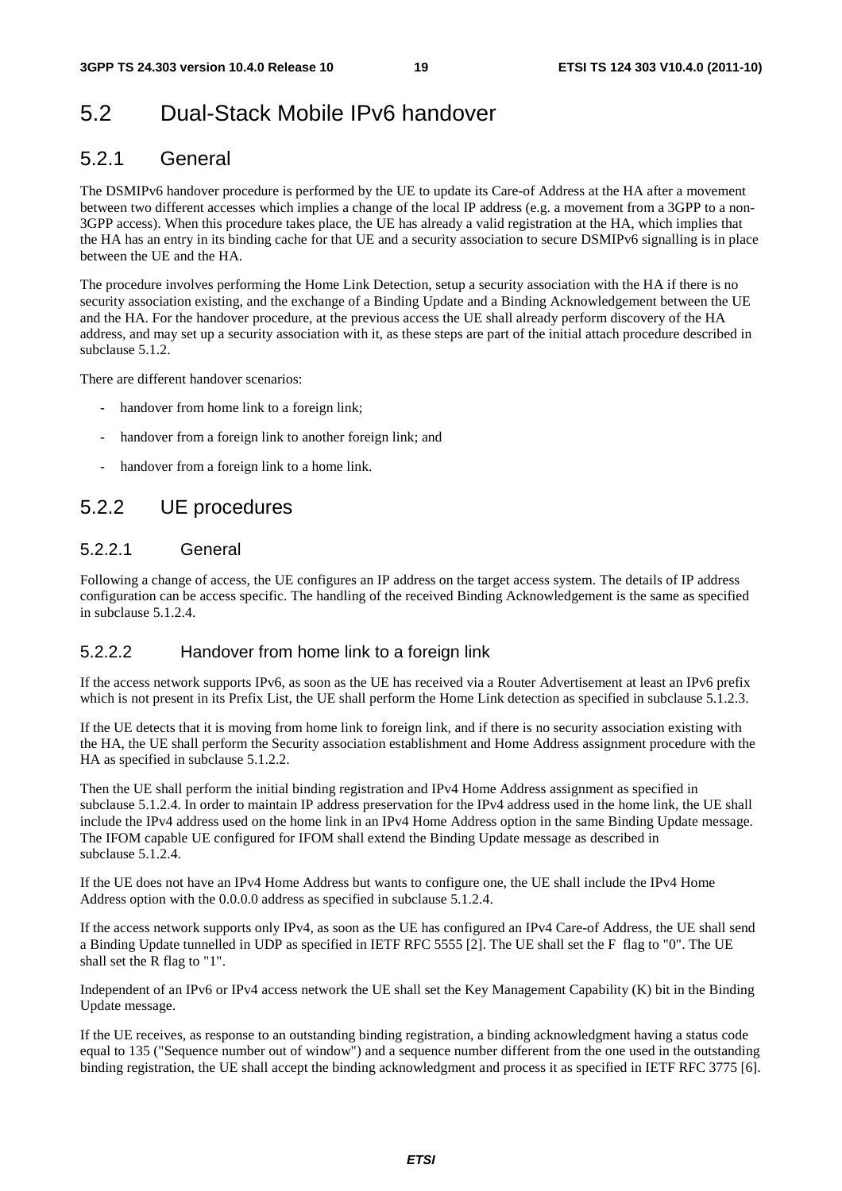## 5.2 Dual-Stack Mobile IPv6 handover

### 5.2.1 General

The DSMIPv6 handover procedure is performed by the UE to update its Care-of Address at the HA after a movement between two different accesses which implies a change of the local IP address (e.g. a movement from a 3GPP to a non-3GPP access). When this procedure takes place, the UE has already a valid registration at the HA, which implies that the HA has an entry in its binding cache for that UE and a security association to secure DSMIPv6 signalling is in place between the UE and the HA.

The procedure involves performing the Home Link Detection, setup a security association with the HA if there is no security association existing, and the exchange of a Binding Update and a Binding Acknowledgement between the UE and the HA. For the handover procedure, at the previous access the UE shall already perform discovery of the HA address, and may set up a security association with it, as these steps are part of the initial attach procedure described in subclause 5.1.2.

There are different handover scenarios:

- handover from home link to a foreign link;
- handover from a foreign link to another foreign link; and
- handover from a foreign link to a home link.

### 5.2.2 UE procedures

#### 5.2.2.1 General

Following a change of access, the UE configures an IP address on the target access system. The details of IP address configuration can be access specific. The handling of the received Binding Acknowledgement is the same as specified in subclause 5.1.2.4.

#### 5.2.2.2 Handover from home link to a foreign link

If the access network supports IPv6, as soon as the UE has received via a Router Advertisement at least an IPv6 prefix which is not present in its Prefix List, the UE shall perform the Home Link detection as specified in subclause 5.1.2.3.

If the UE detects that it is moving from home link to foreign link, and if there is no security association existing with the HA, the UE shall perform the Security association establishment and Home Address assignment procedure with the HA as specified in subclause 5.1.2.2.

Then the UE shall perform the initial binding registration and IPv4 Home Address assignment as specified in subclause 5.1.2.4. In order to maintain IP address preservation for the IPv4 address used in the home link, the UE shall include the IPv4 address used on the home link in an IPv4 Home Address option in the same Binding Update message. The IFOM capable UE configured for IFOM shall extend the Binding Update message as described in subclause 5.1.2.4.

If the UE does not have an IPv4 Home Address but wants to configure one, the UE shall include the IPv4 Home Address option with the 0.0.0.0 address as specified in subclause 5.1.2.4.

If the access network supports only IPv4, as soon as the UE has configured an IPv4 Care-of Address, the UE shall send a Binding Update tunnelled in UDP as specified in IETF RFC 5555 [2]. The UE shall set the F flag to "0". The UE shall set the R flag to "1".

Independent of an IPv6 or IPv4 access network the UE shall set the Key Management Capability (K) bit in the Binding Update message.

If the UE receives, as response to an outstanding binding registration, a binding acknowledgment having a status code equal to 135 ("Sequence number out of window") and a sequence number different from the one used in the outstanding binding registration, the UE shall accept the binding acknowledgment and process it as specified in IETF RFC 3775 [6].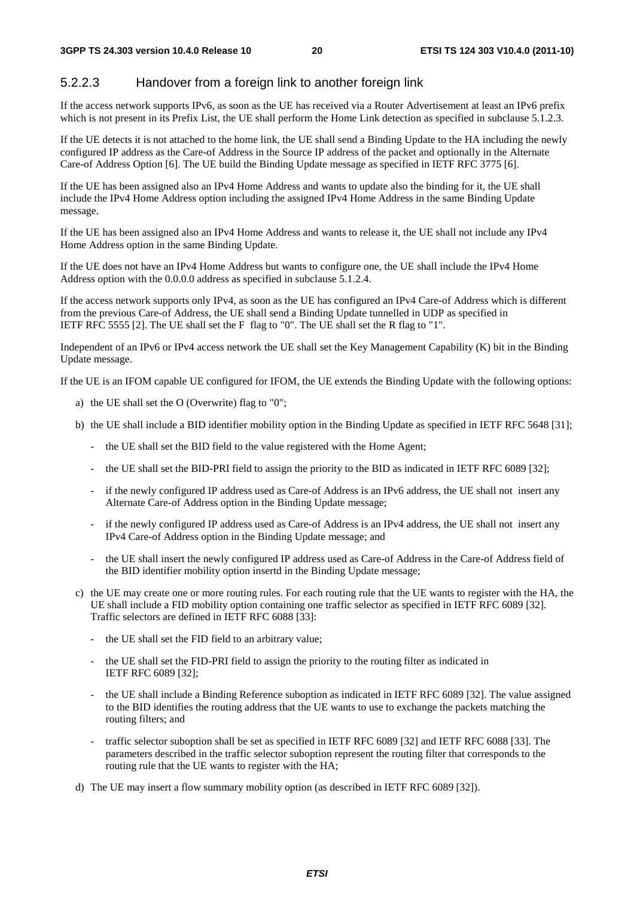### 5.2.2.3 Handover from a foreign link to another foreign link

If the access network supports IPv6, as soon as the UE has received via a Router Advertisement at least an IPv6 prefix which is not present in its Prefix List, the UE shall perform the Home Link detection as specified in subclause 5.1.2.3.

If the UE detects it is not attached to the home link, the UE shall send a Binding Update to the HA including the newly configured IP address as the Care-of Address in the Source IP address of the packet and optionally in the Alternate Care-of Address Option [6]. The UE build the Binding Update message as specified in IETF RFC 3775 [6].

If the UE has been assigned also an IPv4 Home Address and wants to update also the binding for it, the UE shall include the IPv4 Home Address option including the assigned IPv4 Home Address in the same Binding Update message.

If the UE has been assigned also an IPv4 Home Address and wants to release it, the UE shall not include any IPv4 Home Address option in the same Binding Update.

If the UE does not have an IPv4 Home Address but wants to configure one, the UE shall include the IPv4 Home Address option with the 0.0.0.0 address as specified in subclause 5.1.2.4.

If the access network supports only IPv4, as soon as the UE has configured an IPv4 Care-of Address which is different from the previous Care-of Address, the UE shall send a Binding Update tunnelled in UDP as specified in IETF RFC 5555 [2]. The UE shall set the F flag to "0". The UE shall set the R flag to "1".

Independent of an IPv6 or IPv4 access network the UE shall set the Key Management Capability (K) bit in the Binding Update message.

If the UE is an IFOM capable UE configured for IFOM, the UE extends the Binding Update with the following options:

a) the UE shall set the O (Overwrite) flag to "0";

b) the UE shall include a BID identifier mobility option in the Binding Update as specified in IETF RFC 5648 [31];
   - the UE shall set the BID field to the value registered with the Home Agent;
   - the UE shall set the BID-PRI field to assign the priority to the BID as indicated in IETF RFC 6089 [32];
   - if the newly configured IP address used as Care-of Address is an IPv6 address, the UE shall not insert any Alternate Care-of Address option in the Binding Update message;
   - if the newly configured IP address used as Care-of Address is an IPv4 address, the UE shall not insert any IPv4 Care-of Address option in the Binding Update message; and
   - the UE shall insert the newly configured IP address used as Care-of Address in the Care-of Address field of the BID identifier mobility option insertd in the Binding Update message;

c) the UE may create one or more routing rules. For each routing rule that the UE wants to register with the HA, the UE shall include a FID mobility option containing one traffic selector as specified in IETF RFC 6089 [32]. Traffic selectors are defined in IETF RFC 6088 [33]:
   - the UE shall set the FID field to an arbitrary value;
   - the UE shall set the FID-PRI field to assign the priority to the routing filter as indicated in IETF RFC 6089 [32];
   - the UE shall include a Binding Reference suboption as indicated in IETF RFC 6089 [32]. The value assigned to the BID identifies the routing address that the UE wants to use to exchange the packets matching the routing filters; and
   - traffic selector suboption shall be set as specified in IETF RFC 6089 [32] and IETF RFC 6088 [33]. The parameters described in the traffic selector suboption represent the routing filter that corresponds to the routing rule that the UE wants to register with the HA;

d) The UE may insert a flow summary mobility option (as described in IETF RFC 6089 [32]).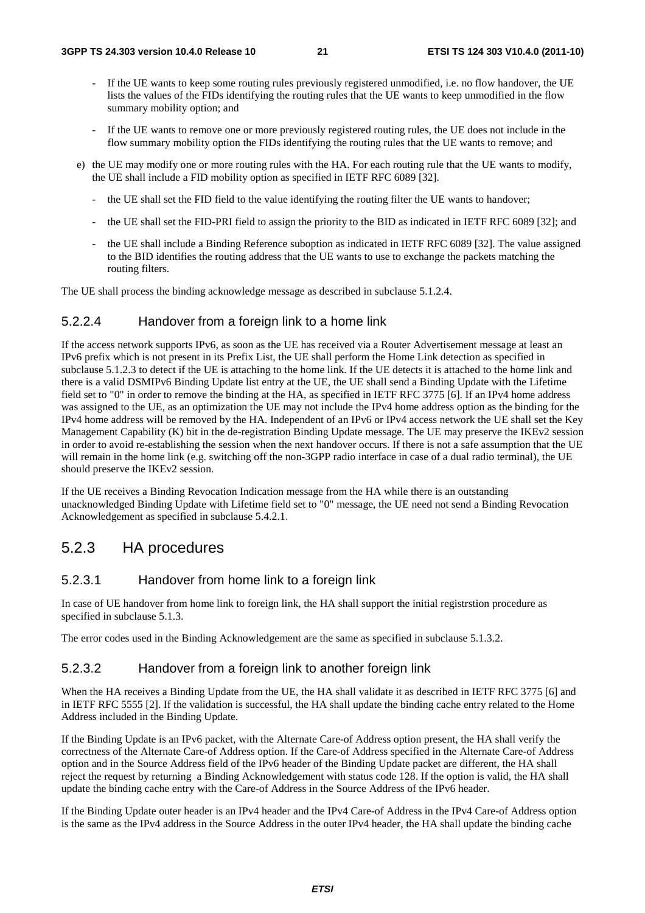- If the UE wants to keep some routing rules previously registered unmodified, i.e. no flow handover, the UE lists the values of the FIDs identifying the routing rules that the UE wants to keep unmodified in the flow summary mobility option; and
- If the UE wants to remove one or more previously registered routing rules, the UE does not include in the flow summary mobility option the FIDs identifying the routing rules that the UE wants to remove; and

e) the UE may modify one or more routing rules with the HA. For each routing rule that the UE wants to modify, the UE shall include a FID mobility option as specified in IETF RFC 6089 [32].

- the UE shall set the FID field to the value identifying the routing filter the UE wants to handover;
- the UE shall set the FID-PRI field to assign the priority to the BID as indicated in IETF RFC 6089 [32]; and
- the UE shall include a Binding Reference suboption as indicated in IETF RFC 6089 [32]. The value assigned to the BID identifies the routing address that the UE wants to use to exchange the packets matching the routing filters.

The UE shall process the binding acknowledge message as described in subclause 5.1.2.4.

### 5.2.2.4 Handover from a foreign link to a home link

If the access network supports IPv6, as soon as the UE has received via a Router Advertisement message at least an IPv6 prefix which is not present in its Prefix List, the UE shall perform the Home Link detection as specified in subclause 5.1.2.3 to detect if the UE is attaching to the home link. If the UE detects it is attached to the home link and there is a valid DSMIPv6 Binding Update list entry at the UE, the UE shall send a Binding Update with the Lifetime field set to "0" in order to remove the binding at the HA, as specified in IETF RFC 3775 [6]. If an IPv4 home address was assigned to the UE, as an optimization the UE may not include the IPv4 home address option as the binding for the IPv4 home address will be removed by the HA. Independent of an IPv6 or IPv4 access network the UE shall set the Key Management Capability (K) bit in the de-registration Binding Update message. The UE may preserve the IKEv2 session in order to avoid re-establishing the session when the next handover occurs. If there is not a safe assumption that the UE will remain in the home link (e.g. switching off the non-3GPP radio interface in case of a dual radio terminal), the UE should preserve the IKEv2 session.

If the UE receives a Binding Revocation Indication message from the HA while there is an outstanding unacknowledged Binding Update with Lifetime field set to "0" message, the UE need not send a Binding Revocation Acknowledgement as specified in subclause 5.4.2.1.

## 5.2.3 HA procedures

### 5.2.3.1 Handover from home link to a foreign link

In case of UE handover from home link to foreign link, the HA shall support the initial registrstion procedure as specified in subclause 5.1.3.

The error codes used in the Binding Acknowledgement are the same as specified in subclause 5.1.3.2.

### 5.2.3.2 Handover from a foreign link to another foreign link

When the HA receives a Binding Update from the UE, the HA shall validate it as described in IETF RFC 3775 [6] and in IETF RFC 5555 [2]. If the validation is successful, the HA shall update the binding cache entry related to the Home Address included in the Binding Update.

If the Binding Update is an IPv6 packet, with the Alternate Care-of Address option present, the HA shall verify the correctness of the Alternate Care-of Address option. If the Care-of Address specified in the Alternate Care-of Address option and in the Source Address field of the IPv6 header of the Binding Update packet are different, the HA shall reject the request by returning a Binding Acknowledgement with status code 128. If the option is valid, the HA shall update the binding cache entry with the Care-of Address in the Source Address of the IPv6 header.

If the Binding Update outer header is an IPv4 header and the IPv4 Care-of Address in the IPv4 Care-of Address option is the same as the IPv4 address in the Source Address in the outer IPv4 header, the HA shall update the binding cache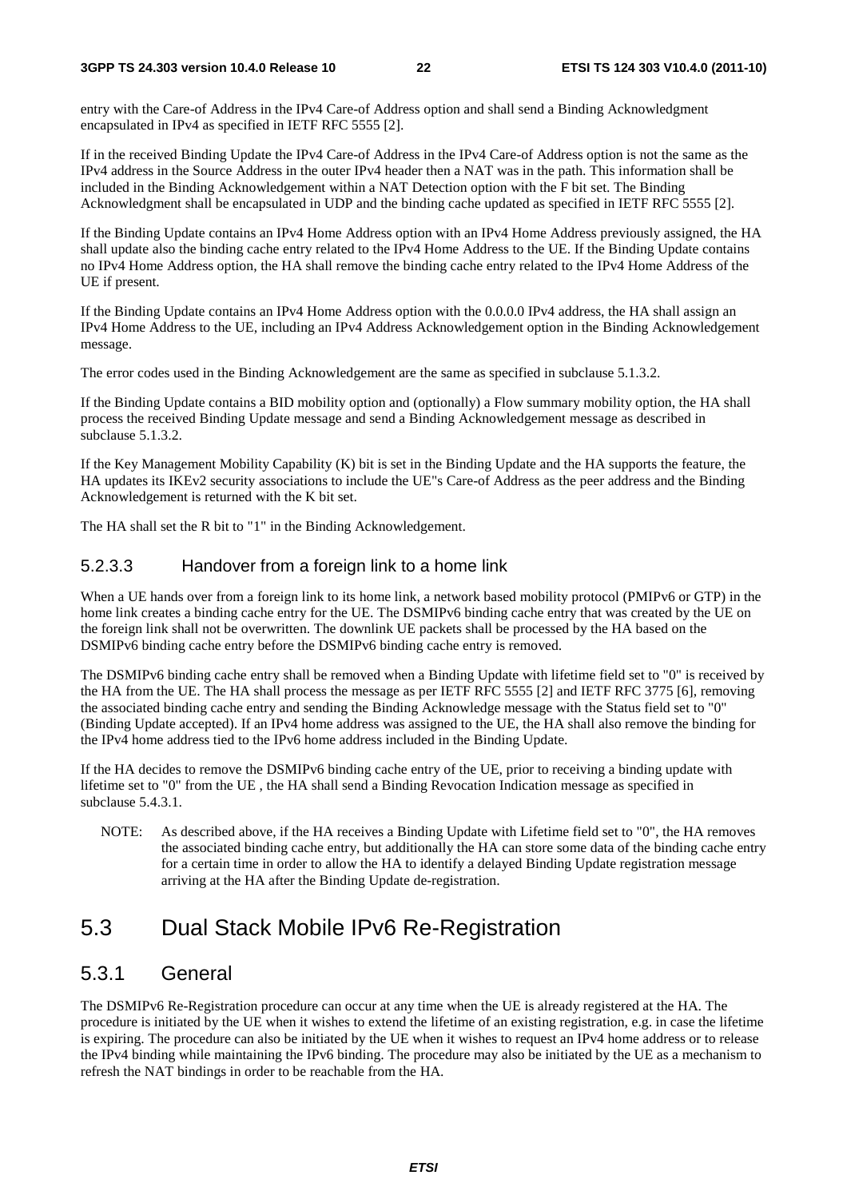entry with the Care-of Address in the IPv4 Care-of Address option and shall send a Binding Acknowledgment encapsulated in IPv4 as specified in IETF RFC 5555 [2].

If in the received Binding Update the IPv4 Care-of Address in the IPv4 Care-of Address option is not the same as the IPv4 address in the Source Address in the outer IPv4 header then a NAT was in the path. This information shall be included in the Binding Acknowledgement within a NAT Detection option with the F bit set. The Binding Acknowledgment shall be encapsulated in UDP and the binding cache updated as specified in IETF RFC 5555 [2].

If the Binding Update contains an IPv4 Home Address option with an IPv4 Home Address previously assigned, the HA shall update also the binding cache entry related to the IPv4 Home Address to the UE. If the Binding Update contains no IPv4 Home Address option, the HA shall remove the binding cache entry related to the IPv4 Home Address of the UE if present.

If the Binding Update contains an IPv4 Home Address option with the 0.0.0.0 IPv4 address, the HA shall assign an IPv4 Home Address to the UE, including an IPv4 Address Acknowledgement option in the Binding Acknowledgement message.

The error codes used in the Binding Acknowledgement are the same as specified in subclause 5.1.3.2.

If the Binding Update contains a BID mobility option and (optionally) a Flow summary mobility option, the HA shall process the received Binding Update message and send a Binding Acknowledgement message as described in subclause 5.1.3.2.

If the Key Management Mobility Capability (K) bit is set in the Binding Update and the HA supports the feature, the HA updates its IKEv2 security associations to include the UE"s Care-of Address as the peer address and the Binding Acknowledgement is returned with the K bit set.

The HA shall set the R bit to "1" in the Binding Acknowledgement.

#### 5.2.3.3 Handover from a foreign link to a home link

When a UE hands over from a foreign link to its home link, a network based mobility protocol (PMIPv6 or GTP) in the home link creates a binding cache entry for the UE. The DSMIPv6 binding cache entry that was created by the UE on the foreign link shall not be overwritten. The downlink UE packets shall be processed by the HA based on the DSMIPv6 binding cache entry before the DSMIPv6 binding cache entry is removed.

The DSMIPv6 binding cache entry shall be removed when a Binding Update with lifetime field set to "0" is received by the HA from the UE. The HA shall process the message as per IETF RFC 5555 [2] and IETF RFC 3775 [6], removing the associated binding cache entry and sending the Binding Acknowledge message with the Status field set to "0" (Binding Update accepted). If an IPv4 home address was assigned to the UE, the HA shall also remove the binding for the IPv4 home address tied to the IPv6 home address included in the Binding Update.

If the HA decides to remove the DSMIPv6 binding cache entry of the UE, prior to receiving a binding update with lifetime set to "0" from the UE , the HA shall send a Binding Revocation Indication message as specified in subclause 5.4.3.1.

NOTE: As described above, if the HA receives a Binding Update with Lifetime field set to "0", the HA removes the associated binding cache entry, but additionally the HA can store some data of the binding cache entry for a certain time in order to allow the HA to identify a delayed Binding Update registration message arriving at the HA after the Binding Update de-registration.

## 5.3 Dual Stack Mobile IPv6 Re-Registration

### 5.3.1 General

The DSMIPv6 Re-Registration procedure can occur at any time when the UE is already registered at the HA. The procedure is initiated by the UE when it wishes to extend the lifetime of an existing registration, e.g. in case the lifetime is expiring. The procedure can also be initiated by the UE when it wishes to request an IPv4 home address or to release the IPv4 binding while maintaining the IPv6 binding. The procedure may also be initiated by the UE as a mechanism to refresh the NAT bindings in order to be reachable from the HA.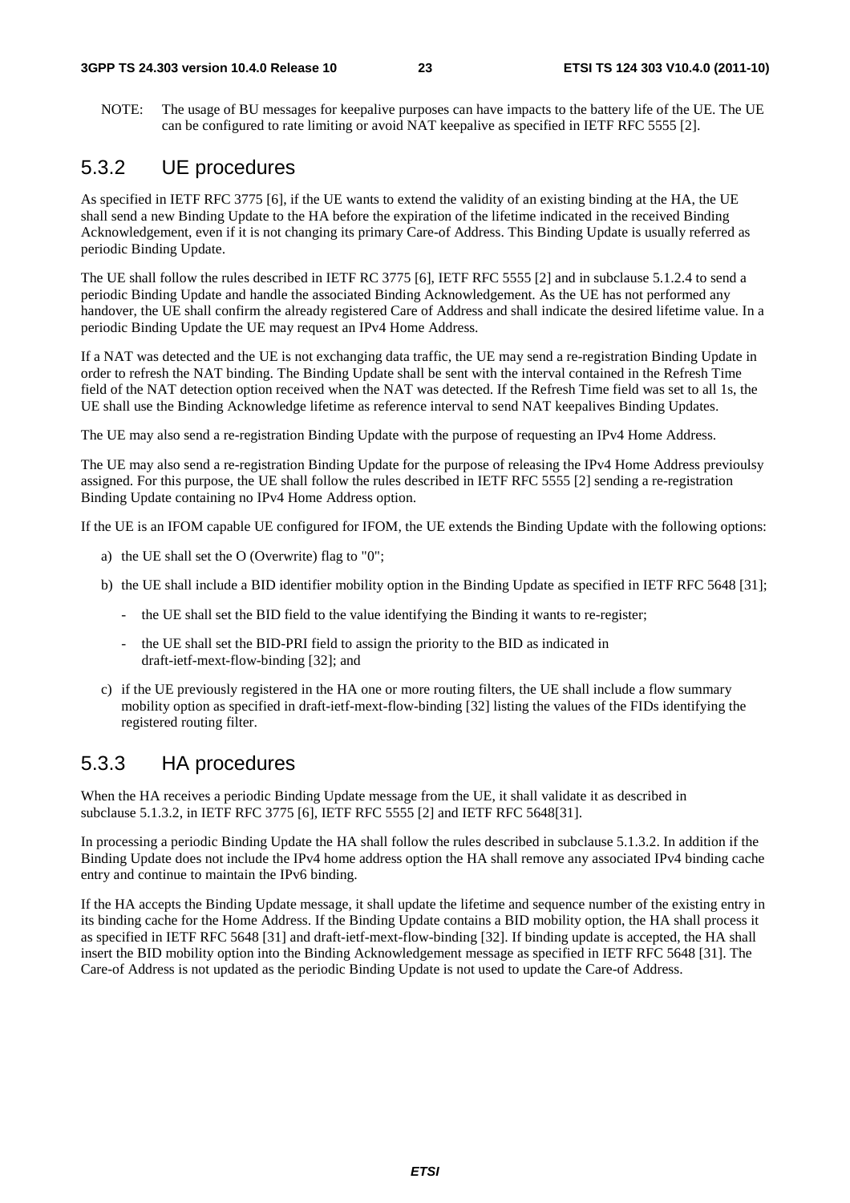NOTE: The usage of BU messages for keepalive purposes can have impacts to the battery life of the UE. The UE can be configured to rate limiting or avoid NAT keepalive as specified in IETF RFC 5555 [2].

## 5.3.2 UE procedures

As specified in IETF RFC 3775 [6], if the UE wants to extend the validity of an existing binding at the HA, the UE shall send a new Binding Update to the HA before the expiration of the lifetime indicated in the received Binding Acknowledgement, even if it is not changing its primary Care-of Address. This Binding Update is usually referred as periodic Binding Update.

The UE shall follow the rules described in IETF RC 3775 [6], IETF RFC 5555 [2] and in subclause 5.1.2.4 to send a periodic Binding Update and handle the associated Binding Acknowledgement. As the UE has not performed any handover, the UE shall confirm the already registered Care of Address and shall indicate the desired lifetime value. In a periodic Binding Update the UE may request an IPv4 Home Address.

If a NAT was detected and the UE is not exchanging data traffic, the UE may send a re-registration Binding Update in order to refresh the NAT binding. The Binding Update shall be sent with the interval contained in the Refresh Time field of the NAT detection option received when the NAT was detected. If the Refresh Time field was set to all 1s, the UE shall use the Binding Acknowledge lifetime as reference interval to send NAT keepalives Binding Updates.

The UE may also send a re-registration Binding Update with the purpose of requesting an IPv4 Home Address.

The UE may also send a re-registration Binding Update for the purpose of releasing the IPv4 Home Address previoulsy assigned. For this purpose, the UE shall follow the rules described in IETF RFC 5555 [2] sending a re-registration Binding Update containing no IPv4 Home Address option.

If the UE is an IFOM capable UE configured for IFOM, the UE extends the Binding Update with the following options:

a) the UE shall set the O (Overwrite) flag to "0";

b) the UE shall include a BID identifier mobility option in the Binding Update as specified in IETF RFC 5648 [31];

- the UE shall set the BID field to the value identifying the Binding it wants to re-register;
- the UE shall set the BID-PRI field to assign the priority to the BID as indicated in draft-ietf-mext-flow-binding [32]; and

c) if the UE previously registered in the HA one or more routing filters, the UE shall include a flow summary mobility option as specified in draft-ietf-mext-flow-binding [32] listing the values of the FIDs identifying the registered routing filter.

## 5.3.3 HA procedures

When the HA receives a periodic Binding Update message from the UE, it shall validate it as described in subclause 5.1.3.2, in IETF RFC 3775 [6], IETF RFC 5555 [2] and IETF RFC 5648[31].

In processing a periodic Binding Update the HA shall follow the rules described in subclause 5.1.3.2. In addition if the Binding Update does not include the IPv4 home address option the HA shall remove any associated IPv4 binding cache entry and continue to maintain the IPv6 binding.

If the HA accepts the Binding Update message, it shall update the lifetime and sequence number of the existing entry in its binding cache for the Home Address. If the Binding Update contains a BID mobility option, the HA shall process it as specified in IETF RFC 5648 [31] and draft-ietf-mext-flow-binding [32]. If binding update is accepted, the HA shall insert the BID mobility option into the Binding Acknowledgement message as specified in IETF RFC 5648 [31]. The Care-of Address is not updated as the periodic Binding Update is not used to update the Care-of Address.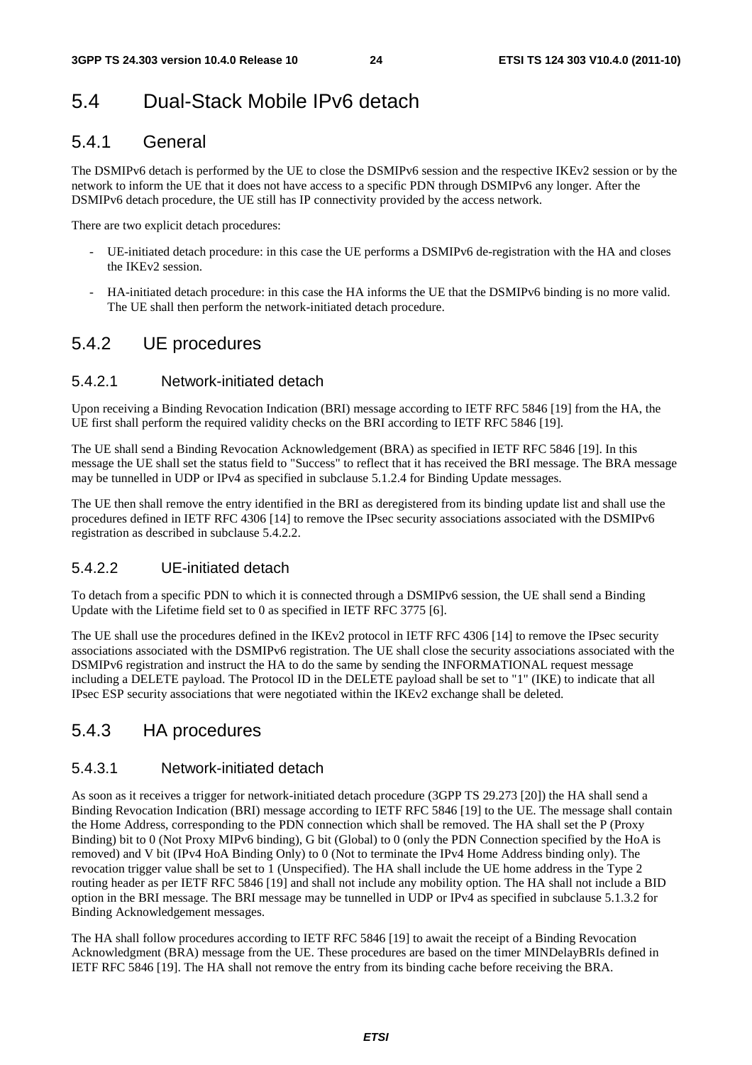# 5.4 Dual-Stack Mobile IPv6 detach

## 5.4.1 General

The DSMIPv6 detach is performed by the UE to close the DSMIPv6 session and the respective IKEv2 session or by the network to inform the UE that it does not have access to a specific PDN through DSMIPv6 any longer. After the DSMIPv6 detach procedure, the UE still has IP connectivity provided by the access network.

There are two explicit detach procedures:

- UE-initiated detach procedure: in this case the UE performs a DSMIPv6 de-registration with the HA and closes the IKEv2 session.
- HA-initiated detach procedure: in this case the HA informs the UE that the DSMIPv6 binding is no more valid. The UE shall then perform the network-initiated detach procedure.

## 5.4.2 UE procedures

### 5.4.2.1 Network-initiated detach

Upon receiving a Binding Revocation Indication (BRI) message according to IETF RFC 5846 [19] from the HA, the UE first shall perform the required validity checks on the BRI according to IETF RFC 5846 [19].

The UE shall send a Binding Revocation Acknowledgement (BRA) as specified in IETF RFC 5846 [19]. In this message the UE shall set the status field to "Success" to reflect that it has received the BRI message. The BRA message may be tunnelled in UDP or IPv4 as specified in subclause 5.1.2.4 for Binding Update messages.

The UE then shall remove the entry identified in the BRI as deregistered from its binding update list and shall use the procedures defined in IETF RFC 4306 [14] to remove the IPsec security associations associated with the DSMIPv6 registration as described in subclause 5.4.2.2.

### 5.4.2.2 UE-initiated detach

To detach from a specific PDN to which it is connected through a DSMIPv6 session, the UE shall send a Binding Update with the Lifetime field set to 0 as specified in IETF RFC 3775 [6].

The UE shall use the procedures defined in the IKEv2 protocol in IETF RFC 4306 [14] to remove the IPsec security associations associated with the DSMIPv6 registration. The UE shall close the security associations associated with the DSMIPv6 registration and instruct the HA to do the same by sending the INFORMATIONAL request message including a DELETE payload. The Protocol ID in the DELETE payload shall be set to "1" (IKE) to indicate that all IPsec ESP security associations that were negotiated within the IKEv2 exchange shall be deleted.

## 5.4.3 HA procedures

### 5.4.3.1 Network-initiated detach

As soon as it receives a trigger for network-initiated detach procedure (3GPP TS 29.273 [20]) the HA shall send a Binding Revocation Indication (BRI) message according to IETF RFC 5846 [19] to the UE. The message shall contain the Home Address, corresponding to the PDN connection which shall be removed. The HA shall set the P (Proxy Binding) bit to 0 (Not Proxy MIPv6 binding), G bit (Global) to 0 (only the PDN Connection specified by the HoA is removed) and V bit (IPv4 HoA Binding Only) to 0 (Not to terminate the IPv4 Home Address binding only). The revocation trigger value shall be set to 1 (Unspecified). The HA shall include the UE home address in the Type 2 routing header as per IETF RFC 5846 [19] and shall not include any mobility option. The HA shall not include a BID option in the BRI message. The BRI message may be tunnelled in UDP or IPv4 as specified in subclause 5.1.3.2 for Binding Acknowledgement messages.

The HA shall follow procedures according to IETF RFC 5846 [19] to await the receipt of a Binding Revocation Acknowledgment (BRA) message from the UE. These procedures are based on the timer MINDelayBRIs defined in IETF RFC 5846 [19]. The HA shall not remove the entry from its binding cache before receiving the BRA.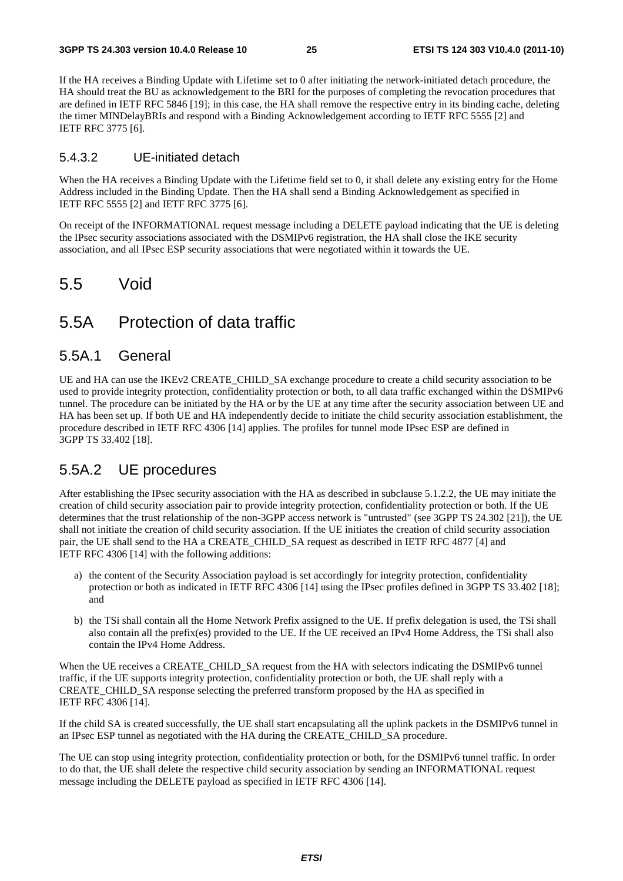If the HA receives a Binding Update with Lifetime set to 0 after initiating the network-initiated detach procedure, the HA should treat the BU as acknowledgement to the BRI for the purposes of completing the revocation procedures that are defined in IETF RFC 5846 [19]; in this case, the HA shall remove the respective entry in its binding cache, deleting the timer MINDelayBRIs and respond with a Binding Acknowledgement according to IETF RFC 5555 [2] and IETF RFC 3775 [6].

#### 5.4.3.2 UE-initiated detach

When the HA receives a Binding Update with the Lifetime field set to 0, it shall delete any existing entry for the Home Address included in the Binding Update. Then the HA shall send a Binding Acknowledgement as specified in IETF RFC 5555 [2] and IETF RFC 3775 [6].

On receipt of the INFORMATIONAL request message including a DELETE payload indicating that the UE is deleting the IPsec security associations associated with the DSMIPv6 registration, the HA shall close the IKE security association, and all IPsec ESP security associations that were negotiated within it towards the UE.

## 5.5 Void

## 5.5A Protection of data traffic

### 5.5A.1 General

UE and HA can use the IKEv2 CREATE_CHILD_SA exchange procedure to create a child security association to be used to provide integrity protection, confidentiality protection or both, to all data traffic exchanged within the DSMIPv6 tunnel. The procedure can be initiated by the HA or by the UE at any time after the security association between UE and HA has been set up. If both UE and HA independently decide to initiate the child security association establishment, the procedure described in IETF RFC 4306 [14] applies. The profiles for tunnel mode IPsec ESP are defined in 3GPP TS 33.402 [18].

### 5.5A.2 UE procedures

After establishing the IPsec security association with the HA as described in subclause 5.1.2.2, the UE may initiate the creation of child security association pair to provide integrity protection, confidentiality protection or both. If the UE determines that the trust relationship of the non-3GPP access network is "untrusted" (see 3GPP TS 24.302 [21]), the UE shall not initiate the creation of child security association. If the UE initiates the creation of child security association pair, the UE shall send to the HA a CREATE_CHILD_SA request as described in IETF RFC 4877 [4] and IETF RFC 4306 [14] with the following additions:

a) the content of the Security Association payload is set accordingly for integrity protection, confidentiality protection or both as indicated in IETF RFC 4306 [14] using the IPsec profiles defined in 3GPP TS 33.402 [18]; and

b) the TSi shall contain all the Home Network Prefix assigned to the UE. If prefix delegation is used, the TSi shall also contain all the prefix(es) provided to the UE. If the UE received an IPv4 Home Address, the TSi shall also contain the IPv4 Home Address.

When the UE receives a CREATE_CHILD_SA request from the HA with selectors indicating the DSMIPv6 tunnel traffic, if the UE supports integrity protection, confidentiality protection or both, the UE shall reply with a CREATE_CHILD_SA response selecting the preferred transform proposed by the HA as specified in IETF RFC 4306 [14].

If the child SA is created successfully, the UE shall start encapsulating all the uplink packets in the DSMIPv6 tunnel in an IPsec ESP tunnel as negotiated with the HA during the CREATE_CHILD_SA procedure.

The UE can stop using integrity protection, confidentiality protection or both, for the DSMIPv6 tunnel traffic. In order to do that, the UE shall delete the respective child security association by sending an INFORMATIONAL request message including the DELETE payload as specified in IETF RFC 4306 [14].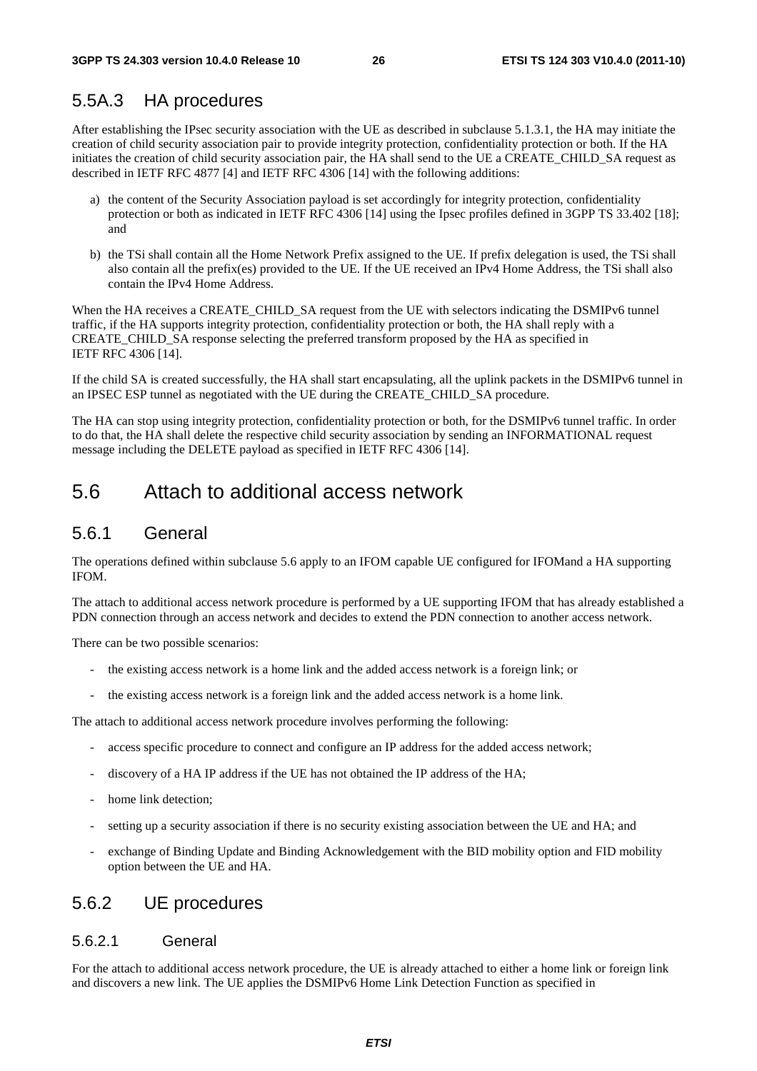### 5.5A.3 HA procedures

After establishing the IPsec security association with the UE as described in subclause 5.1.3.1, the HA may initiate the creation of child security association pair to provide integrity protection, confidentiality protection or both. If the HA initiates the creation of child security association pair, the HA shall send to the UE a CREATE_CHILD_SA request as described in IETF RFC 4877 [4] and IETF RFC 4306 [14] with the following additions:

a) the content of the Security Association payload is set accordingly for integrity protection, confidentiality protection or both as indicated in IETF RFC 4306 [14] using the Ipsec profiles defined in 3GPP TS 33.402 [18]; and

b) the TSi shall contain all the Home Network Prefix assigned to the UE. If prefix delegation is used, the TSi shall also contain all the prefix(es) provided to the UE. If the UE received an IPv4 Home Address, the TSi shall also contain the IPv4 Home Address.

When the HA receives a CREATE_CHILD_SA request from the UE with selectors indicating the DSMIPv6 tunnel traffic, if the HA supports integrity protection, confidentiality protection or both, the HA shall reply with a CREATE_CHILD_SA response selecting the preferred transform proposed by the HA as specified in IETF RFC 4306 [14].

If the child SA is created successfully, the HA shall start encapsulating, all the uplink packets in the DSMIPv6 tunnel in an IPSEC ESP tunnel as negotiated with the UE during the CREATE_CHILD_SA procedure.

The HA can stop using integrity protection, confidentiality protection or both, for the DSMIPv6 tunnel traffic. In order to do that, the HA shall delete the respective child security association by sending an INFORMATIONAL request message including the DELETE payload as specified in IETF RFC 4306 [14].

## 5.6 Attach to additional access network

### 5.6.1 General

The operations defined within subclause 5.6 apply to an IFOM capable UE configured for IFOMand a HA supporting IFOM.

The attach to additional access network procedure is performed by a UE supporting IFOM that has already established a PDN connection through an access network and decides to extend the PDN connection to another access network.

There can be two possible scenarios:

- the existing access network is a home link and the added access network is a foreign link; or
- the existing access network is a foreign link and the added access network is a home link.

The attach to additional access network procedure involves performing the following:

- access specific procedure to connect and configure an IP address for the added access network;
- discovery of a HA IP address if the UE has not obtained the IP address of the HA;
- home link detection;
- setting up a security association if there is no security existing association between the UE and HA; and
- exchange of Binding Update and Binding Acknowledgement with the BID mobility option and FID mobility option between the UE and HA.

### 5.6.2 UE procedures

#### 5.6.2.1 General

For the attach to additional access network procedure, the UE is already attached to either a home link or foreign link and discovers a new link. The UE applies the DSMIPv6 Home Link Detection Function as specified in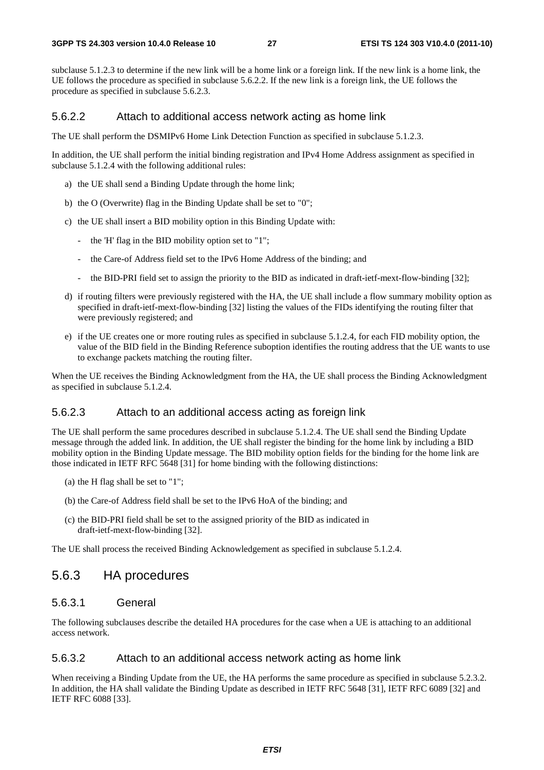subclause 5.1.2.3 to determine if the new link will be a home link or a foreign link. If the new link is a home link, the UE follows the procedure as specified in subclause 5.6.2.2. If the new link is a foreign link, the UE follows the procedure as specified in subclause 5.6.2.3.

#### 5.6.2.2 Attach to additional access network acting as home link

The UE shall perform the DSMIPv6 Home Link Detection Function as specified in subclause 5.1.2.3.

In addition, the UE shall perform the initial binding registration and IPv4 Home Address assignment as specified in subclause 5.1.2.4 with the following additional rules:

a) the UE shall send a Binding Update through the home link;

b) the O (Overwrite) flag in the Binding Update shall be set to "0";

c) the UE shall insert a BID mobility option in this Binding Update with:

  - the 'H' flag in the BID mobility option set to "1";
  - the Care-of Address field set to the IPv6 Home Address of the binding; and
  - the BID-PRI field set to assign the priority to the BID as indicated in draft-ietf-mext-flow-binding [32];

d) if routing filters were previously registered with the HA, the UE shall include a flow summary mobility option as specified in draft-ietf-mext-flow-binding [32] listing the values of the FIDs identifying the routing filter that were previously registered; and

e) if the UE creates one or more routing rules as specified in subclause 5.1.2.4, for each FID mobility option, the value of the BID field in the Binding Reference suboption identifies the routing address that the UE wants to use to exchange packets matching the routing filter.

When the UE receives the Binding Acknowledgment from the HA, the UE shall process the Binding Acknowledgment as specified in subclause 5.1.2.4.

#### 5.6.2.3 Attach to an additional access acting as foreign link

The UE shall perform the same procedures described in subclause 5.1.2.4. The UE shall send the Binding Update message through the added link. In addition, the UE shall register the binding for the home link by including a BID mobility option in the Binding Update message. The BID mobility option fields for the binding for the home link are those indicated in IETF RFC 5648 [31] for home binding with the following distinctions:

(a) the H flag shall be set to "1";

(b) the Care-of Address field shall be set to the IPv6 HoA of the binding; and

(c) the BID-PRI field shall be set to the assigned priority of the BID as indicated in draft-ietf-mext-flow-binding [32].

The UE shall process the received Binding Acknowledgement as specified in subclause 5.1.2.4.

### 5.6.3 HA procedures

#### 5.6.3.1 General

The following subclauses describe the detailed HA procedures for the case when a UE is attaching to an additional access network.

#### 5.6.3.2 Attach to an additional access network acting as home link

When receiving a Binding Update from the UE, the HA performs the same procedure as specified in subclause 5.2.3.2. In addition, the HA shall validate the Binding Update as described in IETF RFC 5648 [31], IETF RFC 6089 [32] and IETF RFC 6088 [33].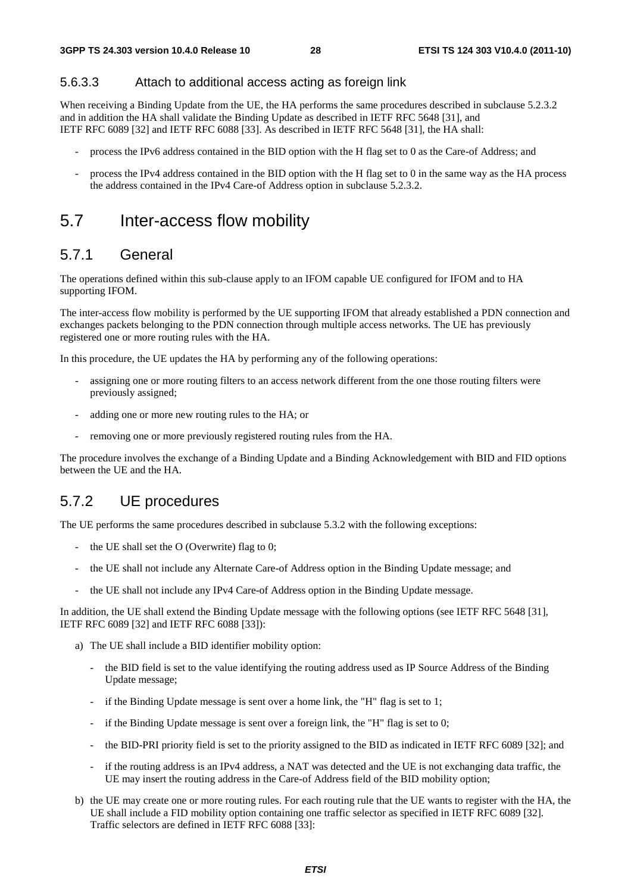### 5.6.3.3 Attach to additional access acting as foreign link

When receiving a Binding Update from the UE, the HA performs the same procedures described in subclause 5.2.3.2 and in addition the HA shall validate the Binding Update as described in IETF RFC 5648 [31], and IETF RFC 6089 [32] and IETF RFC 6088 [33]. As described in IETF RFC 5648 [31], the HA shall:

- process the IPv6 address contained in the BID option with the H flag set to 0 as the Care-of Address; and
- process the IPv4 address contained in the BID option with the H flag set to 0 in the same way as the HA process the address contained in the IPv4 Care-of Address option in subclause 5.2.3.2.

# 5.7 Inter-access flow mobility

## 5.7.1 General

The operations defined within this sub-clause apply to an IFOM capable UE configured for IFOM and to HA supporting IFOM.

The inter-access flow mobility is performed by the UE supporting IFOM that already established a PDN connection and exchanges packets belonging to the PDN connection through multiple access networks. The UE has previously registered one or more routing rules with the HA.

In this procedure, the UE updates the HA by performing any of the following operations:

- assigning one or more routing filters to an access network different from the one those routing filters were previously assigned;
- adding one or more new routing rules to the HA; or
- removing one or more previously registered routing rules from the HA.

The procedure involves the exchange of a Binding Update and a Binding Acknowledgement with BID and FID options between the UE and the HA.

## 5.7.2 UE procedures

The UE performs the same procedures described in subclause 5.3.2 with the following exceptions:

- the UE shall set the O (Overwrite) flag to 0;
- the UE shall not include any Alternate Care-of Address option in the Binding Update message; and
- the UE shall not include any IPv4 Care-of Address option in the Binding Update message.

In addition, the UE shall extend the Binding Update message with the following options (see IETF RFC 5648 [31], IETF RFC 6089 [32] and IETF RFC 6088 [33]):

a) The UE shall include a BID identifier mobility option:
   - the BID field is set to the value identifying the routing address used as IP Source Address of the Binding Update message;
   - if the Binding Update message is sent over a home link, the "H" flag is set to 1;
   - if the Binding Update message is sent over a foreign link, the "H" flag is set to 0;
   - the BID-PRI priority field is set to the priority assigned to the BID as indicated in IETF RFC 6089 [32]; and
   - if the routing address is an IPv4 address, a NAT was detected and the UE is not exchanging data traffic, the UE may insert the routing address in the Care-of Address field of the BID mobility option;

b) the UE may create one or more routing rules. For each routing rule that the UE wants to register with the HA, the UE shall include a FID mobility option containing one traffic selector as specified in IETF RFC 6089 [32]. Traffic selectors are defined in IETF RFC 6088 [33]: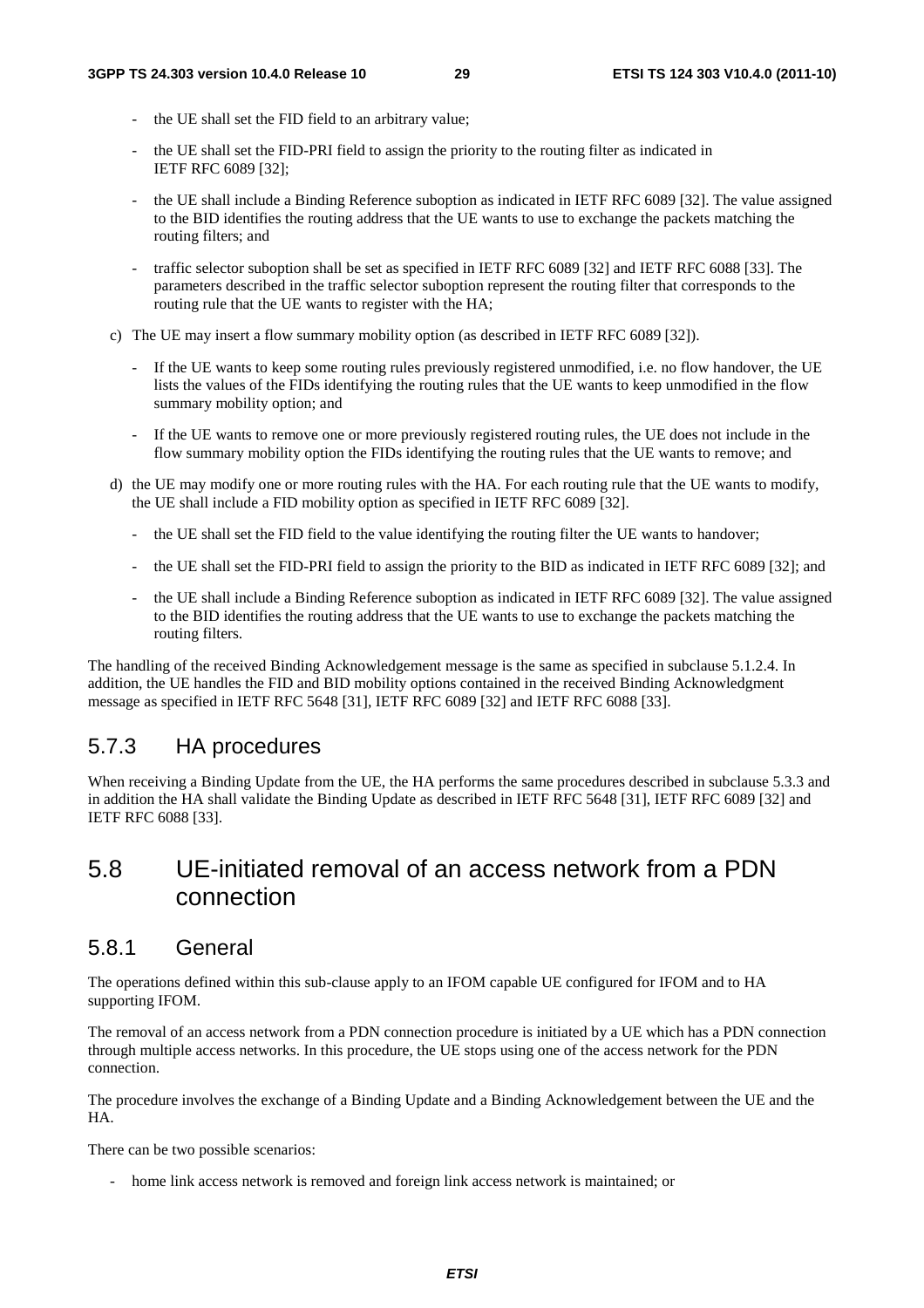- the UE shall set the FID field to an arbitrary value;
- the UE shall set the FID-PRI field to assign the priority to the routing filter as indicated in IETF RFC 6089 [32];
- the UE shall include a Binding Reference suboption as indicated in IETF RFC 6089 [32]. The value assigned to the BID identifies the routing address that the UE wants to use to exchange the packets matching the routing filters; and
- traffic selector suboption shall be set as specified in IETF RFC 6089 [32] and IETF RFC 6088 [33]. The parameters described in the traffic selector suboption represent the routing filter that corresponds to the routing rule that the UE wants to register with the HA;

c) The UE may insert a flow summary mobility option (as described in IETF RFC 6089 [32]).

- If the UE wants to keep some routing rules previously registered unmodified, i.e. no flow handover, the UE lists the values of the FIDs identifying the routing rules that the UE wants to keep unmodified in the flow summary mobility option; and
- If the UE wants to remove one or more previously registered routing rules, the UE does not include in the flow summary mobility option the FIDs identifying the routing rules that the UE wants to remove; and

d) the UE may modify one or more routing rules with the HA. For each routing rule that the UE wants to modify, the UE shall include a FID mobility option as specified in IETF RFC 6089 [32].

- the UE shall set the FID field to the value identifying the routing filter the UE wants to handover;
- the UE shall set the FID-PRI field to assign the priority to the BID as indicated in IETF RFC 6089 [32]; and
- the UE shall include a Binding Reference suboption as indicated in IETF RFC 6089 [32]. The value assigned to the BID identifies the routing address that the UE wants to use to exchange the packets matching the routing filters.

The handling of the received Binding Acknowledgement message is the same as specified in subclause 5.1.2.4. In addition, the UE handles the FID and BID mobility options contained in the received Binding Acknowledgment message as specified in IETF RFC 5648 [31], IETF RFC 6089 [32] and IETF RFC 6088 [33].

### 5.7.3 HA procedures

When receiving a Binding Update from the UE, the HA performs the same procedures described in subclause 5.3.3 and in addition the HA shall validate the Binding Update as described in IETF RFC 5648 [31], IETF RFC 6089 [32] and IETF RFC 6088 [33].

## 5.8 UE-initiated removal of an access network from a PDN connection

### 5.8.1 General

The operations defined within this sub-clause apply to an IFOM capable UE configured for IFOM and to HA supporting IFOM.

The removal of an access network from a PDN connection procedure is initiated by a UE which has a PDN connection through multiple access networks. In this procedure, the UE stops using one of the access network for the PDN connection.

The procedure involves the exchange of a Binding Update and a Binding Acknowledgement between the UE and the HA.

There can be two possible scenarios:

- home link access network is removed and foreign link access network is maintained; or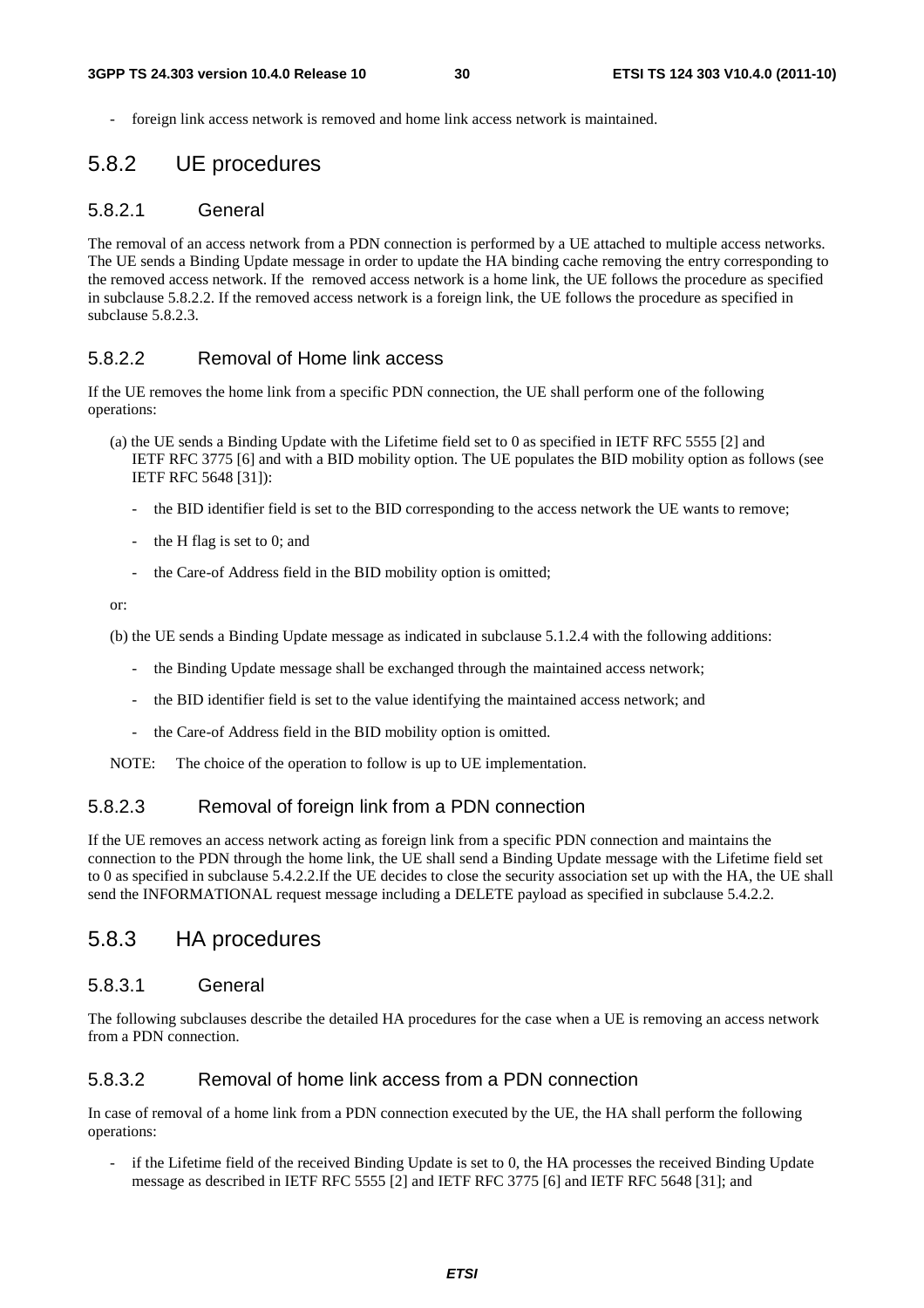- foreign link access network is removed and home link access network is maintained.

## 5.8.2 UE procedures

### 5.8.2.1 General

The removal of an access network from a PDN connection is performed by a UE attached to multiple access networks. The UE sends a Binding Update message in order to update the HA binding cache removing the entry corresponding to the removed access network. If the removed access network is a home link, the UE follows the procedure as specified in subclause 5.8.2.2. If the removed access network is a foreign link, the UE follows the procedure as specified in subclause 5.8.2.3.

### 5.8.2.2 Removal of Home link access

If the UE removes the home link from a specific PDN connection, the UE shall perform one of the following operations:

(a) the UE sends a Binding Update with the Lifetime field set to 0 as specified in IETF RFC 5555 [2] and IETF RFC 3775 [6] and with a BID mobility option. The UE populates the BID mobility option as follows (see IETF RFC 5648 [31]):

- the BID identifier field is set to the BID corresponding to the access network the UE wants to remove;
- the H flag is set to 0; and
- the Care-of Address field in the BID mobility option is omitted;

or:

(b) the UE sends a Binding Update message as indicated in subclause 5.1.2.4 with the following additions:

- the Binding Update message shall be exchanged through the maintained access network;
- the BID identifier field is set to the value identifying the maintained access network; and
- the Care-of Address field in the BID mobility option is omitted.

NOTE: The choice of the operation to follow is up to UE implementation.

### 5.8.2.3 Removal of foreign link from a PDN connection

If the UE removes an access network acting as foreign link from a specific PDN connection and maintains the connection to the PDN through the home link, the UE shall send a Binding Update message with the Lifetime field set to 0 as specified in subclause 5.4.2.2.If the UE decides to close the security association set up with the HA, the UE shall send the INFORMATIONAL request message including a DELETE payload as specified in subclause 5.4.2.2.

## 5.8.3 HA procedures

### 5.8.3.1 General

The following subclauses describe the detailed HA procedures for the case when a UE is removing an access network from a PDN connection.

### 5.8.3.2 Removal of home link access from a PDN connection

In case of removal of a home link from a PDN connection executed by the UE, the HA shall perform the following operations:

- if the Lifetime field of the received Binding Update is set to 0, the HA processes the received Binding Update message as described in IETF RFC 5555 [2] and IETF RFC 3775 [6] and IETF RFC 5648 [31]; and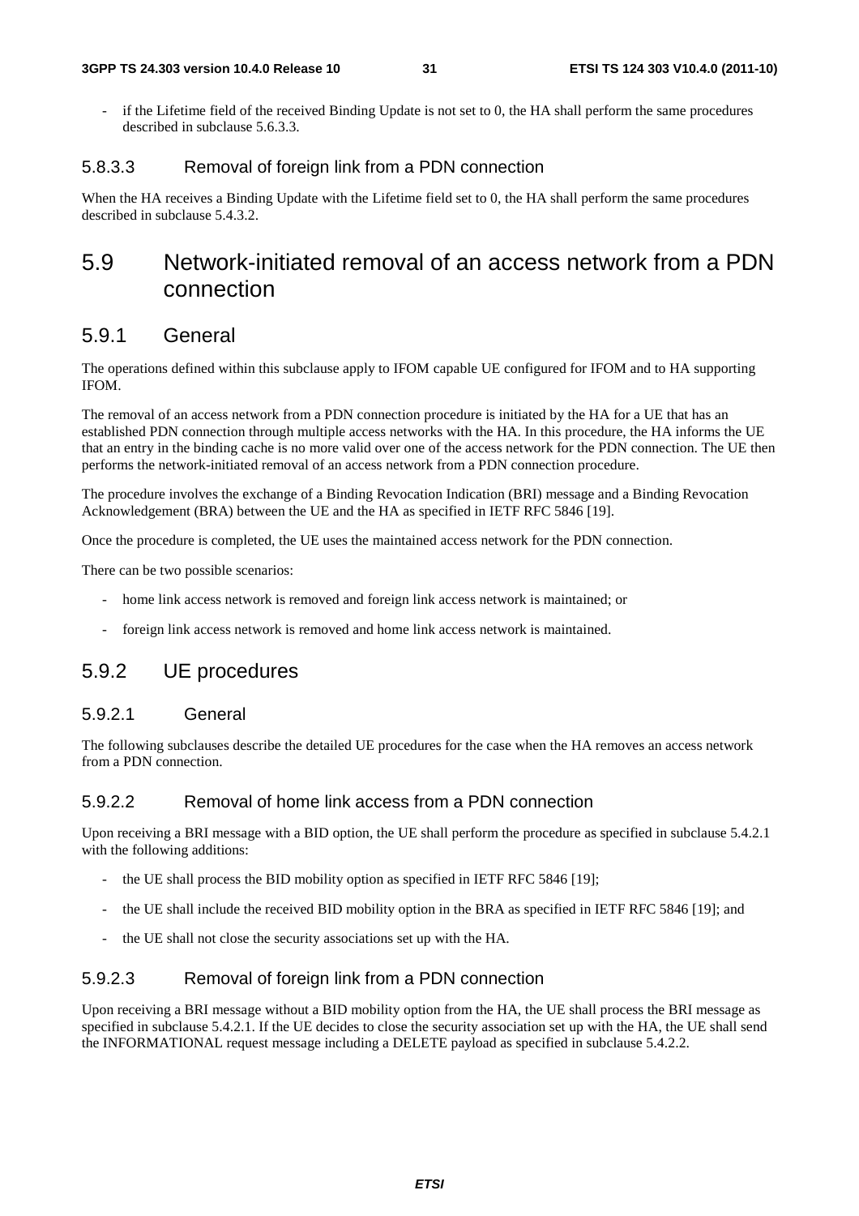- if the Lifetime field of the received Binding Update is not set to 0, the HA shall perform the same procedures described in subclause 5.6.3.3.

#### 5.8.3.3 Removal of foreign link from a PDN connection

When the HA receives a Binding Update with the Lifetime field set to 0, the HA shall perform the same procedures described in subclause 5.4.3.2.

## 5.9 Network-initiated removal of an access network from a PDN connection

### 5.9.1 General

The operations defined within this subclause apply to IFOM capable UE configured for IFOM and to HA supporting IFOM.

The removal of an access network from a PDN connection procedure is initiated by the HA for a UE that has an established PDN connection through multiple access networks with the HA. In this procedure, the HA informs the UE that an entry in the binding cache is no more valid over one of the access network for the PDN connection. The UE then performs the network-initiated removal of an access network from a PDN connection procedure.

The procedure involves the exchange of a Binding Revocation Indication (BRI) message and a Binding Revocation Acknowledgement (BRA) between the UE and the HA as specified in IETF RFC 5846 [19].

Once the procedure is completed, the UE uses the maintained access network for the PDN connection.

There can be two possible scenarios:

- home link access network is removed and foreign link access network is maintained; or
- foreign link access network is removed and home link access network is maintained.

### 5.9.2 UE procedures

#### 5.9.2.1 General

The following subclauses describe the detailed UE procedures for the case when the HA removes an access network from a PDN connection.

#### 5.9.2.2 Removal of home link access from a PDN connection

Upon receiving a BRI message with a BID option, the UE shall perform the procedure as specified in subclause 5.4.2.1 with the following additions:

- the UE shall process the BID mobility option as specified in IETF RFC 5846 [19];
- the UE shall include the received BID mobility option in the BRA as specified in IETF RFC 5846 [19]; and
- the UE shall not close the security associations set up with the HA.

#### 5.9.2.3 Removal of foreign link from a PDN connection

Upon receiving a BRI message without a BID mobility option from the HA, the UE shall process the BRI message as specified in subclause 5.4.2.1. If the UE decides to close the security association set up with the HA, the UE shall send the INFORMATIONAL request message including a DELETE payload as specified in subclause 5.4.2.2.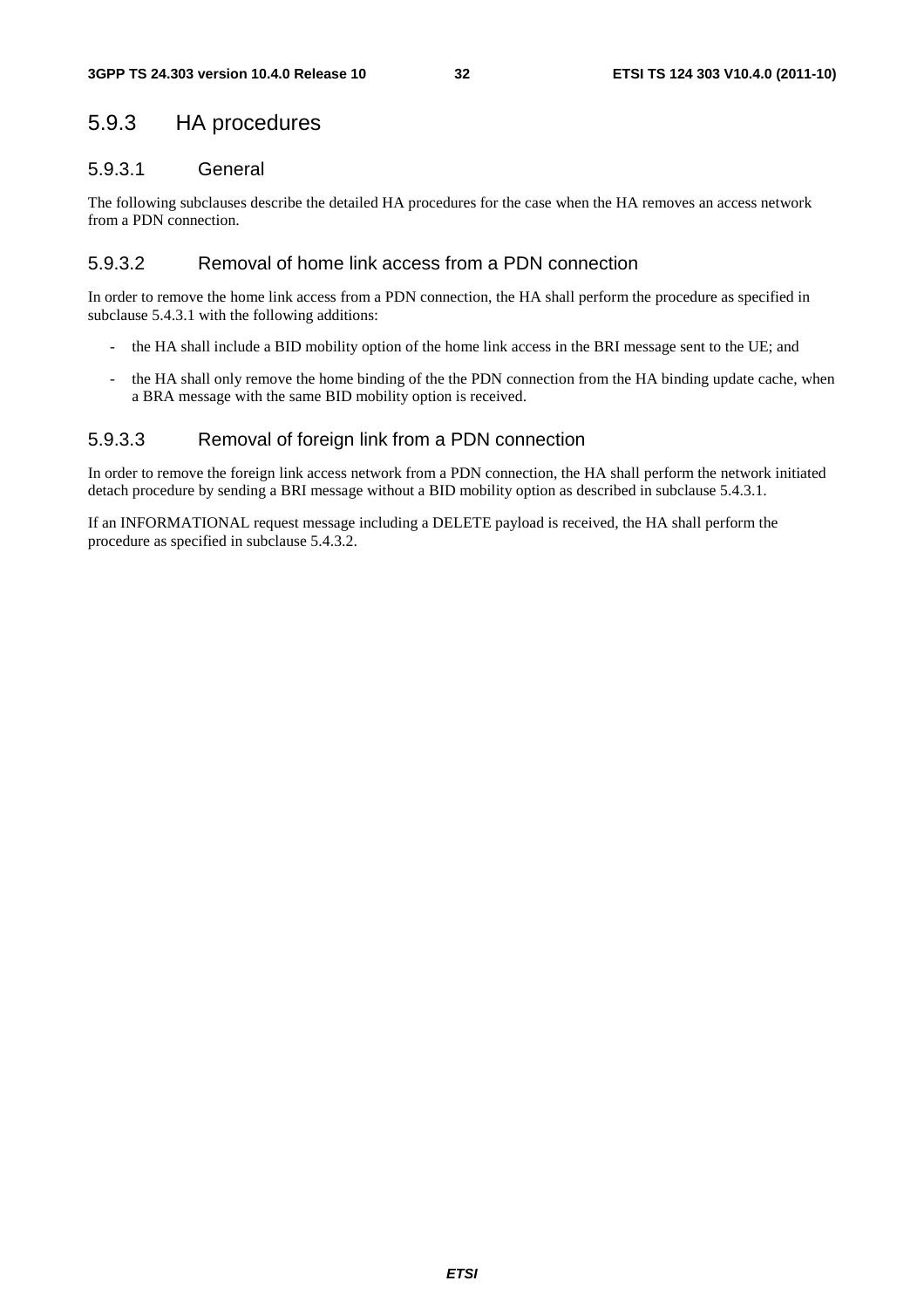### 5.9.3 HA procedures

#### 5.9.3.1 General

The following subclauses describe the detailed HA procedures for the case when the HA removes an access network from a PDN connection.

#### 5.9.3.2 Removal of home link access from a PDN connection

In order to remove the home link access from a PDN connection, the HA shall perform the procedure as specified in subclause 5.4.3.1 with the following additions:

- the HA shall include a BID mobility option of the home link access in the BRI message sent to the UE; and
- the HA shall only remove the home binding of the the PDN connection from the HA binding update cache, when a BRA message with the same BID mobility option is received.

#### 5.9.3.3 Removal of foreign link from a PDN connection

In order to remove the foreign link access network from a PDN connection, the HA shall perform the network initiated detach procedure by sending a BRI message without a BID mobility option as described in subclause 5.4.3.1.

If an INFORMATIONAL request message including a DELETE payload is received, the HA shall perform the procedure as specified in subclause 5.4.3.2.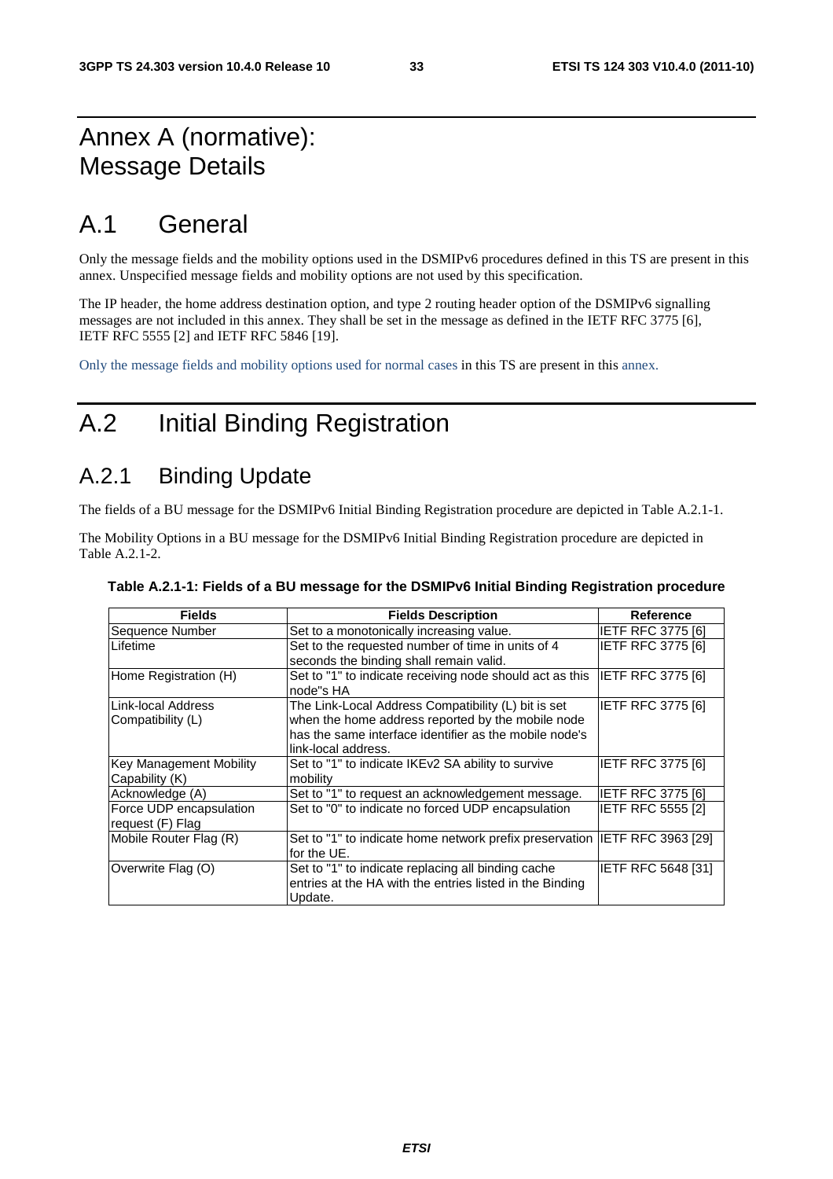# Annex A (normative): Message Details

# A.1 General

Only the message fields and the mobility options used in the DSMIPv6 procedures defined in this TS are present in this annex. Unspecified message fields and mobility options are not used by this specification.

The IP header, the home address destination option, and type 2 routing header option of the DSMIPv6 signalling messages are not included in this annex. They shall be set in the message as defined in the IETF RFC 3775 [6], IETF RFC 5555 [2] and IETF RFC 5846 [19].

Only the message fields and mobility options used for normal cases in this TS are present in this annex.

# A.2 Initial Binding Registration

## A.2.1 Binding Update

The fields of a BU message for the DSMIPv6 Initial Binding Registration procedure are depicted in Table A.2.1-1.

The Mobility Options in a BU message for the DSMIPv6 Initial Binding Registration procedure are depicted in Table A.2.1-2.

**Table A.2.1-1: Fields of a BU message for the DSMIPv6 Initial Binding Registration procedure**

| Fields | Fields Description | Reference |
|---|---|---|
| Sequence Number | Set to a monotonically increasing value. | IETF RFC 3775 [6] |
| Lifetime | Set to the requested number of time in units of 4 seconds the binding shall remain valid. | IETF RFC 3775 [6] |
| Home Registration (H) | Set to "1" to indicate receiving node should act as this node"s HA | IETF RFC 3775 [6] |
| Link-local Address Compatibility (L) | The Link-Local Address Compatibility (L) bit is set when the home address reported by the mobile node has the same interface identifier as the mobile node's link-local address. | IETF RFC 3775 [6] |
| Key Management Mobility Capability (K) | Set to "1" to indicate IKEv2 SA ability to survive mobility | IETF RFC 3775 [6] |
| Acknowledge (A) | Set to "1" to request an acknowledgement message. | IETF RFC 3775 [6] |
| Force UDP encapsulation request (F) Flag | Set to "0" to indicate no forced UDP encapsulation | IETF RFC 5555 [2] |
| Mobile Router Flag (R) | Set to "1" to indicate home network prefix preservation for the UE. | IETF RFC 3963 [29] |
| Overwrite Flag (O) | Set to "1" to indicate replacing all binding cache entries at the HA with the entries listed in the Binding Update. | IETF RFC 5648 [31] |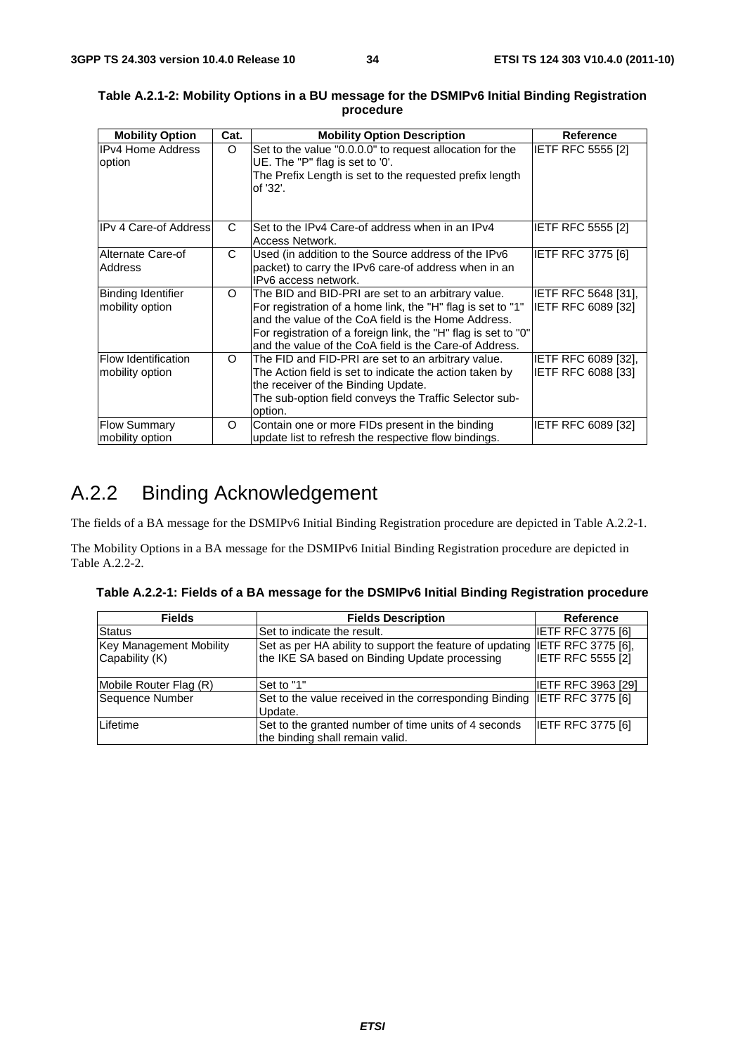**Table A.2.1-2: Mobility Options in a BU message for the DSMIPv6 Initial Binding Registration procedure**

| Mobility Option | Cat. | Mobility Option Description | Reference |
|---|---|---|---|
| IPv4 Home Address option | O | Set to the value "0.0.0.0" to request allocation for the UE. The "P" flag is set to '0'.<br>The Prefix Length is set to the requested prefix length of '32'. | IETF RFC 5555 [2] |
| IPv 4 Care-of Address | C | Set to the IPv4 Care-of address when in an IPv4 Access Network. | IETF RFC 5555 [2] |
| Alternate Care-of Address | C | Used (in addition to the Source address of the IPv6 packet) to carry the IPv6 care-of address when in an IPv6 access network. | IETF RFC 3775 [6] |
| Binding Identifier mobility option | O | The BID and BID-PRI are set to an arbitrary value. For registration of a home link, the "H" flag is set to "1" and the value of the CoA field is the Home Address. For registration of a foreign link, the "H" flag is set to "0" and the value of the CoA field is the Care-of Address. | IETF RFC 5648 [31], IETF RFC 6089 [32] |
| Flow Identification mobility option | O | The FID and FID-PRI are set to an arbitrary value. The Action field is set to indicate the action taken by the receiver of the Binding Update.<br>The sub-option field conveys the Traffic Selector sub-option. | IETF RFC 6089 [32], IETF RFC 6088 [33] |
| Flow Summary mobility option | O | Contain one or more FIDs present in the binding update list to refresh the respective flow bindings. | IETF RFC 6089 [32] |

# A.2.2 Binding Acknowledgement

The fields of a BA message for the DSMIPv6 Initial Binding Registration procedure are depicted in Table A.2.2-1.

The Mobility Options in a BA message for the DSMIPv6 Initial Binding Registration procedure are depicted in Table A.2.2-2.

**Table A.2.2-1: Fields of a BA message for the DSMIPv6 Initial Binding Registration procedure**

| Fields | Fields Description | Reference |
|---|---|---|
| Status | Set to indicate the result. | IETF RFC 3775 [6] |
| Key Management Mobility Capability (K) | Set as per HA ability to support the feature of updating the IKE SA based on Binding Update processing | IETF RFC 3775 [6], IETF RFC 5555 [2] |
| Mobile Router Flag (R) | Set to "1" | IETF RFC 3963 [29] |
| Sequence Number | Set to the value received in the corresponding Binding Update. | IETF RFC 3775 [6] |
| Lifetime | Set to the granted number of time units of 4 seconds the binding shall remain valid. | IETF RFC 3775 [6] |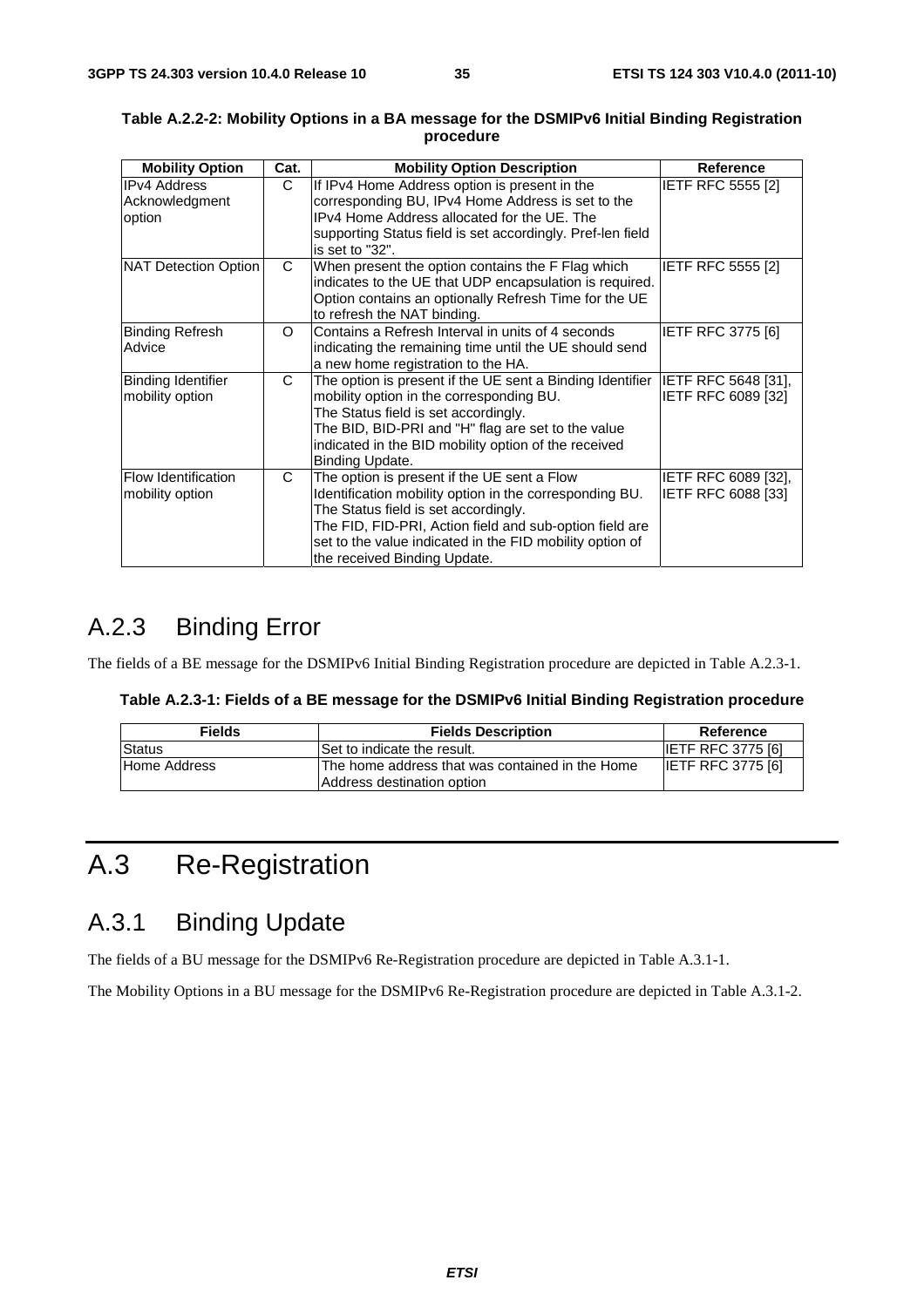**Table A.2.2-2: Mobility Options in a BA message for the DSMIPv6 Initial Binding Registration procedure**

| Mobility Option | Cat. | Mobility Option Description | Reference |
|---|---|---|---|
| IPv4 Address Acknowledgment option | C | If IPv4 Home Address option is present in the corresponding BU, IPv4 Home Address is set to the IPv4 Home Address allocated for the UE. The supporting Status field is set accordingly. Pref-len field is set to "32". | IETF RFC 5555 [2] |
| NAT Detection Option | C | When present the option contains the F Flag which indicates to the UE that UDP encapsulation is required. Option contains an optionally Refresh Time for the UE to refresh the NAT binding. | IETF RFC 5555 [2] |
| Binding Refresh Advice | O | Contains a Refresh Interval in units of 4 seconds indicating the remaining time until the UE should send a new home registration to the HA. | IETF RFC 3775 [6] |
| Binding Identifier mobility option | C | The option is present if the UE sent a Binding Identifier mobility option in the corresponding BU.<br>The Status field is set accordingly.<br>The BID, BID-PRI and "H" flag are set to the value indicated in the BID mobility option of the received Binding Update. | IETF RFC 5648 [31], IETF RFC 6089 [32] |
| Flow Identification mobility option | C | The option is present if the UE sent a Flow Identification mobility option in the corresponding BU.<br>The Status field is set accordingly.<br>The FID, FID-PRI, Action field and sub-option field are set to the value indicated in the FID mobility option of the received Binding Update. | IETF RFC 6089 [32], IETF RFC 6088 [33] |

## A.2.3 Binding Error

The fields of a BE message for the DSMIPv6 Initial Binding Registration procedure are depicted in Table A.2.3-1.

**Table A.2.3-1: Fields of a BE message for the DSMIPv6 Initial Binding Registration procedure**

| Fields | Fields Description | Reference |
|---|---|---|
| Status | Set to indicate the result. | IETF RFC 3775 [6] |
| Home Address | The home address that was contained in the Home Address destination option | IETF RFC 3775 [6] |

# A.3 Re-Registration

## A.3.1 Binding Update

The fields of a BU message for the DSMIPv6 Re-Registration procedure are depicted in Table A.3.1-1.

The Mobility Options in a BU message for the DSMIPv6 Re-Registration procedure are depicted in Table A.3.1-2.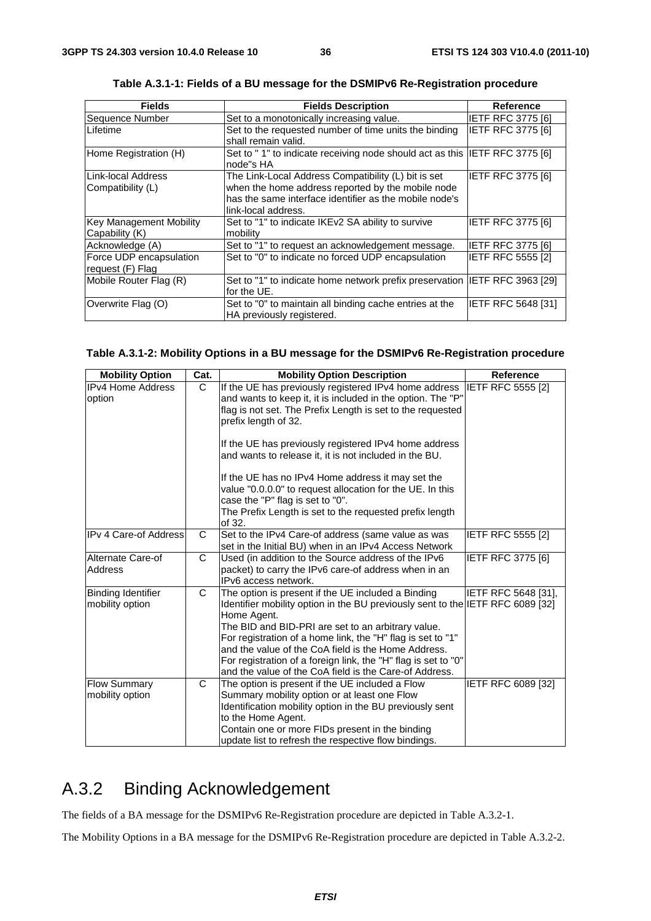**Table A.3.1-1: Fields of a BU message for the DSMIPv6 Re-Registration procedure**

| Fields | Fields Description | Reference |
|---|---|---|
| Sequence Number | Set to a monotonically increasing value. | IETF RFC 3775 [6] |
| Lifetime | Set to the requested number of time units the binding shall remain valid. | IETF RFC 3775 [6] |
| Home Registration (H) | Set to " 1" to indicate receiving node should act as this node"s HA | IETF RFC 3775 [6] |
| Link-local Address Compatibility (L) | The Link-Local Address Compatibility (L) bit is set when the home address reported by the mobile node has the same interface identifier as the mobile node's link-local address. | IETF RFC 3775 [6] |
| Key Management Mobility Capability (K) | Set to "1" to indicate IKEv2 SA ability to survive mobility | IETF RFC 3775 [6] |
| Acknowledge (A) | Set to "1" to request an acknowledgement message. | IETF RFC 3775 [6] |
| Force UDP encapsulation request (F) Flag | Set to "0" to indicate no forced UDP encapsulation | IETF RFC 5555 [2] |
| Mobile Router Flag (R) | Set to "1" to indicate home network prefix preservation for the UE. | IETF RFC 3963 [29] |
| Overwrite Flag (O) | Set to "0" to maintain all binding cache entries at the HA previously registered. | IETF RFC 5648 [31] |

**Table A.3.1-2: Mobility Options in a BU message for the DSMIPv6 Re-Registration procedure**

| Mobility Option | Cat. | Mobility Option Description | Reference |
|---|---|---|---|
| IPv4 Home Address option | C | If the UE has previously registered IPv4 home address and wants to keep it, it is included in the option. The "P" flag is not set. The Prefix Length is set to the requested prefix length of 32.<br><br>If the UE has previously registered IPv4 home address and wants to release it, it is not included in the BU.<br><br>If the UE has no IPv4 Home address it may set the value "0.0.0.0" to request allocation for the UE. In this case the "P" flag is set to "0".<br>The Prefix Length is set to the requested prefix length of 32. | IETF RFC 5555 [2] |
| IPv 4 Care-of Address | C | Set to the IPv4 Care-of address (same value as was set in the Initial BU) when in an IPv4 Access Network | IETF RFC 5555 [2] |
| Alternate Care-of Address | C | Used (in addition to the Source address of the IPv6 packet) to carry the IPv6 care-of address when in an IPv6 access network. | IETF RFC 3775 [6] |
| Binding Identifier mobility option | C | The option is present if the UE included a Binding Identifier mobility option in the BU previously sent to the Home Agent.<br>The BID and BID-PRI are set to an arbitrary value.<br>For registration of a home link, the "H" flag is set to "1" and the value of the CoA field is the Home Address.<br>For registration of a foreign link, the "H" flag is set to "0" and the value of the CoA field is the Care-of Address. | IETF RFC 5648 [31], IETF RFC 6089 [32] |
| Flow Summary mobility option | C | The option is present if the UE included a Flow Summary mobility option or at least one Flow Identification mobility option in the BU previously sent to the Home Agent.<br>Contain one or more FIDs present in the binding update list to refresh the respective flow bindings. | IETF RFC 6089 [32] |

## A.3.2 Binding Acknowledgement

The fields of a BA message for the DSMIPv6 Re-Registration procedure are depicted in Table A.3.2-1.

The Mobility Options in a BA message for the DSMIPv6 Re-Registration procedure are depicted in Table A.3.2-2.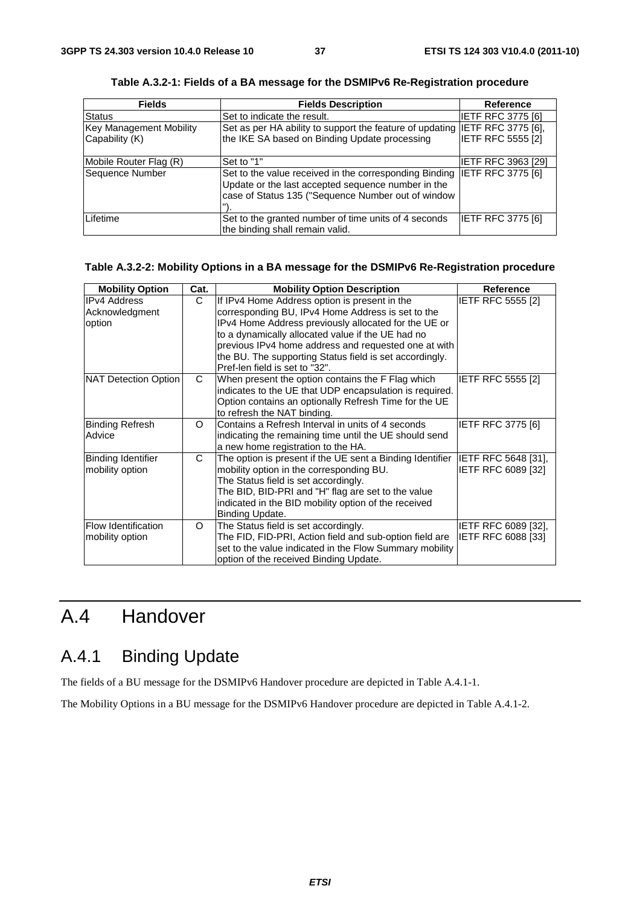**Table A.3.2-1: Fields of a BA message for the DSMIPv6 Re-Registration procedure**

| Fields | Fields Description | Reference |
|---|---|---|
| Status | Set to indicate the result. | IETF RFC 3775 [6] |
| Key Management Mobility Capability (K) | Set as per HA ability to support the feature of updating the IKE SA based on Binding Update processing | IETF RFC 3775 [6], IETF RFC 5555 [2] |
| Mobile Router Flag (R) | Set to "1" | IETF RFC 3963 [29] |
| Sequence Number | Set to the value received in the corresponding Binding Update or the last accepted sequence number in the case of Status 135 ("Sequence Number out of window "). | IETF RFC 3775 [6] |
| Lifetime | Set to the granted number of time units of 4 seconds the binding shall remain valid. | IETF RFC 3775 [6] |

**Table A.3.2-2: Mobility Options in a BA message for the DSMIPv6 Re-Registration procedure**

| Mobility Option | Cat. | Mobility Option Description | Reference |
|---|---|---|---|
| IPv4 Address Acknowledgment option | C | If IPv4 Home Address option is present in the corresponding BU, IPv4 Home Address is set to the IPv4 Home Address previously allocated for the UE or to a dynamically allocated value if the UE had no previous IPv4 home address and requested one at with the BU. The supporting Status field is set accordingly. Pref-len field is set to "32". | IETF RFC 5555 [2] |
| NAT Detection Option | C | When present the option contains the F Flag which indicates to the UE that UDP encapsulation is required. Option contains an optionally Refresh Time for the UE to refresh the NAT binding. | IETF RFC 5555 [2] |
| Binding Refresh Advice | O | Contains a Refresh Interval in units of 4 seconds indicating the remaining time until the UE should send a new home registration to the HA. | IETF RFC 3775 [6] |
| Binding Identifier mobility option | C | The option is present if the UE sent a Binding Identifier mobility option in the corresponding BU. The Status field is set accordingly. The BID, BID-PRI and "H" flag are set to the value indicated in the BID mobility option of the received Binding Update. | IETF RFC 5648 [31], IETF RFC 6089 [32] |
| Flow Identification mobility option | O | The Status field is set accordingly. The FID, FID-PRI, Action field and sub-option field are set to the value indicated in the Flow Summary mobility option of the received Binding Update. | IETF RFC 6089 [32], IETF RFC 6088 [33] |

# A.4 Handover

## A.4.1 Binding Update

The fields of a BU message for the DSMIPv6 Handover procedure are depicted in Table A.4.1-1.

The Mobility Options in a BU message for the DSMIPv6 Handover procedure are depicted in Table A.4.1-2.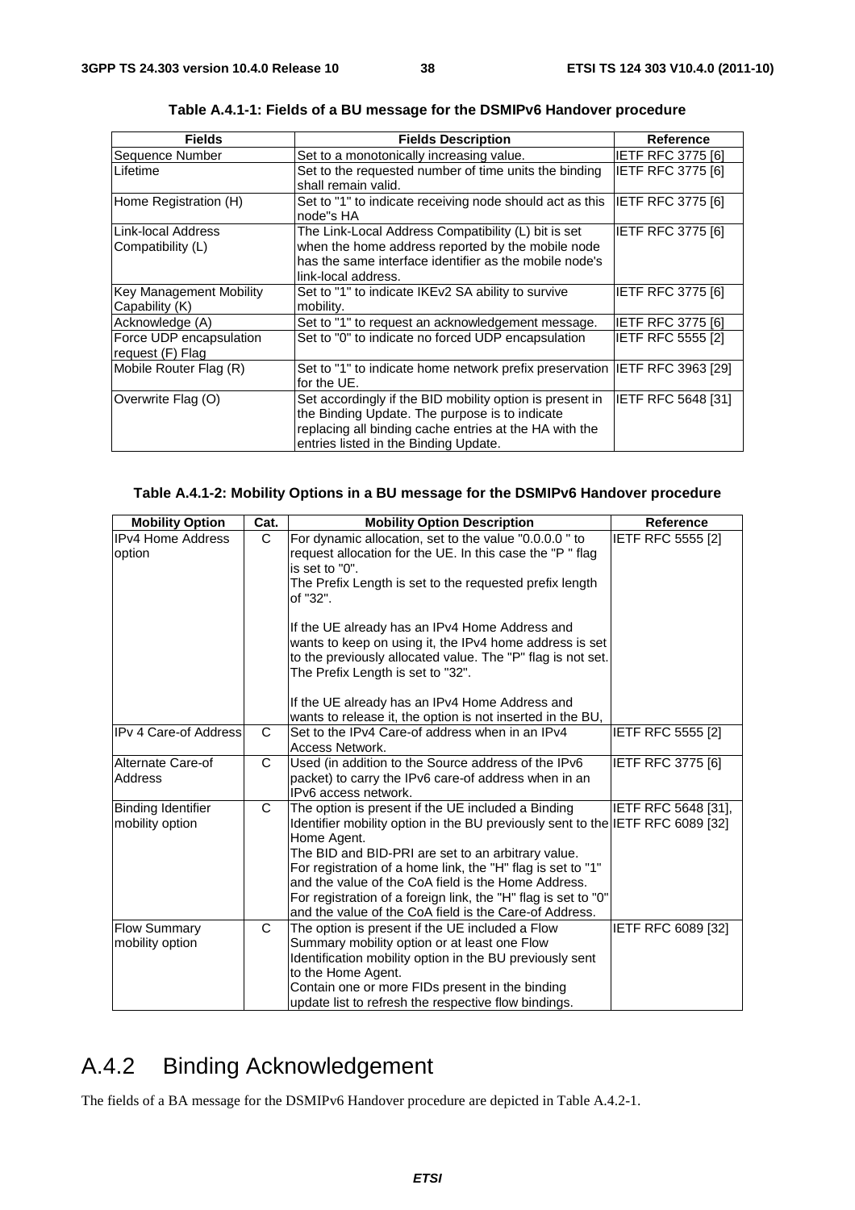**Table A.4.1-1: Fields of a BU message for the DSMIPv6 Handover procedure**

| Fields | Fields Description | Reference |
|---|---|---|
| Sequence Number | Set to a monotonically increasing value. | IETF RFC 3775 [6] |
| Lifetime | Set to the requested number of time units the binding shall remain valid. | IETF RFC 3775 [6] |
| Home Registration (H) | Set to "1" to indicate receiving node should act as this node"s HA | IETF RFC 3775 [6] |
| Link-local Address Compatibility (L) | The Link-Local Address Compatibility (L) bit is set when the home address reported by the mobile node has the same interface identifier as the mobile node's link-local address. | IETF RFC 3775 [6] |
| Key Management Mobility Capability (K) | Set to "1" to indicate IKEv2 SA ability to survive mobility. | IETF RFC 3775 [6] |
| Acknowledge (A) | Set to "1" to request an acknowledgement message. | IETF RFC 3775 [6] |
| Force UDP encapsulation request (F) Flag | Set to "0" to indicate no forced UDP encapsulation | IETF RFC 5555 [2] |
| Mobile Router Flag (R) | Set to "1" to indicate home network prefix preservation for the UE. | IETF RFC 3963 [29] |
| Overwrite Flag (O) | Set accordingly if the BID mobility option is present in the Binding Update. The purpose is to indicate replacing all binding cache entries at the HA with the entries listed in the Binding Update. | IETF RFC 5648 [31] |

**Table A.4.1-2: Mobility Options in a BU message for the DSMIPv6 Handover procedure**

| Mobility Option | Cat. | Mobility Option Description | Reference |
|---|---|---|---|
| IPv4 Home Address option | C | For dynamic allocation, set to the value "0.0.0.0 " to request allocation for the UE. In this case the "P " flag is set to "0".<br>The Prefix Length is set to the requested prefix length of "32".<br><br>If the UE already has an IPv4 Home Address and wants to keep on using it, the IPv4 home address is set to the previously allocated value. The "P" flag is not set. The Prefix Length is set to "32".<br><br>If the UE already has an IPv4 Home Address and wants to release it, the option is not inserted in the BU, | IETF RFC 5555 [2] |
| IPv 4 Care-of Address | C | Set to the IPv4 Care-of address when in an IPv4 Access Network. | IETF RFC 5555 [2] |
| Alternate Care-of Address | C | Used (in addition to the Source address of the IPv6 packet) to carry the IPv6 care-of address when in an IPv6 access network. | IETF RFC 3775 [6] |
| Binding Identifier mobility option | C | The option is present if the UE included a Binding Identifier mobility option in the BU previously sent to the Home Agent.<br>The BID and BID-PRI are set to an arbitrary value.<br>For registration of a home link, the "H" flag is set to "1" and the value of the CoA field is the Home Address.<br>For registration of a foreign link, the "H" flag is set to "0" and the value of the CoA field is the Care-of Address. | IETF RFC 5648 [31], IETF RFC 6089 [32] |
| Flow Summary mobility option | C | The option is present if the UE included a Flow Summary mobility option or at least one Flow Identification mobility option in the BU previously sent to the Home Agent.<br>Contain one or more FIDs present in the binding update list to refresh the respective flow bindings. | IETF RFC 6089 [32] |

## A.4.2 Binding Acknowledgement

The fields of a BA message for the DSMIPv6 Handover procedure are depicted in Table A.4.2-1.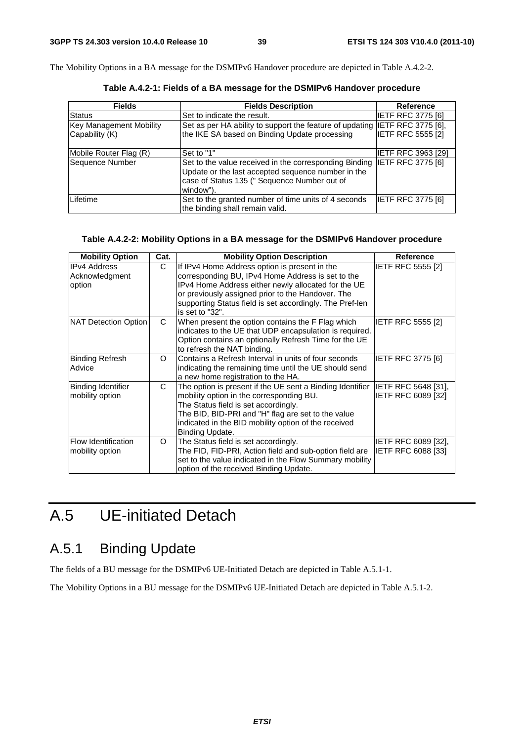The Mobility Options in a BA message for the DSMIPv6 Handover procedure are depicted in Table A.4.2-2.

**Table A.4.2-1: Fields of a BA message for the DSMIPv6 Handover procedure**

| Fields | Fields Description | Reference |
|---|---|---|
| Status | Set to indicate the result. | IETF RFC 3775 [6] |
| Key Management Mobility Capability (K) | Set as per HA ability to support the feature of updating the IKE SA based on Binding Update processing | IETF RFC 3775 [6], IETF RFC 5555 [2] |
| Mobile Router Flag (R) | Set to "1" | IETF RFC 3963 [29] |
| Sequence Number | Set to the value received in the corresponding Binding Update or the last accepted sequence number in the case of Status 135 (" Sequence Number out of window"). | IETF RFC 3775 [6] |
| Lifetime | Set to the granted number of time units of 4 seconds the binding shall remain valid. | IETF RFC 3775 [6] |

**Table A.4.2-2: Mobility Options in a BA message for the DSMIPv6 Handover procedure**

| Mobility Option | Cat. | Mobility Option Description | Reference |
|---|---|---|---|
| IPv4 Address Acknowledgment option | C | If IPv4 Home Address option is present in the corresponding BU, IPv4 Home Address is set to the IPv4 Home Address either newly allocated for the UE or previously assigned prior to the Handover. The supporting Status field is set accordingly. The Pref-len is set to "32". | IETF RFC 5555 [2] |
| NAT Detection Option | C | When present the option contains the F Flag which indicates to the UE that UDP encapsulation is required. Option contains an optionally Refresh Time for the UE to refresh the NAT binding. | IETF RFC 5555 [2] |
| Binding Refresh Advice | O | Contains a Refresh Interval in units of four seconds indicating the remaining time until the UE should send a new home registration to the HA. | IETF RFC 3775 [6] |
| Binding Identifier mobility option | C | The option is present if the UE sent a Binding Identifier mobility option in the corresponding BU. The Status field is set accordingly. The BID, BID-PRI and "H" flag are set to the value indicated in the BID mobility option of the received Binding Update. | IETF RFC 5648 [31], IETF RFC 6089 [32] |
| Flow Identification mobility option | O | The Status field is set accordingly. The FID, FID-PRI, Action field and sub-option field are set to the value indicated in the Flow Summary mobility option of the received Binding Update. | IETF RFC 6089 [32], IETF RFC 6088 [33] |

# A.5 UE-initiated Detach

## A.5.1 Binding Update

The fields of a BU message for the DSMIPv6 UE-Initiated Detach are depicted in Table A.5.1-1.

The Mobility Options in a BU message for the DSMIPv6 UE-Initiated Detach are depicted in Table A.5.1-2.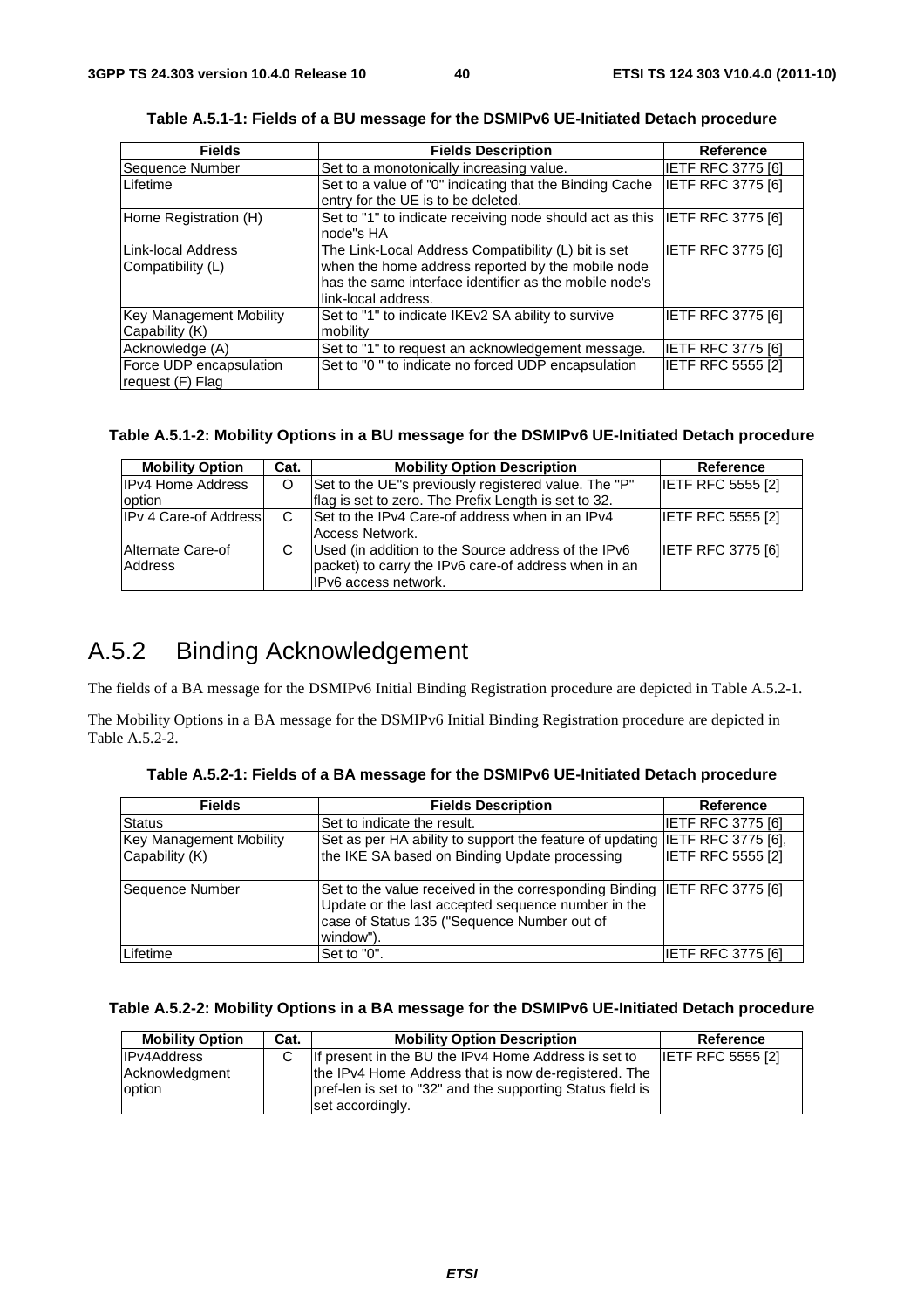**Table A.5.1-1: Fields of a BU message for the DSMIPv6 UE-Initiated Detach procedure**

| Fields | Fields Description | Reference |
| --- | --- | --- |
| Sequence Number | Set to a monotonically increasing value. | IETF RFC 3775 [6] |
| Lifetime | Set to a value of "0" indicating that the Binding Cache entry for the UE is to be deleted. | IETF RFC 3775 [6] |
| Home Registration (H) | Set to "1" to indicate receiving node should act as this node"s HA | IETF RFC 3775 [6] |
| Link-local Address Compatibility (L) | The Link-Local Address Compatibility (L) bit is set when the home address reported by the mobile node has the same interface identifier as the mobile node's link-local address. | IETF RFC 3775 [6] |
| Key Management Mobility Capability (K) | Set to "1" to indicate IKEv2 SA ability to survive mobility | IETF RFC 3775 [6] |
| Acknowledge (A) | Set to "1" to request an acknowledgement message. | IETF RFC 3775 [6] |
| Force UDP encapsulation request (F) Flag | Set to "0 " to indicate no forced UDP encapsulation | IETF RFC 5555 [2] |

**Table A.5.1-2: Mobility Options in a BU message for the DSMIPv6 UE-Initiated Detach procedure**

| Mobility Option | Cat. | Mobility Option Description | Reference |
| --- | --- | --- | --- |
| IPv4 Home Address option | O | Set to the UE"s previously registered value. The "P" flag is set to zero. The Prefix Length is set to 32. | IETF RFC 5555 [2] |
| IPv 4 Care-of Address | C | Set to the IPv4 Care-of address when in an IPv4 Access Network. | IETF RFC 5555 [2] |
| Alternate Care-of Address | C | Used (in addition to the Source address of the IPv6 packet) to carry the IPv6 care-of address when in an IPv6 access network. | IETF RFC 3775 [6] |

# A.5.2 Binding Acknowledgement

The fields of a BA message for the DSMIPv6 Initial Binding Registration procedure are depicted in Table A.5.2-1.

The Mobility Options in a BA message for the DSMIPv6 Initial Binding Registration procedure are depicted in Table A.5.2-2.

**Table A.5.2-1: Fields of a BA message for the DSMIPv6 UE-Initiated Detach procedure**

| Fields | Fields Description | Reference |
| --- | --- | --- |
| Status | Set to indicate the result. | IETF RFC 3775 [6] |
| Key Management Mobility Capability (K) | Set as per HA ability to support the feature of updating the IKE SA based on Binding Update processing | IETF RFC 3775 [6], IETF RFC 5555 [2] |
| Sequence Number | Set to the value received in the corresponding Binding Update or the last accepted sequence number in the case of Status 135 ("Sequence Number out of window"). | IETF RFC 3775 [6] |
| Lifetime | Set to "0". | IETF RFC 3775 [6] |

**Table A.5.2-2: Mobility Options in a BA message for the DSMIPv6 UE-Initiated Detach procedure**

| Mobility Option | Cat. | Mobility Option Description | Reference |
| --- | --- | --- | --- |
| IPv4Address Acknowledgment option | C | If present in the BU the IPv4 Home Address is set to the IPv4 Home Address that is now de-registered. The pref-len is set to "32" and the supporting Status field is set accordingly. | IETF RFC 5555 [2] |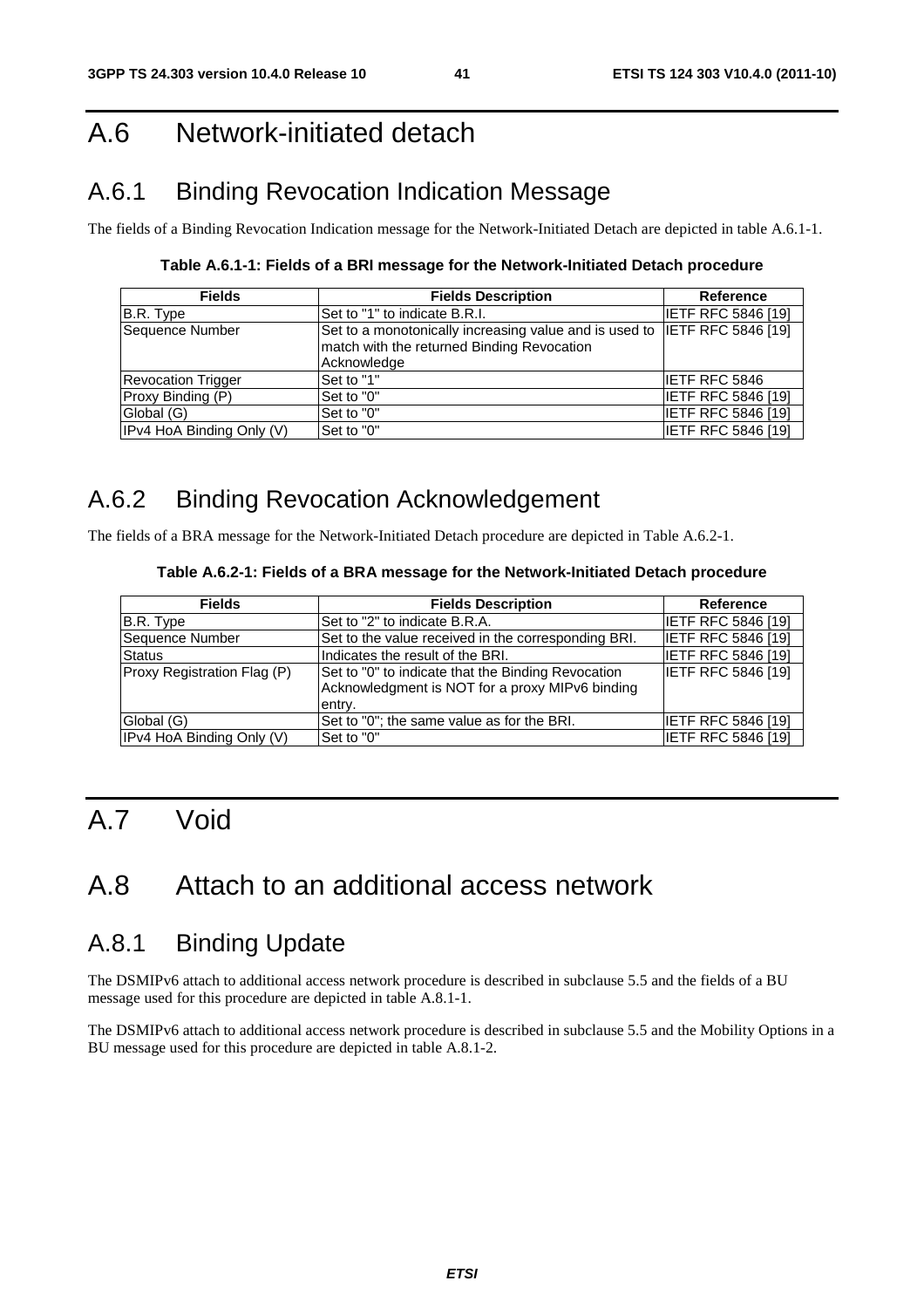# A.6 Network-initiated detach

## A.6.1 Binding Revocation Indication Message

The fields of a Binding Revocation Indication message for the Network-Initiated Detach are depicted in table A.6.1-1.

**Table A.6.1-1: Fields of a BRI message for the Network-Initiated Detach procedure**

| Fields | Fields Description | Reference |
|---|---|---|
| B.R. Type | Set to "1" to indicate B.R.I. | IETF RFC 5846 [19] |
| Sequence Number | Set to a monotonically increasing value and is used to match with the returned Binding Revocation Acknowledge | IETF RFC 5846 [19] |
| Revocation Trigger | Set to "1" | IETF RFC 5846 |
| Proxy Binding (P) | Set to "0" | IETF RFC 5846 [19] |
| Global (G) | Set to "0" | IETF RFC 5846 [19] |
| IPv4 HoA Binding Only (V) | Set to "0" | IETF RFC 5846 [19] |

## A.6.2 Binding Revocation Acknowledgement

The fields of a BRA message for the Network-Initiated Detach procedure are depicted in Table A.6.2-1.

**Table A.6.2-1: Fields of a BRA message for the Network-Initiated Detach procedure**

| Fields | Fields Description | Reference |
|---|---|---|
| B.R. Type | Set to "2" to indicate B.R.A. | IETF RFC 5846 [19] |
| Sequence Number | Set to the value received in the corresponding BRI. | IETF RFC 5846 [19] |
| Status | Indicates the result of the BRI. | IETF RFC 5846 [19] |
| Proxy Registration Flag (P) | Set to "0" to indicate that the Binding Revocation Acknowledgment is NOT for a proxy MIPv6 binding entry. | IETF RFC 5846 [19] |
| Global (G) | Set to "0"; the same value as for the BRI. | IETF RFC 5846 [19] |
| IPv4 HoA Binding Only (V) | Set to "0" | IETF RFC 5846 [19] |

# A.7 Void

# A.8 Attach to an additional access network

## A.8.1 Binding Update

The DSMIPv6 attach to additional access network procedure is described in subclause 5.5 and the fields of a BU message used for this procedure are depicted in table A.8.1-1.

The DSMIPv6 attach to additional access network procedure is described in subclause 5.5 and the Mobility Options in a BU message used for this procedure are depicted in table A.8.1-2.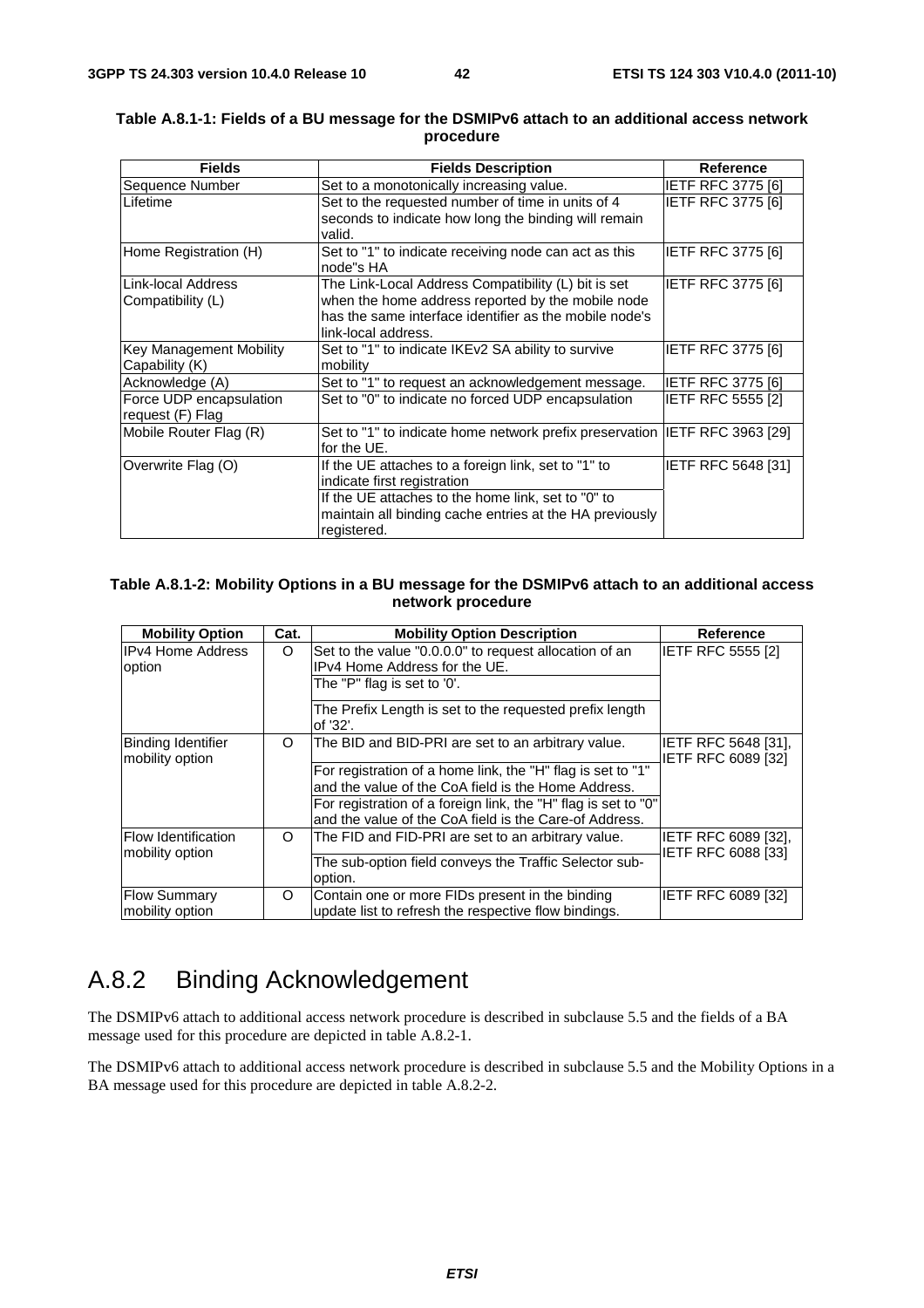**Table A.8.1-1: Fields of a BU message for the DSMIPv6 attach to an additional access network procedure**

| Fields | Fields Description | Reference |
|---|---|---|
| Sequence Number | Set to a monotonically increasing value. | IETF RFC 3775 [6] |
| Lifetime | Set to the requested number of time in units of 4 seconds to indicate how long the binding will remain valid. | IETF RFC 3775 [6] |
| Home Registration (H) | Set to "1" to indicate receiving node can act as this node"s HA | IETF RFC 3775 [6] |
| Link-local Address Compatibility (L) | The Link-Local Address Compatibility (L) bit is set when the home address reported by the mobile node has the same interface identifier as the mobile node's link-local address. | IETF RFC 3775 [6] |
| Key Management Mobility Capability (K) | Set to "1" to indicate IKEv2 SA ability to survive mobility | IETF RFC 3775 [6] |
| Acknowledge (A) | Set to "1" to request an acknowledgement message. | IETF RFC 3775 [6] |
| Force UDP encapsulation request (F) Flag | Set to "0" to indicate no forced UDP encapsulation | IETF RFC 5555 [2] |
| Mobile Router Flag (R) | Set to "1" to indicate home network prefix preservation for the UE. | IETF RFC 3963 [29] |
| Overwrite Flag (O) | If the UE attaches to a foreign link, set to "1" to indicate first registration<br>If the UE attaches to the home link, set to "0" to maintain all binding cache entries at the HA previously registered. | IETF RFC 5648 [31] |

**Table A.8.1-2: Mobility Options in a BU message for the DSMIPv6 attach to an additional access network procedure**

| Mobility Option | Cat. | Mobility Option Description | Reference |
|---|---|---|---|
| IPv4 Home Address option | O | Set to the value "0.0.0.0" to request allocation of an IPv4 Home Address for the UE.<br>The "P" flag is set to '0'.<br>The Prefix Length is set to the requested prefix length of '32'. | IETF RFC 5555 [2] |
| Binding Identifier mobility option | O | The BID and BID-PRI are set to an arbitrary value.<br>For registration of a home link, the "H" flag is set to "1" and the value of the CoA field is the Home Address.<br>For registration of a foreign link, the "H" flag is set to "0" and the value of the CoA field is the Care-of Address. | IETF RFC 5648 [31], IETF RFC 6089 [32] |
| Flow Identification mobility option | O | The FID and FID-PRI are set to an arbitrary value.<br>The sub-option field conveys the Traffic Selector sub-option. | IETF RFC 6089 [32], IETF RFC 6088 [33] |
| Flow Summary mobility option | O | Contain one or more FIDs present in the binding update list to refresh the respective flow bindings. | IETF RFC 6089 [32] |

## A.8.2 Binding Acknowledgement

The DSMIPv6 attach to additional access network procedure is described in subclause 5.5 and the fields of a BA message used for this procedure are depicted in table A.8.2-1.

The DSMIPv6 attach to additional access network procedure is described in subclause 5.5 and the Mobility Options in a BA message used for this procedure are depicted in table A.8.2-2.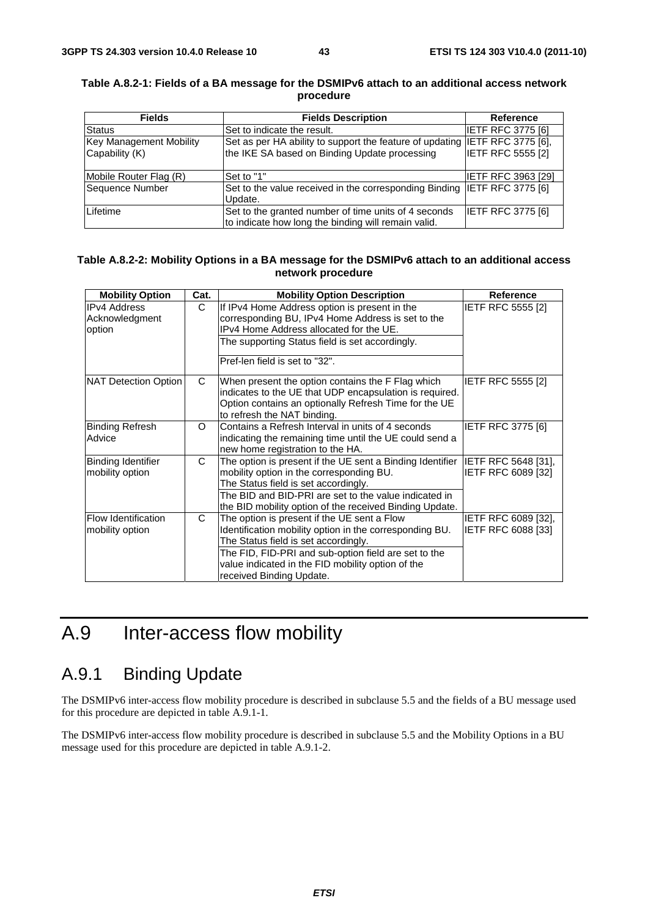**Table A.8.2-1: Fields of a BA message for the DSMIPv6 attach to an additional access network procedure**

| Fields | Fields Description | Reference |
|---|---|---|
| Status | Set to indicate the result. | IETF RFC 3775 [6] |
| Key Management Mobility Capability (K) | Set as per HA ability to support the feature of updating the IKE SA based on Binding Update processing | IETF RFC 3775 [6], IETF RFC 5555 [2] |
| Mobile Router Flag (R) | Set to "1" | IETF RFC 3963 [29] |
| Sequence Number | Set to the value received in the corresponding Binding Update. | IETF RFC 3775 [6] |
| Lifetime | Set to the granted number of time units of 4 seconds to indicate how long the binding will remain valid. | IETF RFC 3775 [6] |

**Table A.8.2-2: Mobility Options in a BA message for the DSMIPv6 attach to an additional access network procedure**

| Mobility Option | Cat. | Mobility Option Description | Reference |
|---|---|---|---|
| IPv4 Address Acknowledgment option | C | If IPv4 Home Address option is present in the corresponding BU, IPv4 Home Address is set to the IPv4 Home Address allocated for the UE.<br>The supporting Status field is set accordingly.<br>Pref-len field is set to "32". | IETF RFC 5555 [2] |
| NAT Detection Option | C | When present the option contains the F Flag which indicates to the UE that UDP encapsulation is required. Option contains an optionally Refresh Time for the UE to refresh the NAT binding. | IETF RFC 5555 [2] |
| Binding Refresh Advice | O | Contains a Refresh Interval in units of 4 seconds indicating the remaining time until the UE could send a new home registration to the HA. | IETF RFC 3775 [6] |
| Binding Identifier mobility option | C | The option is present if the UE sent a Binding Identifier mobility option in the corresponding BU. The Status field is set accordingly.<br>The BID and BID-PRI are set to the value indicated in the BID mobility option of the received Binding Update. | IETF RFC 5648 [31], IETF RFC 6089 [32] |
| Flow Identification mobility option | C | The option is present if the UE sent a Flow Identification mobility option in the corresponding BU. The Status field is set accordingly.<br>The FID, FID-PRI and sub-option field are set to the value indicated in the FID mobility option of the received Binding Update. | IETF RFC 6089 [32], IETF RFC 6088 [33] |

# A.9 Inter-access flow mobility

## A.9.1 Binding Update

The DSMIPv6 inter-access flow mobility procedure is described in subclause 5.5 and the fields of a BU message used for this procedure are depicted in table A.9.1-1.

The DSMIPv6 inter-access flow mobility procedure is described in subclause 5.5 and the Mobility Options in a BU message used for this procedure are depicted in table A.9.1-2.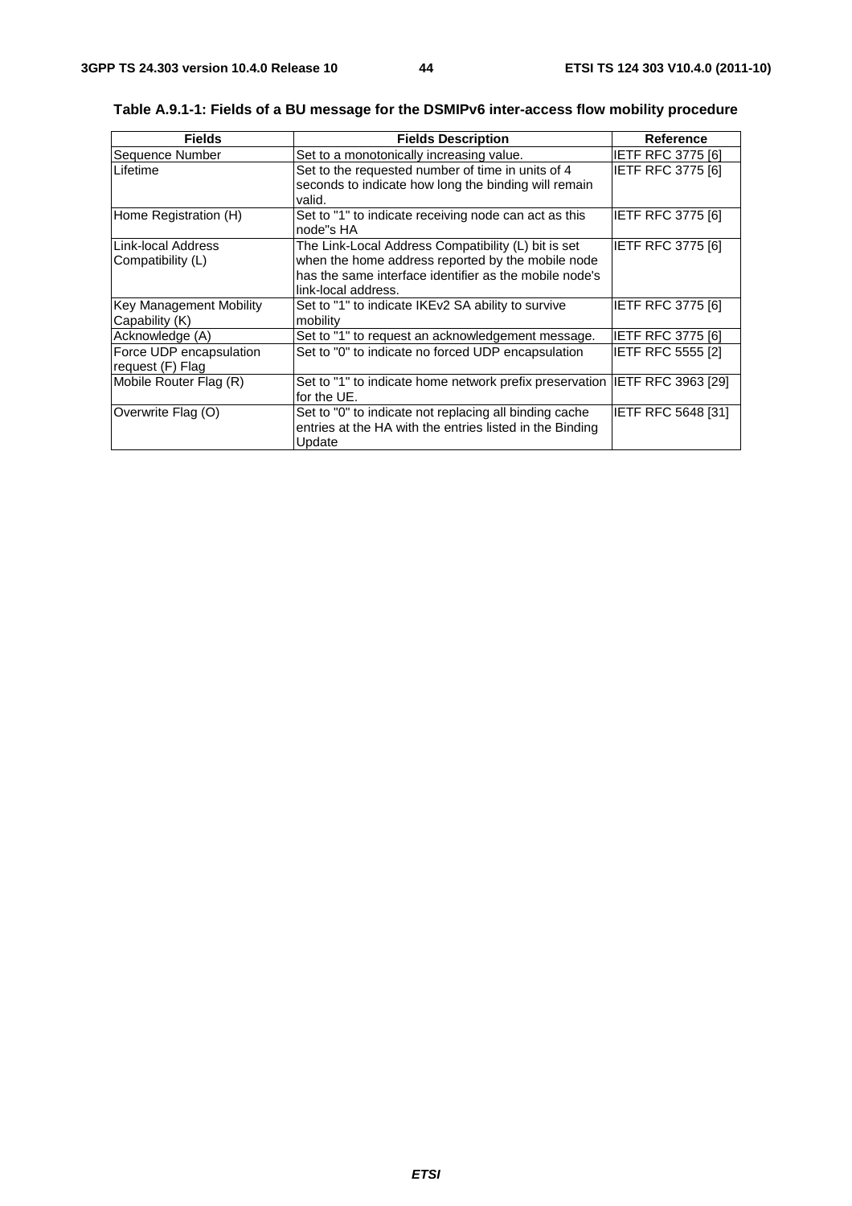**Table A.9.1-1: Fields of a BU message for the DSMIPv6 inter-access flow mobility procedure**

| Fields | Fields Description | Reference |
|---|---|---|
| Sequence Number | Set to a monotonically increasing value. | IETF RFC 3775 [6] |
| Lifetime | Set to the requested number of time in units of 4 seconds to indicate how long the binding will remain valid. | IETF RFC 3775 [6] |
| Home Registration (H) | Set to "1" to indicate receiving node can act as this node"s HA | IETF RFC 3775 [6] |
| Link-local Address Compatibility (L) | The Link-Local Address Compatibility (L) bit is set when the home address reported by the mobile node has the same interface identifier as the mobile node's link-local address. | IETF RFC 3775 [6] |
| Key Management Mobility Capability (K) | Set to "1" to indicate IKEv2 SA ability to survive mobility | IETF RFC 3775 [6] |
| Acknowledge (A) | Set to "1" to request an acknowledgement message. | IETF RFC 3775 [6] |
| Force UDP encapsulation request (F) Flag | Set to "0" to indicate no forced UDP encapsulation | IETF RFC 5555 [2] |
| Mobile Router Flag (R) | Set to "1" to indicate home network prefix preservation for the UE. | IETF RFC 3963 [29] |
| Overwrite Flag (O) | Set to "0" to indicate not replacing all binding cache entries at the HA with the entries listed in the Binding Update | IETF RFC 5648 [31] |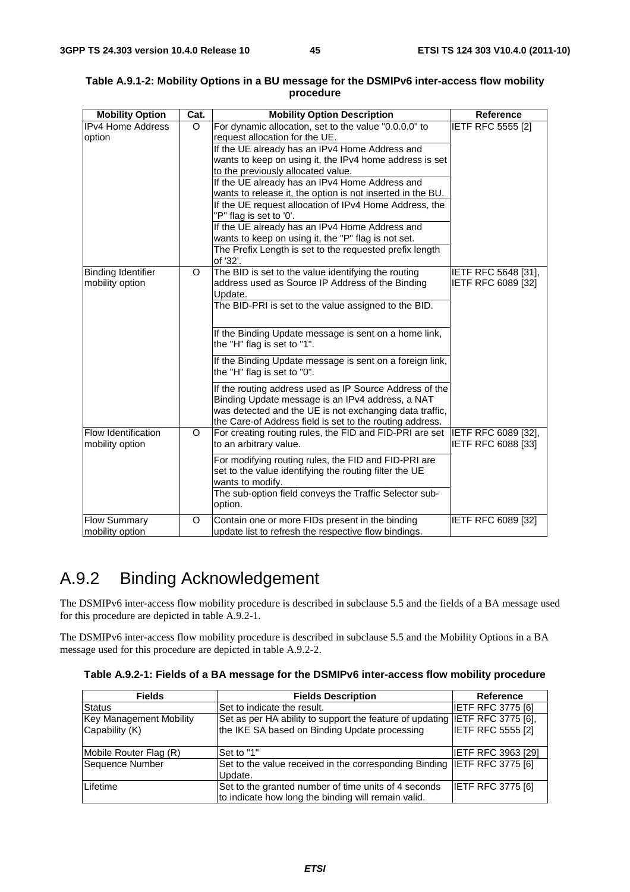**Table A.9.1-2: Mobility Options in a BU message for the DSMIPv6 inter-access flow mobility procedure**

| Mobility Option | Cat. | Mobility Option Description | Reference |
|---|---|---|---|
| IPv4 Home Address option | O | For dynamic allocation, set to the value "0.0.0.0" to request allocation for the UE. | IETF RFC 5555 [2] |
| | | If the UE already has an IPv4 Home Address and wants to keep on using it, the IPv4 home address is set to the previously allocated value. | |
| | | If the UE already has an IPv4 Home Address and wants to release it, the option is not inserted in the BU. | |
| | | If the UE request allocation of IPv4 Home Address, the "P" flag is set to '0'. | |
| | | If the UE already has an IPv4 Home Address and wants to keep on using it, the "P" flag is not set. | |
| | | The Prefix Length is set to the requested prefix length of '32'. | |
| Binding Identifier mobility option | O | The BID is set to the value identifying the routing address used as Source IP Address of the Binding Update. | IETF RFC 5648 [31], IETF RFC 6089 [32] |
| | | The BID-PRI is set to the value assigned to the BID. | |
| | | If the Binding Update message is sent on a home link, the "H" flag is set to "1". | |
| | | If the Binding Update message is sent on a foreign link, the "H" flag is set to "0". | |
| | | If the routing address used as IP Source Address of the Binding Update message is an IPv4 address, a NAT was detected and the UE is not exchanging data traffic, the Care-of Address field is set to the routing address. | |
| Flow Identification mobility option | O | For creating routing rules, the FID and FID-PRI are set to an arbitrary value. | IETF RFC 6089 [32], IETF RFC 6088 [33] |
| | | For modifying routing rules, the FID and FID-PRI are set to the value identifying the routing filter the UE wants to modify. | |
| | | The sub-option field conveys the Traffic Selector sub-option. | |
| Flow Summary mobility option | O | Contain one or more FIDs present in the binding update list to refresh the respective flow bindings. | IETF RFC 6089 [32] |

## A.9.2 Binding Acknowledgement

The DSMIPv6 inter-access flow mobility procedure is described in subclause 5.5 and the fields of a BA message used for this procedure are depicted in table A.9.2-1.

The DSMIPv6 inter-access flow mobility procedure is described in subclause 5.5 and the Mobility Options in a BA message used for this procedure are depicted in table A.9.2-2.

**Table A.9.2-1: Fields of a BA message for the DSMIPv6 inter-access flow mobility procedure**

| Fields | Fields Description | Reference |
|---|---|---|
| Status | Set to indicate the result. | IETF RFC 3775 [6] |
| Key Management Mobility Capability (K) | Set as per HA ability to support the feature of updating the IKE SA based on Binding Update processing | IETF RFC 3775 [6], IETF RFC 5555 [2] |
| Mobile Router Flag (R) | Set to "1" | IETF RFC 3963 [29] |
| Sequence Number | Set to the value received in the corresponding Binding Update. | IETF RFC 3775 [6] |
| Lifetime | Set to the granted number of time units of 4 seconds to indicate how long the binding will remain valid. | IETF RFC 3775 [6] |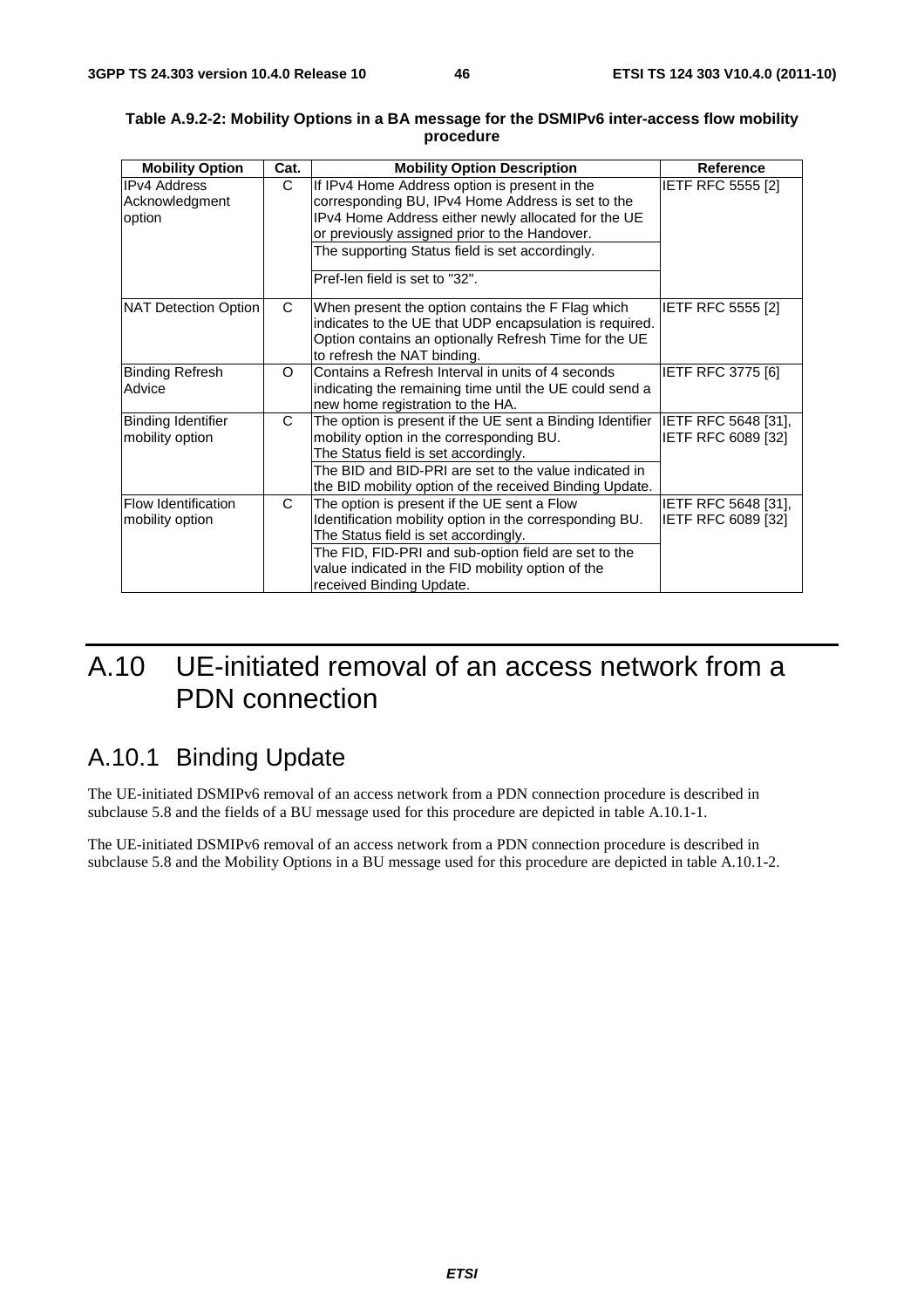**Table A.9.2-2: Mobility Options in a BA message for the DSMIPv6 inter-access flow mobility procedure**

| Mobility Option | Cat. | Mobility Option Description | Reference |
|---|---|---|---|
| IPv4 Address Acknowledgment option | C | If IPv4 Home Address option is present in the corresponding BU, IPv4 Home Address is set to the IPv4 Home Address either newly allocated for the UE or previously assigned prior to the Handover. | IETF RFC 5555 [2] |
| | | The supporting Status field is set accordingly. | |
| | | Pref-len field is set to "32". | |
| NAT Detection Option | C | When present the option contains the F Flag which indicates to the UE that UDP encapsulation is required. Option contains an optionally Refresh Time for the UE to refresh the NAT binding. | IETF RFC 5555 [2] |
| Binding Refresh Advice | O | Contains a Refresh Interval in units of 4 seconds indicating the remaining time until the UE could send a new home registration to the HA. | IETF RFC 3775 [6] |
| Binding Identifier mobility option | C | The option is present if the UE sent a Binding Identifier mobility option in the corresponding BU. The Status field is set accordingly. | IETF RFC 5648 [31], IETF RFC 6089 [32] |
| | | The BID and BID-PRI are set to the value indicated in the BID mobility option of the received Binding Update. | |
| Flow Identification mobility option | C | The option is present if the UE sent a Flow Identification mobility option in the corresponding BU. The Status field is set accordingly. | IETF RFC 5648 [31], IETF RFC 6089 [32] |
| | | The FID, FID-PRI and sub-option field are set to the value indicated in the FID mobility option of the received Binding Update. | |

# A.10 UE-initiated removal of an access network from a PDN connection

## A.10.1 Binding Update

The UE-initiated DSMIPv6 removal of an access network from a PDN connection procedure is described in subclause 5.8 and the fields of a BU message used for this procedure are depicted in table A.10.1-1.

The UE-initiated DSMIPv6 removal of an access network from a PDN connection procedure is described in subclause 5.8 and the Mobility Options in a BU message used for this procedure are depicted in table A.10.1-2.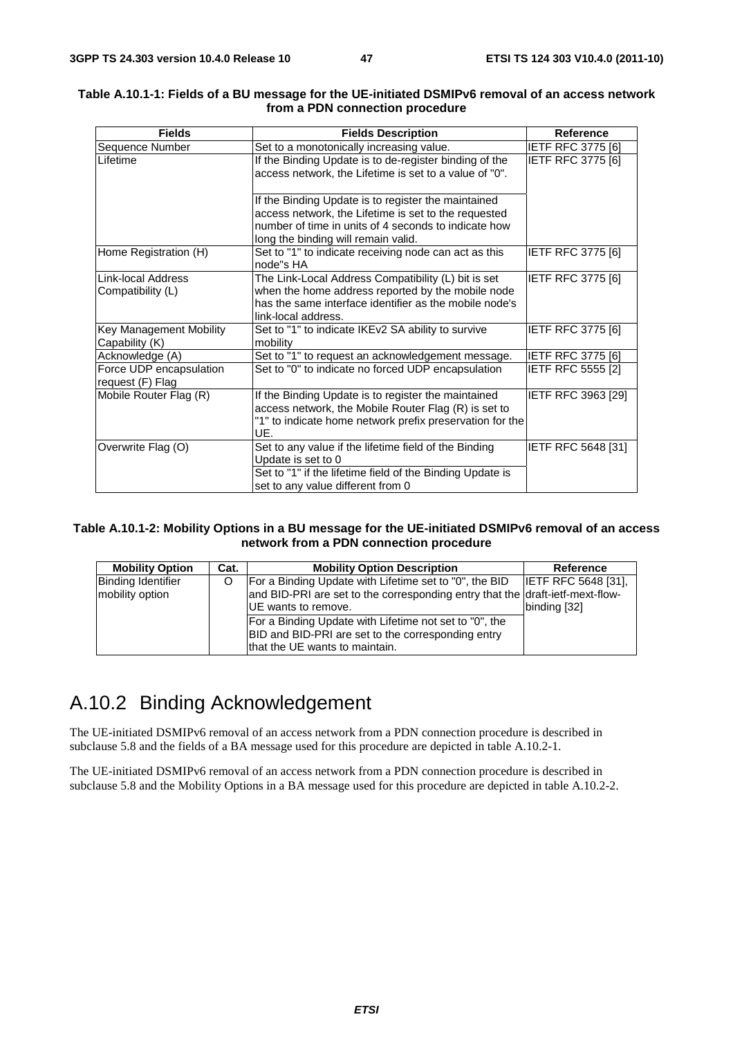**Table A.10.1-1: Fields of a BU message for the UE-initiated DSMIPv6 removal of an access network from a PDN connection procedure**

| Fields | Fields Description | Reference |
| --- | --- | --- |
| Sequence Number | Set to a monotonically increasing value. | IETF RFC 3775 [6] |
| Lifetime | If the Binding Update is to de-register binding of the access network, the Lifetime is set to a value of "0".<br><br>If the Binding Update is to register the maintained access network, the Lifetime is set to the requested number of time in units of 4 seconds to indicate how long the binding will remain valid. | IETF RFC 3775 [6] |
| Home Registration (H) | Set to "1" to indicate receiving node can act as this node"s HA | IETF RFC 3775 [6] |
| Link-local Address Compatibility (L) | The Link-Local Address Compatibility (L) bit is set when the home address reported by the mobile node has the same interface identifier as the mobile node's link-local address. | IETF RFC 3775 [6] |
| Key Management Mobility Capability (K) | Set to "1" to indicate IKEv2 SA ability to survive mobility | IETF RFC 3775 [6] |
| Acknowledge (A) | Set to "1" to request an acknowledgement message. | IETF RFC 3775 [6] |
| Force UDP encapsulation request (F) Flag | Set to "0" to indicate no forced UDP encapsulation | IETF RFC 5555 [2] |
| Mobile Router Flag (R) | If the Binding Update is to register the maintained access network, the Mobile Router Flag (R) is set to "1" to indicate home network prefix preservation for the UE. | IETF RFC 3963 [29] |
| Overwrite Flag (O) | Set to any value if the lifetime field of the Binding Update is set to 0<br>Set to "1" if the lifetime field of the Binding Update is set to any value different from 0 | IETF RFC 5648 [31] |

**Table A.10.1-2: Mobility Options in a BU message for the UE-initiated DSMIPv6 removal of an access network from a PDN connection procedure**

| Mobility Option | Cat. | Mobility Option Description | Reference |
| --- | --- | --- | --- |
| Binding Identifier mobility option | O | For a Binding Update with Lifetime set to "0", the BID and BID-PRI are set to the corresponding entry that the UE wants to remove.<br>For a Binding Update with Lifetime not set to "0", the BID and BID-PRI are set to the corresponding entry that the UE wants to maintain. | IETF RFC 5648 [31], draft-ietf-mext-flow-binding [32] |

## A.10.2 Binding Acknowledgement

The UE-initiated DSMIPv6 removal of an access network from a PDN connection procedure is described in subclause 5.8 and the fields of a BA message used for this procedure are depicted in table A.10.2-1.

The UE-initiated DSMIPv6 removal of an access network from a PDN connection procedure is described in subclause 5.8 and the Mobility Options in a BA message used for this procedure are depicted in table A.10.2-2.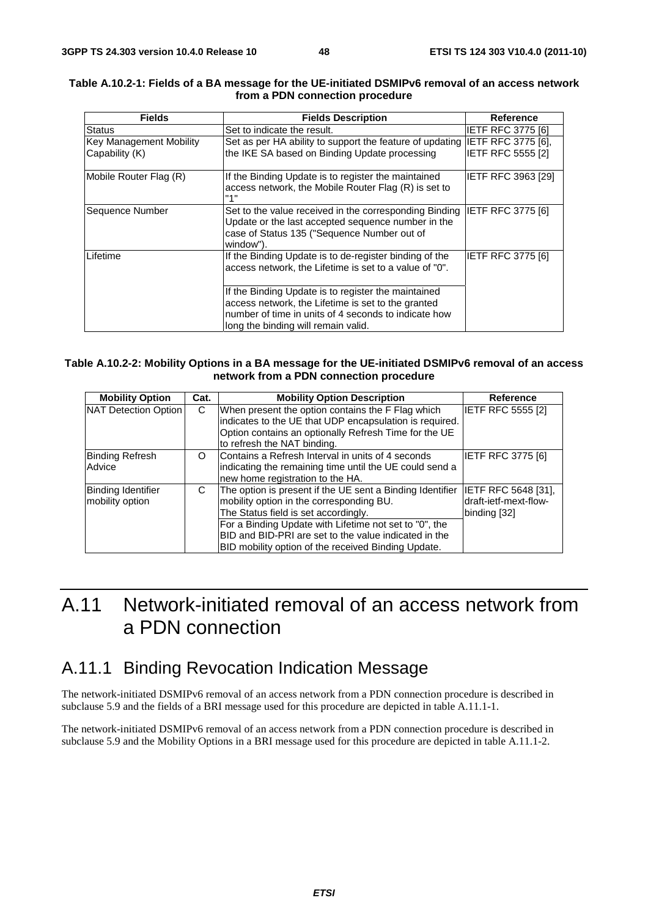**Table A.10.2-1: Fields of a BA message for the UE-initiated DSMIPv6 removal of an access network from a PDN connection procedure**

| Fields | Fields Description | Reference |
|---|---|---|
| Status | Set to indicate the result. | IETF RFC 3775 [6] |
| Key Management Mobility Capability (K) | Set as per HA ability to support the feature of updating the IKE SA based on Binding Update processing | IETF RFC 3775 [6], IETF RFC 5555 [2] |
| Mobile Router Flag (R) | If the Binding Update is to register the maintained access network, the Mobile Router Flag (R) is set to "1" | IETF RFC 3963 [29] |
| Sequence Number | Set to the value received in the corresponding Binding Update or the last accepted sequence number in the case of Status 135 ("Sequence Number out of window"). | IETF RFC 3775 [6] |
| Lifetime | If the Binding Update is to de-register binding of the access network, the Lifetime is set to a value of "0". | IETF RFC 3775 [6] |
| | If the Binding Update is to register the maintained access network, the Lifetime is set to the granted number of time in units of 4 seconds to indicate how long the binding will remain valid. | |

**Table A.10.2-2: Mobility Options in a BA message for the UE-initiated DSMIPv6 removal of an access network from a PDN connection procedure**

| Mobility Option | Cat. | Mobility Option Description | Reference |
|---|---|---|---|
| NAT Detection Option | C | When present the option contains the F Flag which indicates to the UE that UDP encapsulation is required. Option contains an optionally Refresh Time for the UE to refresh the NAT binding. | IETF RFC 5555 [2] |
| Binding Refresh Advice | O | Contains a Refresh Interval in units of 4 seconds indicating the remaining time until the UE could send a new home registration to the HA. | IETF RFC 3775 [6] |
| Binding Identifier mobility option | C | The option is present if the UE sent a Binding Identifier mobility option in the corresponding BU. The Status field is set accordingly. | IETF RFC 5648 [31], draft-ietf-mext-flow-binding [32] |
| | | For a Binding Update with Lifetime not set to "0", the BID and BID-PRI are set to the value indicated in the BID mobility option of the received Binding Update. | |

# A.11 Network-initiated removal of an access network from a PDN connection

## A.11.1 Binding Revocation Indication Message

The network-initiated DSMIPv6 removal of an access network from a PDN connection procedure is described in subclause 5.9 and the fields of a BRI message used for this procedure are depicted in table A.11.1-1.

The network-initiated DSMIPv6 removal of an access network from a PDN connection procedure is described in subclause 5.9 and the Mobility Options in a BRI message used for this procedure are depicted in table A.11.1-2.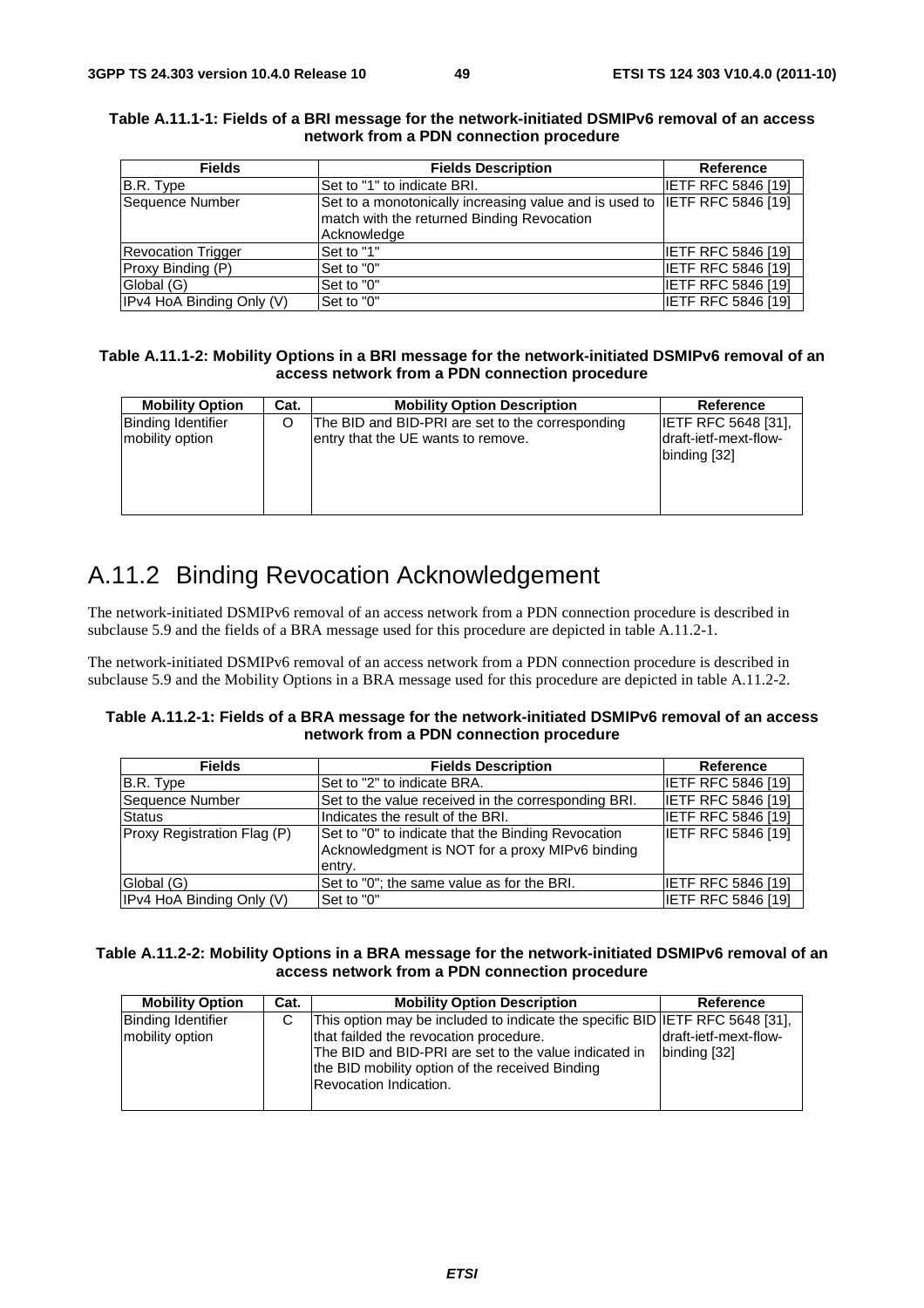**Table A.11.1-1: Fields of a BRI message for the network-initiated DSMIPv6 removal of an access network from a PDN connection procedure**

| Fields | Fields Description | Reference |
|---|---|---|
| B.R. Type | Set to "1" to indicate BRI. | IETF RFC 5846 [19] |
| Sequence Number | Set to a monotonically increasing value and is used to match with the returned Binding Revocation Acknowledge | IETF RFC 5846 [19] |
| Revocation Trigger | Set to "1" | IETF RFC 5846 [19] |
| Proxy Binding (P) | Set to "0" | IETF RFC 5846 [19] |
| Global (G) | Set to "0" | IETF RFC 5846 [19] |
| IPv4 HoA Binding Only (V) | Set to "0" | IETF RFC 5846 [19] |

**Table A.11.1-2: Mobility Options in a BRI message for the network-initiated DSMIPv6 removal of an access network from a PDN connection procedure**

| Mobility Option | Cat. | Mobility Option Description | Reference |
|---|---|---|---|
| Binding Identifier mobility option | O | The BID and BID-PRI are set to the corresponding entry that the UE wants to remove. | IETF RFC 5648 [31], draft-ietf-mext-flow-binding [32] |

## A.11.2 Binding Revocation Acknowledgement

The network-initiated DSMIPv6 removal of an access network from a PDN connection procedure is described in subclause 5.9 and the fields of a BRA message used for this procedure are depicted in table A.11.2-1.

The network-initiated DSMIPv6 removal of an access network from a PDN connection procedure is described in subclause 5.9 and the Mobility Options in a BRA message used for this procedure are depicted in table A.11.2-2.

**Table A.11.2-1: Fields of a BRA message for the network-initiated DSMIPv6 removal of an access network from a PDN connection procedure**

| Fields | Fields Description | Reference |
|---|---|---|
| B.R. Type | Set to "2" to indicate BRA. | IETF RFC 5846 [19] |
| Sequence Number | Set to the value received in the corresponding BRI. | IETF RFC 5846 [19] |
| Status | Indicates the result of the BRI. | IETF RFC 5846 [19] |
| Proxy Registration Flag (P) | Set to "0" to indicate that the Binding Revocation Acknowledgment is NOT for a proxy MIPv6 binding entry. | IETF RFC 5846 [19] |
| Global (G) | Set to "0"; the same value as for the BRI. | IETF RFC 5846 [19] |
| IPv4 HoA Binding Only (V) | Set to "0" | IETF RFC 5846 [19] |

**Table A.11.2-2: Mobility Options in a BRA message for the network-initiated DSMIPv6 removal of an access network from a PDN connection procedure**

| Mobility Option | Cat. | Mobility Option Description | Reference |
|---|---|---|---|
| Binding Identifier mobility option | C | This option may be included to indicate the specific BID that failded the revocation procedure.<br>The BID and BID-PRI are set to the value indicated in the BID mobility option of the received Binding Revocation Indication. | IETF RFC 5648 [31], draft-ietf-mext-flow-binding [32] |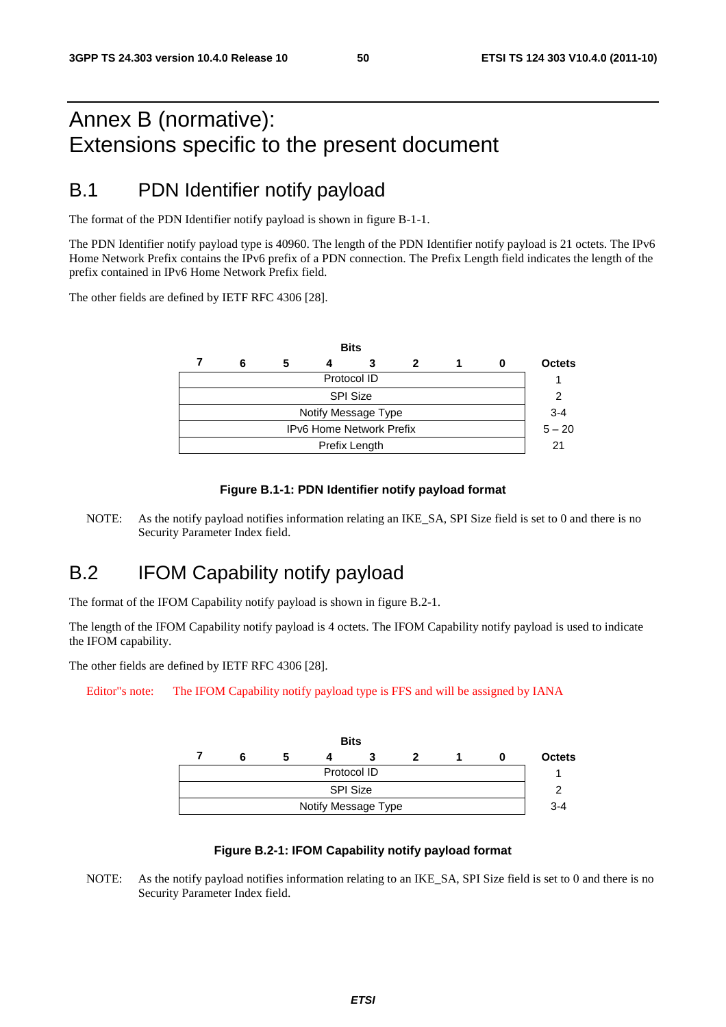# Annex B (normative): Extensions specific to the present document

## B.1 PDN Identifier notify payload

The format of the PDN Identifier notify payload is shown in figure B-1-1.

The PDN Identifier notify payload type is 40960. The length of the PDN Identifier notify payload is 21 octets. The IPv6 Home Network Prefix contains the IPv6 prefix of a PDN connection. The Prefix Length field indicates the length of the prefix contained in IPv6 Home Network Prefix field.

The other fields are defined by IETF RFC 4306 [28].

| Bits 7 6 5 4 3 2 1 0 | Octets |
|---|---|
| Protocol ID | 1 |
| SPI Size | 2 |
| Notify Message Type | 3-4 |
| IPv6 Home Network Prefix | 5 – 20 |
| Prefix Length | 21 |

**Figure B.1-1: PDN Identifier notify payload format**

NOTE: As the notify payload notifies information relating an IKE_SA, SPI Size field is set to 0 and there is no Security Parameter Index field.

## B.2 IFOM Capability notify payload

The format of the IFOM Capability notify payload is shown in figure B.2-1.

The length of the IFOM Capability notify payload is 4 octets. The IFOM Capability notify payload is used to indicate the IFOM capability.

The other fields are defined by IETF RFC 4306 [28].

Editor"s note: The IFOM Capability notify payload type is FFS and will be assigned by IANA

| Bits 7 6 5 4 3 2 1 0 | Octets |
|---|---|
| Protocol ID | 1 |
| SPI Size | 2 |
| Notify Message Type | 3-4 |

**Figure B.2-1: IFOM Capability notify payload format**

NOTE: As the notify payload notifies information relating to an IKE_SA, SPI Size field is set to 0 and there is no Security Parameter Index field.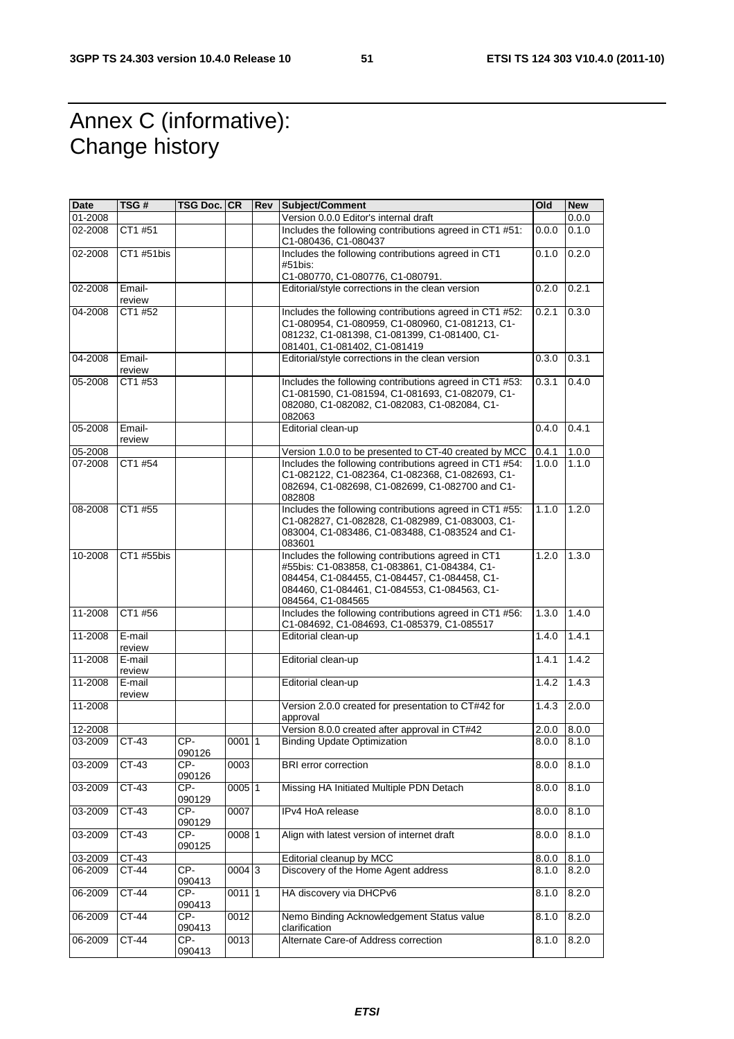# Annex C (informative): Change history

| Date | TSG # | TSG Doc. | CR | Rev | Subject/Comment | Old | New |
|---|---|---|---|---|---|---|---|
| 01-2008 | | | | | Version 0.0.0 Editor's internal draft | | 0.0.0 |
| 02-2008 | CT1 #51 | | | | Includes the following contributions agreed in CT1 #51: C1-080436, C1-080437 | 0.0.0 | 0.1.0 |
| 02-2008 | CT1 #51bis | | | | Includes the following contributions agreed in CT1 #51bis: C1-080770, C1-080776, C1-080791. | 0.1.0 | 0.2.0 |
| 02-2008 | Email-review | | | | Editorial/style corrections in the clean version | 0.2.0 | 0.2.1 |
| 04-2008 | CT1 #52 | | | | Includes the following contributions agreed in CT1 #52: C1-080954, C1-080959, C1-080960, C1-081213, C1-081232, C1-081398, C1-081399, C1-081400, C1-081401, C1-081402, C1-081419 | 0.2.1 | 0.3.0 |
| 04-2008 | Email-review | | | | Editorial/style corrections in the clean version | 0.3.0 | 0.3.1 |
| 05-2008 | CT1 #53 | | | | Includes the following contributions agreed in CT1 #53: C1-081590, C1-081594, C1-081693, C1-082079, C1-082080, C1-082082, C1-082083, C1-082084, C1-082063 | 0.3.1 | 0.4.0 |
| 05-2008 | Email-review | | | | Editorial clean-up | 0.4.0 | 0.4.1 |
| 05-2008 | | | | | Version 1.0.0 to be presented to CT-40 created by MCC | 0.4.1 | 1.0.0 |
| 07-2008 | CT1 #54 | | | | Includes the following contributions agreed in CT1 #54: C1-082122, C1-082364, C1-082368, C1-082693, C1-082694, C1-082698, C1-082699, C1-082700 and C1-082808 | 1.0.0 | 1.1.0 |
| 08-2008 | CT1 #55 | | | | Includes the following contributions agreed in CT1 #55: C1-082827, C1-082828, C1-082989, C1-083003, C1-083004, C1-083486, C1-083488, C1-083524 and C1-083601 | 1.1.0 | 1.2.0 |
| 10-2008 | CT1 #55bis | | | | Includes the following contributions agreed in CT1 #55bis: C1-083858, C1-083861, C1-084384, C1-084454, C1-084455, C1-084457, C1-084458, C1-084460, C1-084461, C1-084553, C1-084563, C1-084564, C1-084565 | 1.2.0 | 1.3.0 |
| 11-2008 | CT1 #56 | | | | Includes the following contributions agreed in CT1 #56: C1-084692, C1-084693, C1-085379, C1-085517 | 1.3.0 | 1.4.0 |
| 11-2008 | E-mail review | | | | Editorial clean-up | 1.4.0 | 1.4.1 |
| 11-2008 | E-mail review | | | | Editorial clean-up | 1.4.1 | 1.4.2 |
| 11-2008 | E-mail review | | | | Editorial clean-up | 1.4.2 | 1.4.3 |
| 11-2008 | | | | | Version 2.0.0 created for presentation to CT#42 for approval | 1.4.3 | 2.0.0 |
| 12-2008 | | | | | Version 8.0.0 created after approval in CT#42 | 2.0.0 | 8.0.0 |
| 03-2009 | CT-43 | CP-090126 | 0001 | 1 | Binding Update Optimization | 8.0.0 | 8.1.0 |
| 03-2009 | CT-43 | CP-090126 | 0003 | | BRI error correction | 8.0.0 | 8.1.0 |
| 03-2009 | CT-43 | CP-090129 | 0005 | 1 | Missing HA Initiated Multiple PDN Detach | 8.0.0 | 8.1.0 |
| 03-2009 | CT-43 | CP-090129 | 0007 | | IPv4 HoA release | 8.0.0 | 8.1.0 |
| 03-2009 | CT-43 | CP-090125 | 0008 | 1 | Align with latest version of internet draft | 8.0.0 | 8.1.0 |
| 03-2009 | CT-43 | | | | Editorial cleanup by MCC | 8.0.0 | 8.1.0 |
| 06-2009 | CT-44 | CP-090413 | 0004 | 3 | Discovery of the Home Agent address | 8.1.0 | 8.2.0 |
| 06-2009 | CT-44 | CP-090413 | 0011 | 1 | HA discovery via DHCPv6 | 8.1.0 | 8.2.0 |
| 06-2009 | CT-44 | CP-090413 | 0012 | | Nemo Binding Acknowledgement Status value clarification | 8.1.0 | 8.2.0 |
| 06-2009 | CT-44 | CP-090413 | 0013 | | Alternate Care-of Address correction | 8.1.0 | 8.2.0 |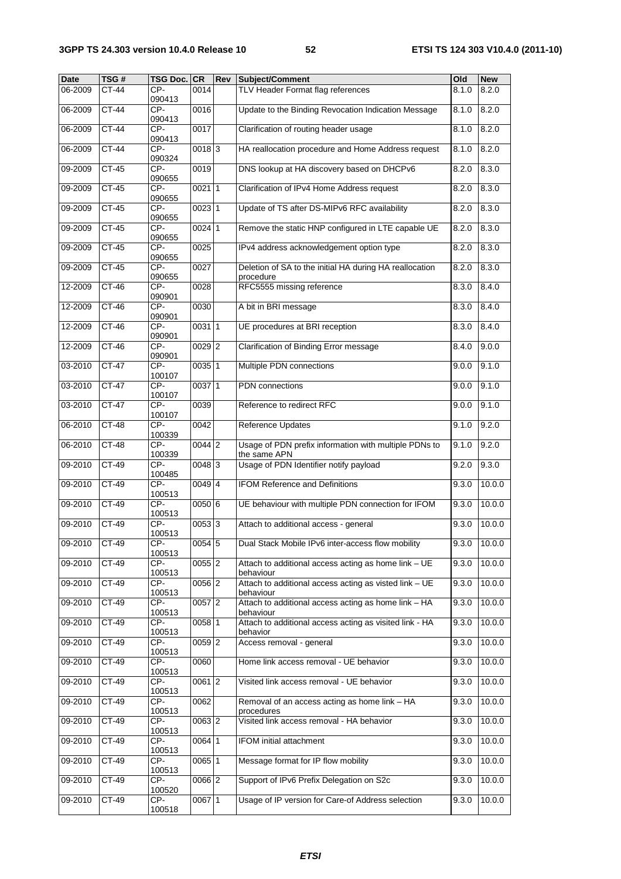| Date | TSG # | TSG Doc. | CR | Rev | Subject/Comment | Old | New |
|---|---|---|---|---|---|---|---|
| 06-2009 | CT-44 | CP-090413 | 0014 | | TLV Header Format flag references | 8.1.0 | 8.2.0 |
| 06-2009 | CT-44 | CP-090413 | 0016 | | Update to the Binding Revocation Indication Message | 8.1.0 | 8.2.0 |
| 06-2009 | CT-44 | CP-090413 | 0017 | | Clarification of routing header usage | 8.1.0 | 8.2.0 |
| 06-2009 | CT-44 | CP-090324 | 0018 | 3 | HA reallocation procedure and Home Address request | 8.1.0 | 8.2.0 |
| 09-2009 | CT-45 | CP-090655 | 0019 | | DNS lookup at HA discovery based on DHCPv6 | 8.2.0 | 8.3.0 |
| 09-2009 | CT-45 | CP-090655 | 0021 | 1 | Clarification of IPv4 Home Address request | 8.2.0 | 8.3.0 |
| 09-2009 | CT-45 | CP-090655 | 0023 | 1 | Update of TS after DS-MIPv6 RFC availability | 8.2.0 | 8.3.0 |
| 09-2009 | CT-45 | CP-090655 | 0024 | 1 | Remove the static HNP configured in LTE capable UE | 8.2.0 | 8.3.0 |
| 09-2009 | CT-45 | CP-090655 | 0025 | | IPv4 address acknowledgement option type | 8.2.0 | 8.3.0 |
| 09-2009 | CT-45 | CP-090655 | 0027 | | Deletion of SA to the initial HA during HA reallocation procedure | 8.2.0 | 8.3.0 |
| 12-2009 | CT-46 | CP-090901 | 0028 | | RFC5555 missing reference | 8.3.0 | 8.4.0 |
| 12-2009 | CT-46 | CP-090901 | 0030 | | A bit in BRI message | 8.3.0 | 8.4.0 |
| 12-2009 | CT-46 | CP-090901 | 0031 | 1 | UE procedures at BRI reception | 8.3.0 | 8.4.0 |
| 12-2009 | CT-46 | CP-090901 | 0029 | 2 | Clarification of Binding Error message | 8.4.0 | 9.0.0 |
| 03-2010 | CT-47 | CP-100107 | 0035 | 1 | Multiple PDN connections | 9.0.0 | 9.1.0 |
| 03-2010 | CT-47 | CP-100107 | 0037 | 1 | PDN connections | 9.0.0 | 9.1.0 |
| 03-2010 | CT-47 | CP-100107 | 0039 | | Reference to redirect RFC | 9.0.0 | 9.1.0 |
| 06-2010 | CT-48 | CP-100339 | 0042 | | Reference Updates | 9.1.0 | 9.2.0 |
| 06-2010 | CT-48 | CP-100339 | 0044 | 2 | Usage of PDN prefix information with multiple PDNs to the same APN | 9.1.0 | 9.2.0 |
| 09-2010 | CT-49 | CP-100485 | 0048 | 3 | Usage of PDN Identifier notify payload | 9.2.0 | 9.3.0 |
| 09-2010 | CT-49 | CP-100513 | 0049 | 4 | IFOM Reference and Definitions | 9.3.0 | 10.0.0 |
| 09-2010 | CT-49 | CP-100513 | 0050 | 6 | UE behaviour with multiple PDN connection for IFOM | 9.3.0 | 10.0.0 |
| 09-2010 | CT-49 | CP-100513 | 0053 | 3 | Attach to additional access - general | 9.3.0 | 10.0.0 |
| 09-2010 | CT-49 | CP-100513 | 0054 | 5 | Dual Stack Mobile IPv6 inter-access flow mobility | 9.3.0 | 10.0.0 |
| 09-2010 | CT-49 | CP-100513 | 0055 | 2 | Attach to additional access acting as home link – UE behaviour | 9.3.0 | 10.0.0 |
| 09-2010 | CT-49 | CP-100513 | 0056 | 2 | Attach to additional access acting as visted link – UE behaviour | 9.3.0 | 10.0.0 |
| 09-2010 | CT-49 | CP-100513 | 0057 | 2 | Attach to additional access acting as home link – HA behaviour | 9.3.0 | 10.0.0 |
| 09-2010 | CT-49 | CP-100513 | 0058 | 1 | Attach to additional access acting as visited link - HA behavior | 9.3.0 | 10.0.0 |
| 09-2010 | CT-49 | CP-100513 | 0059 | 2 | Access removal - general | 9.3.0 | 10.0.0 |
| 09-2010 | CT-49 | CP-100513 | 0060 | | Home link access removal - UE behavior | 9.3.0 | 10.0.0 |
| 09-2010 | CT-49 | CP-100513 | 0061 | 2 | Visited link access removal - UE behavior | 9.3.0 | 10.0.0 |
| 09-2010 | CT-49 | CP-100513 | 0062 | | Removal of an access acting as home link – HA procedures | 9.3.0 | 10.0.0 |
| 09-2010 | CT-49 | CP-100513 | 0063 | 2 | Visited link access removal - HA behavior | 9.3.0 | 10.0.0 |
| 09-2010 | CT-49 | CP-100513 | 0064 | 1 | IFOM initial attachment | 9.3.0 | 10.0.0 |
| 09-2010 | CT-49 | CP-100513 | 0065 | 1 | Message format for IP flow mobility | 9.3.0 | 10.0.0 |
| 09-2010 | CT-49 | CP-100520 | 0066 | 2 | Support of IPv6 Prefix Delegation on S2c | 9.3.0 | 10.0.0 |
| 09-2010 | CT-49 | CP-100518 | 0067 | 1 | Usage of IP version for Care-of Address selection | 9.3.0 | 10.0.0 |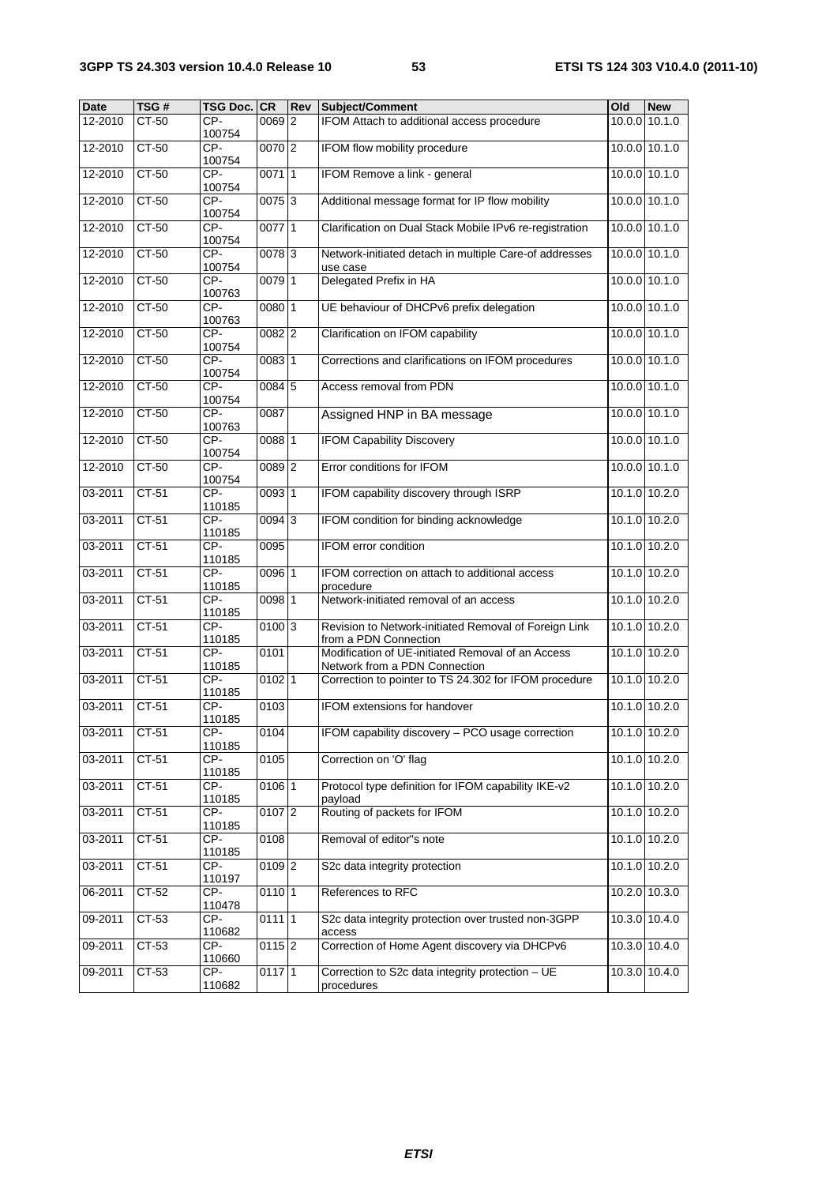| Date | TSG # | TSG Doc. | CR | Rev | Subject/Comment | Old | New |
|---|---|---|---|---|---|---|---|
| 12-2010 | CT-50 | CP-100754 | 0069 | 2 | IFOM Attach to additional access procedure | 10.0.0 | 10.1.0 |
| 12-2010 | CT-50 | CP-100754 | 0070 | 2 | IFOM flow mobility procedure | 10.0.0 | 10.1.0 |
| 12-2010 | CT-50 | CP-100754 | 0071 | 1 | IFOM Remove a link - general | 10.0.0 | 10.1.0 |
| 12-2010 | CT-50 | CP-100754 | 0075 | 3 | Additional message format for IP flow mobility | 10.0.0 | 10.1.0 |
| 12-2010 | CT-50 | CP-100754 | 0077 | 1 | Clarification on Dual Stack Mobile IPv6 re-registration | 10.0.0 | 10.1.0 |
| 12-2010 | CT-50 | CP-100754 | 0078 | 3 | Network-initiated detach in multiple Care-of addresses use case | 10.0.0 | 10.1.0 |
| 12-2010 | CT-50 | CP-100763 | 0079 | 1 | Delegated Prefix in HA | 10.0.0 | 10.1.0 |
| 12-2010 | CT-50 | CP-100763 | 0080 | 1 | UE behaviour of DHCPv6 prefix delegation | 10.0.0 | 10.1.0 |
| 12-2010 | CT-50 | CP-100754 | 0082 | 2 | Clarification on IFOM capability | 10.0.0 | 10.1.0 |
| 12-2010 | CT-50 | CP-100754 | 0083 | 1 | Corrections and clarifications on IFOM procedures | 10.0.0 | 10.1.0 |
| 12-2010 | CT-50 | CP-100754 | 0084 | 5 | Access removal from PDN | 10.0.0 | 10.1.0 |
| 12-2010 | CT-50 | CP-100763 | 0087 | | Assigned HNP in BA message | 10.0.0 | 10.1.0 |
| 12-2010 | CT-50 | CP-100754 | 0088 | 1 | IFOM Capability Discovery | 10.0.0 | 10.1.0 |
| 12-2010 | CT-50 | CP-100754 | 0089 | 2 | Error conditions for IFOM | 10.0.0 | 10.1.0 |
| 03-2011 | CT-51 | CP-110185 | 0093 | 1 | IFOM capability discovery through ISRP | 10.1.0 | 10.2.0 |
| 03-2011 | CT-51 | CP-110185 | 0094 | 3 | IFOM condition for binding acknowledge | 10.1.0 | 10.2.0 |
| 03-2011 | CT-51 | CP-110185 | 0095 | | IFOM error condition | 10.1.0 | 10.2.0 |
| 03-2011 | CT-51 | CP-110185 | 0096 | 1 | IFOM correction on attach to additional access procedure | 10.1.0 | 10.2.0 |
| 03-2011 | CT-51 | CP-110185 | 0098 | 1 | Network-initiated removal of an access | 10.1.0 | 10.2.0 |
| 03-2011 | CT-51 | CP-110185 | 0100 | 3 | Revision to Network-initiated Removal of Foreign Link from a PDN Connection | 10.1.0 | 10.2.0 |
| 03-2011 | CT-51 | CP-110185 | 0101 | | Modification of UE-initiated Removal of an Access Network from a PDN Connection | 10.1.0 | 10.2.0 |
| 03-2011 | CT-51 | CP-110185 | 0102 | 1 | Correction to pointer to TS 24.302 for IFOM procedure | 10.1.0 | 10.2.0 |
| 03-2011 | CT-51 | CP-110185 | 0103 | | IFOM extensions for handover | 10.1.0 | 10.2.0 |
| 03-2011 | CT-51 | CP-110185 | 0104 | | IFOM capability discovery – PCO usage correction | 10.1.0 | 10.2.0 |
| 03-2011 | CT-51 | CP-110185 | 0105 | | Correction on 'O' flag | 10.1.0 | 10.2.0 |
| 03-2011 | CT-51 | CP-110185 | 0106 | 1 | Protocol type definition for IFOM capability IKE-v2 payload | 10.1.0 | 10.2.0 |
| 03-2011 | CT-51 | CP-110185 | 0107 | 2 | Routing of packets for IFOM | 10.1.0 | 10.2.0 |
| 03-2011 | CT-51 | CP-110185 | 0108 | | Removal of editor"s note | 10.1.0 | 10.2.0 |
| 03-2011 | CT-51 | CP-110197 | 0109 | 2 | S2c data integrity protection | 10.1.0 | 10.2.0 |
| 06-2011 | CT-52 | CP-110478 | 0110 | 1 | References to RFC | 10.2.0 | 10.3.0 |
| 09-2011 | CT-53 | CP-110682 | 0111 | 1 | S2c data integrity protection over trusted non-3GPP access | 10.3.0 | 10.4.0 |
| 09-2011 | CT-53 | CP-110660 | 0115 | 2 | Correction of Home Agent discovery via DHCPv6 | 10.3.0 | 10.4.0 |
| 09-2011 | CT-53 | CP-110682 | 0117 | 1 | Correction to S2c data integrity protection – UE procedures | 10.3.0 | 10.4.0 |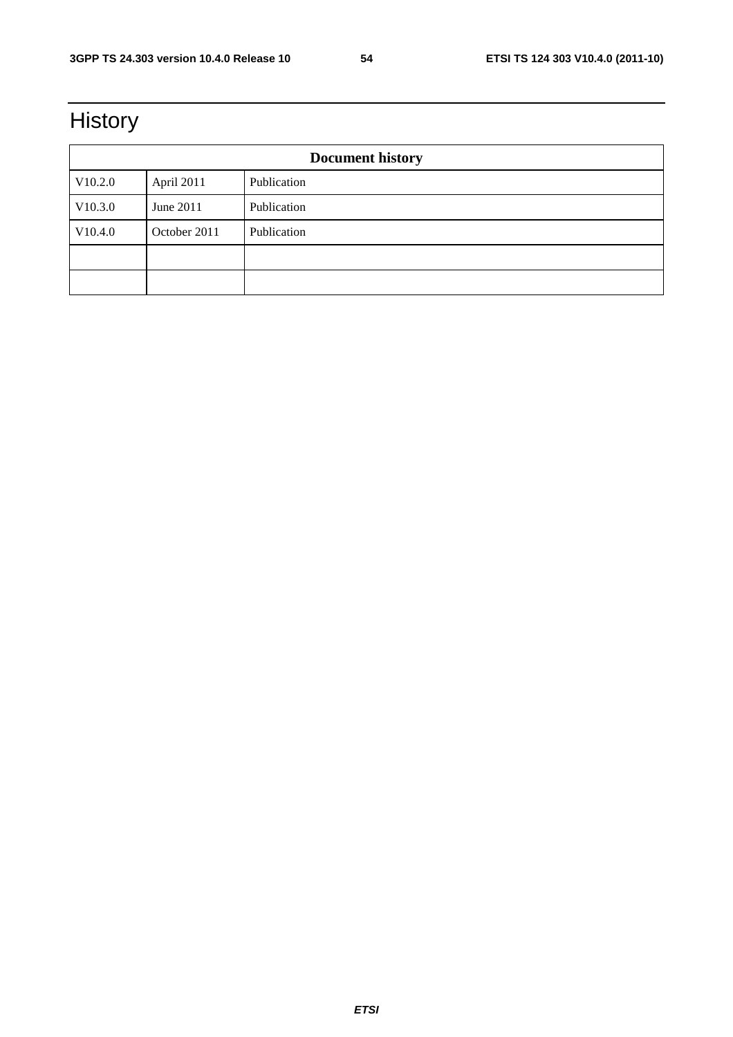# History

| Document history | | |
|---|---|---|
| V10.2.0 | April 2011 | Publication |
| V10.3.0 | June 2011 | Publication |
| V10.4.0 | October 2011 | Publication |
| | | |
| | | |